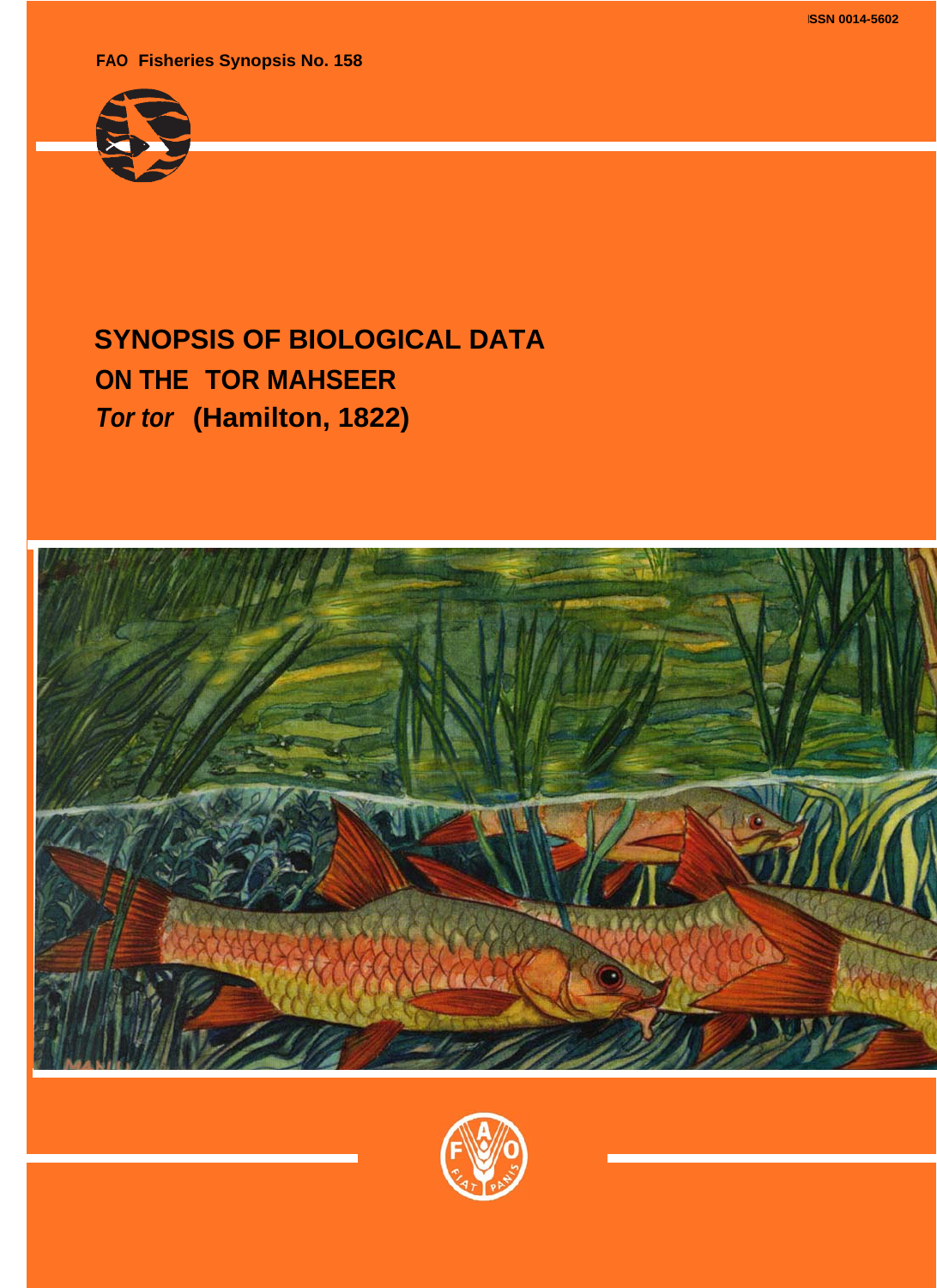ISSN 0014-5602

FAO Fisheries Synopsis No. 158

# SYNOPSIS OF BIOLOGICAL DATA ON THE TOR MAHSEER *Tor tor* (Hamilton, 1822)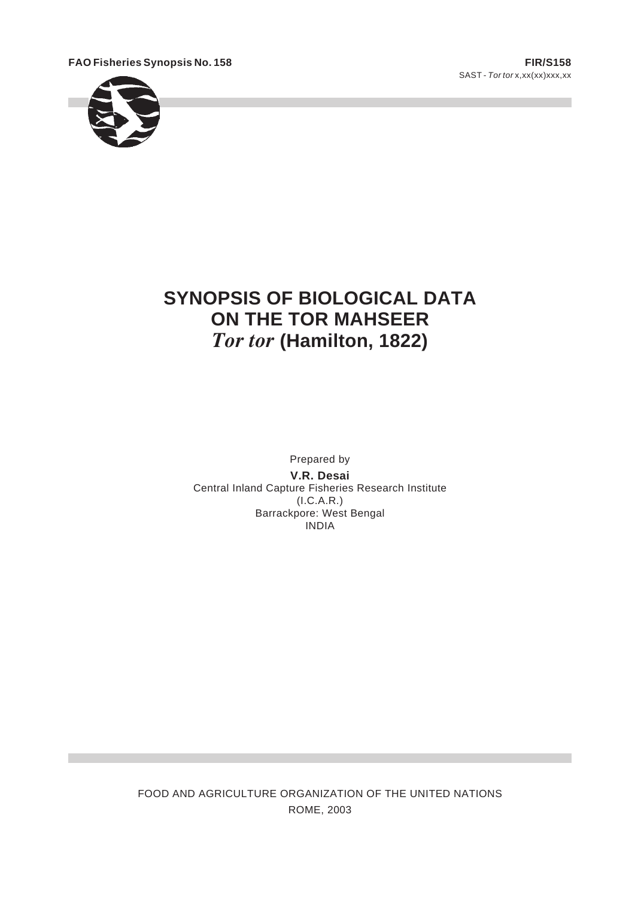**FAO Fisheries Synopsis No. 158**

**FIR/S158**

SAST - *Tor tor* x,xx(xx)xxx,xx

# SYNOPSIS OF BIOLOGICAL DATA ON THE TOR MAHSEER *Tor tor* (Hamilton, 1822)

Prepared by

**V.R. Desai**

Central Inland Capture Fisheries Research Institute
(I.C.A.R.)
Barrackpore: West Bengal
INDIA

FOOD AND AGRICULTURE ORGANIZATION OF THE UNITED NATIONS
ROME, 2003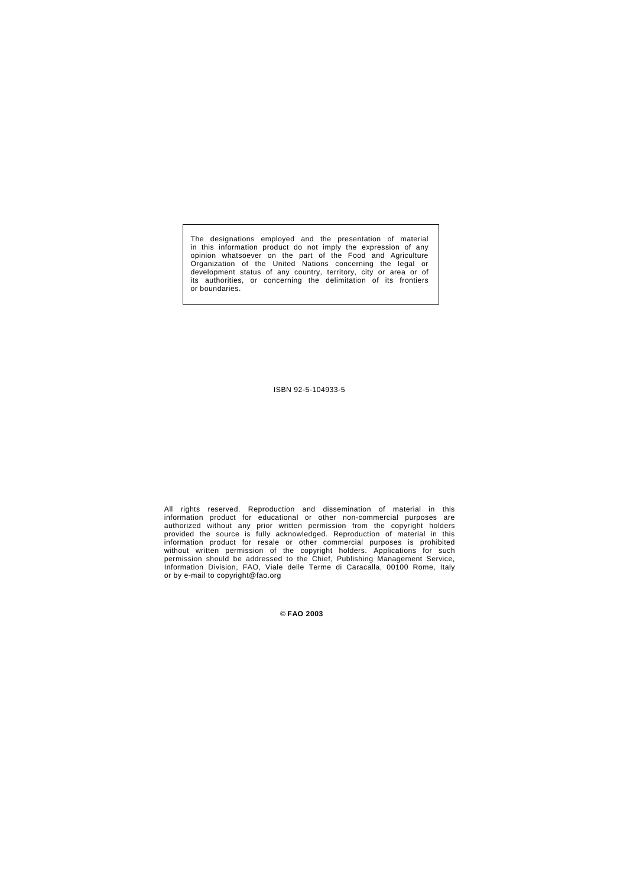The designations employed and the presentation of material in this information product do not imply the expression of any opinion whatsoever on the part of the Food and Agriculture Organization of the United Nations concerning the legal or development status of any country, territory, city or area or of its authorities, or concerning the delimitation of its frontiers or boundaries.

ISBN 92-5-104933-5

All rights reserved. Reproduction and dissemination of material in this information product for educational or other non-commercial purposes are authorized without any prior written permission from the copyright holders provided the source is fully acknowledged. Reproduction of material in this information product for resale or other commercial purposes is prohibited without written permission of the copyright holders. Applications for such permission should be addressed to the Chief, Publishing Management Service, Information Division, FAO, Viale delle Terme di Caracalla, 00100 Rome, Italy or by e-mail to copyright@fao.org

© **FAO 2003**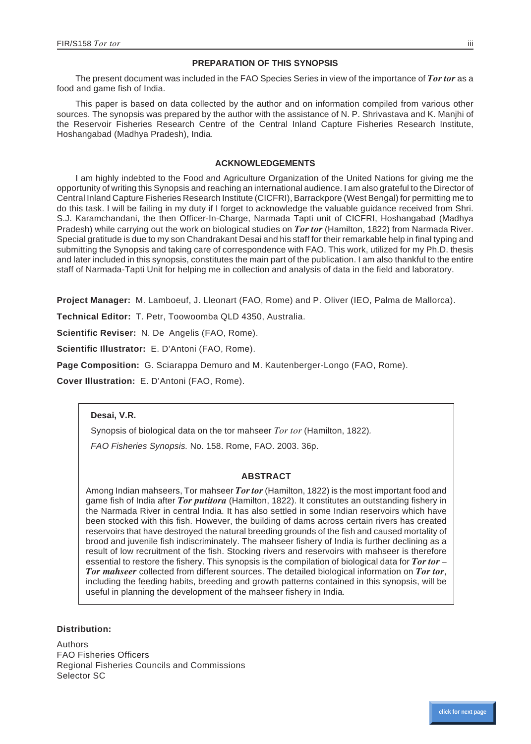## PREPARATION OF THIS SYNOPSIS

The present document was included in the FAO Species Series in view of the importance of ***Tor tor*** as a food and game fish of India.

This paper is based on data collected by the author and on information compiled from various other sources. The synopsis was prepared by the author with the assistance of N. P. Shrivastava and K. Manjhi of the Reservoir Fisheries Research Centre of the Central Inland Capture Fisheries Research Institute, Hoshangabad (Madhya Pradesh), India.

## ACKNOWLEDGEMENTS

I am highly indebted to the Food and Agriculture Organization of the United Nations for giving me the opportunity of writing this Synopsis and reaching an international audience. I am also grateful to the Director of Central Inland Capture Fisheries Research Institute (CICFRI), Barrackpore (West Bengal) for permitting me to do this task. I will be failing in my duty if I forget to acknowledge the valuable guidance received from Shri. S.J. Karamchandani, the then Officer-In-Charge, Narmada Tapti unit of CICFRI, Hoshangabad (Madhya Pradesh) while carrying out the work on biological studies on ***Tor tor*** (Hamilton, 1822) from Narmada River. Special gratitude is due to my son Chandrakant Desai and his staff for their remarkable help in final typing and submitting the Synopsis and taking care of correspondence with FAO. This work, utilized for my Ph.D. thesis and later included in this synopsis, constitutes the main part of the publication. I am also thankful to the entire staff of Narmada-Tapti Unit for helping me in collection and analysis of data in the field and laboratory.

**Project Manager:** M. Lamboeuf, J. Lleonart (FAO, Rome) and P. Oliver (IEO, Palma de Mallorca).

**Technical Editor:** T. Petr, Toowoomba QLD 4350, Australia.

**Scientific Reviser:** N. De Angelis (FAO, Rome).

**Scientific Illustrator:** E. D'Antoni (FAO, Rome).

**Page Composition:** G. Sciarappa Demuro and M. Kautenberger-Longo (FAO, Rome).

**Cover Illustration:** E. D'Antoni (FAO, Rome).

**Desai, V.R.**

Synopsis of biological data on the tor mahseer *Tor tor* (Hamilton, 1822)*.*

*FAO Fisheries Synopsis.* No. 158. Rome, FAO. 2003. 36p.

### ABSTRACT

Among Indian mahseers, Tor mahseer ***Tor tor*** (Hamilton, 1822) is the most important food and game fish of India after ***Tor putitora*** (Hamilton, 1822). It constitutes an outstanding fishery in the Narmada River in central India. It has also settled in some Indian reservoirs which have been stocked with this fish. However, the building of dams across certain rivers has created reservoirs that have destroyed the natural breeding grounds of the fish and caused mortality of brood and juvenile fish indiscriminately. The mahseer fishery of India is further declining as a result of low recruitment of the fish. Stocking rivers and reservoirs with mahseer is therefore essential to restore the fishery. This synopsis is the compilation of biological data for ***Tor tor*** – ***Tor mahseer*** collected from different sources. The detailed biological information on ***Tor tor***, including the feeding habits, breeding and growth patterns contained in this synopsis, will be useful in planning the development of the mahseer fishery in India.

**Distribution:**

Authors
FAO Fisheries Officers
Regional Fisheries Councils and Commissions
Selector SC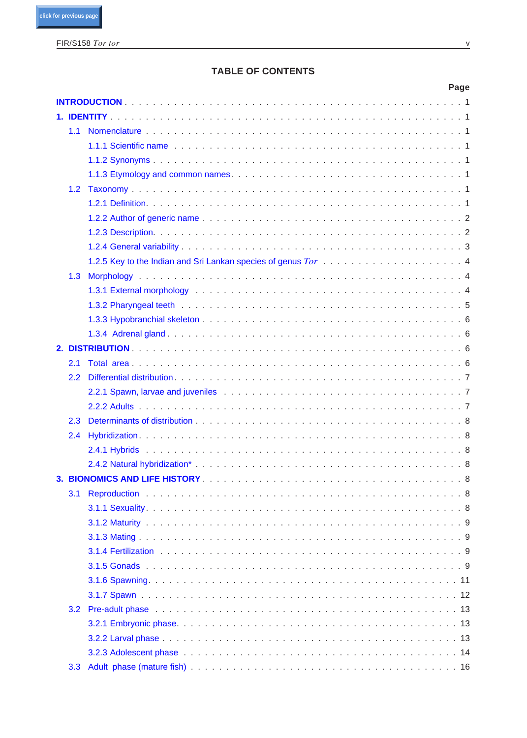## TABLE OF CONTENTS

| | Page |
|---|---|
| **INTRODUCTION** | 1 |
| **1. IDENTITY** | 1 |
| 1.1 Nomenclature | 1 |
| 1.1.1 Scientific name | 1 |
| 1.1.2 Synonyms | 1 |
| 1.1.3 Etymology and common names | 1 |
| 1.2 Taxonomy | 1 |
| 1.2.1 Definition | 1 |
| 1.2.2 Author of generic name | 2 |
| 1.2.3 Description | 2 |
| 1.2.4 General variability | 3 |
| 1.2.5 Key to the Indian and Sri Lankan species of genus *Tor* | 4 |
| 1.3 Morphology | 4 |
| 1.3.1 External morphology | 4 |
| 1.3.2 Pharyngeal teeth | 5 |
| 1.3.3 Hypobranchial skeleton | 6 |
| 1.3.4 Adrenal gland | 6 |
| **2. DISTRIBUTION** | 6 |
| 2.1 Total area | 6 |
| 2.2 Differential distribution | 7 |
| 2.2.1 Spawn, larvae and juveniles | 7 |
| 2.2.2 Adults | 7 |
| 2.3 Determinants of distribution | 8 |
| 2.4 Hybridization | 8 |
| 2.4.1 Hybrids | 8 |
| 2.4.2 Natural hybridization* | 8 |
| **3. BIONOMICS AND LIFE HISTORY** | 8 |
| 3.1 Reproduction | 8 |
| 3.1.1 Sexuality | 8 |
| 3.1.2 Maturity | 9 |
| 3.1.3 Mating | 9 |
| 3.1.4 Fertilization | 9 |
| 3.1.5 Gonads | 9 |
| 3.1.6 Spawning | 11 |
| 3.1.7 Spawn | 12 |
| 3.2 Pre-adult phase | 13 |
| 3.2.1 Embryonic phase | 13 |
| 3.2.2 Larval phase | 13 |
| 3.2.3 Adolescent phase | 14 |
| 3.3 Adult phase (mature fish) | 16 |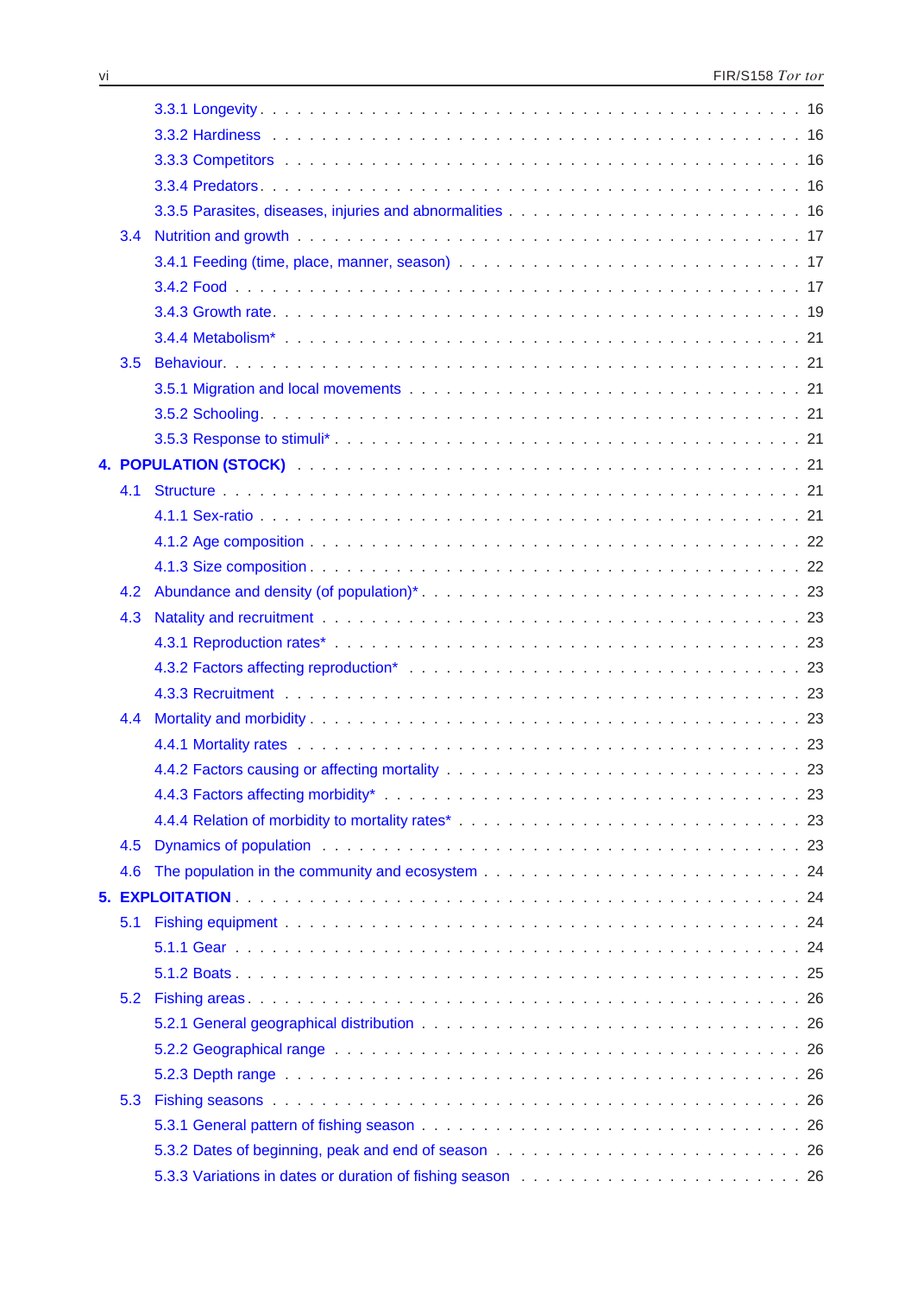- 3.3.1 Longevity . . . 16
- 3.3.2 Hardiness . . . 16
- 3.3.3 Competitors . . . 16
- 3.3.4 Predators . . . 16
- 3.3.5 Parasites, diseases, injuries and abnormalities . . . 16

3.4 Nutrition and growth . . . 17
- 3.4.1 Feeding (time, place, manner, season) . . . 17
- 3.4.2 Food . . . 17
- 3.4.3 Growth rate . . . 19
- 3.4.4 Metabolism* . . . 21

3.5 Behaviour . . . 21
- 3.5.1 Migration and local movements . . . 21
- 3.5.2 Schooling . . . 21
- 3.5.3 Response to stimuli* . . . 21

**4. POPULATION (STOCK)** . . . 21

4.1 Structure . . . 21
- 4.1.1 Sex-ratio . . . 21
- 4.1.2 Age composition . . . 22
- 4.1.3 Size composition . . . 22

4.2 Abundance and density (of population)* . . . 23

4.3 Natality and recruitment . . . 23
- 4.3.1 Reproduction rates* . . . 23
- 4.3.2 Factors affecting reproduction* . . . 23
- 4.3.3 Recruitment . . . 23

4.4 Mortality and morbidity . . . 23
- 4.4.1 Mortality rates . . . 23
- 4.4.2 Factors causing or affecting mortality . . . 23
- 4.4.3 Factors affecting morbidity* . . . 23
- 4.4.4 Relation of morbidity to mortality rates* . . . 23

4.5 Dynamics of population . . . 23

4.6 The population in the community and ecosystem . . . 24

**5. EXPLOITATION** . . . 24

5.1 Fishing equipment . . . 24
- 5.1.1 Gear . . . 24
- 5.1.2 Boats . . . 25

5.2 Fishing areas . . . 26
- 5.2.1 General geographical distribution . . . 26
- 5.2.2 Geographical range . . . 26
- 5.2.3 Depth range . . . 26

5.3 Fishing seasons . . . 26
- 5.3.1 General pattern of fishing season . . . 26
- 5.3.2 Dates of beginning, peak and end of season . . . 26
- 5.3.3 Variations in dates or duration of fishing season . . . 26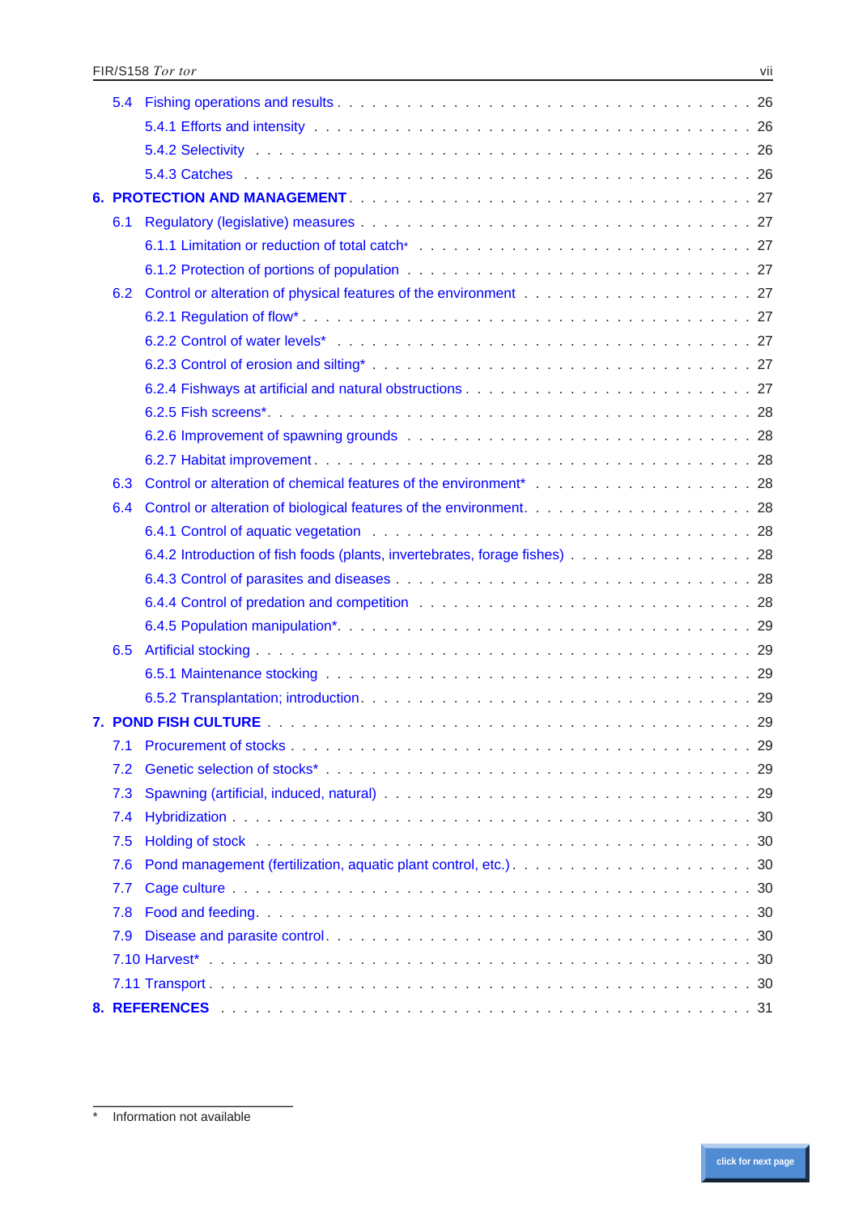- 5.4 Fishing operations and results . . . 26
  - 5.4.1 Efforts and intensity . . . 26
  - 5.4.2 Selectivity . . . 26
  - 5.4.3 Catches . . . 26

**6. PROTECTION AND MANAGEMENT** . . . 27

- 6.1 Regulatory (legislative) measures . . . 27
  - 6.1.1 Limitation or reduction of total catch* . . . 27
  - 6.1.2 Protection of portions of population . . . 27
- 6.2 Control or alteration of physical features of the environment . . . 27
  - 6.2.1 Regulation of flow* . . . 27
  - 6.2.2 Control of water levels* . . . 27
  - 6.2.3 Control of erosion and silting* . . . 27
  - 6.2.4 Fishways at artificial and natural obstructions . . . 27
  - 6.2.5 Fish screens* . . . 28
  - 6.2.6 Improvement of spawning grounds . . . 28
  - 6.2.7 Habitat improvement . . . 28
- 6.3 Control or alteration of chemical features of the environment* . . . 28
- 6.4 Control or alteration of biological features of the environment . . . 28
  - 6.4.1 Control of aquatic vegetation . . . 28
  - 6.4.2 Introduction of fish foods (plants, invertebrates, forage fishes) . . . 28
  - 6.4.3 Control of parasites and diseases . . . 28
  - 6.4.4 Control of predation and competition . . . 28
  - 6.4.5 Population manipulation* . . . 29
- 6.5 Artificial stocking . . . 29
  - 6.5.1 Maintenance stocking . . . 29
  - 6.5.2 Transplantation; introduction . . . 29

**7. POND FISH CULTURE** . . . 29

- 7.1 Procurement of stocks . . . 29
- 7.2 Genetic selection of stocks* . . . 29
- 7.3 Spawning (artificial, induced, natural) . . . 29
- 7.4 Hybridization . . . 30
- 7.5 Holding of stock . . . 30
- 7.6 Pond management (fertilization, aquatic plant control, etc.) . . . 30
- 7.7 Cage culture . . . 30
- 7.8 Food and feeding . . . 30
- 7.9 Disease and parasite control . . . 30
- 7.10 Harvest* . . . 30
- 7.11 Transport . . . 30

**8. REFERENCES** . . . 31

---

\* Information not available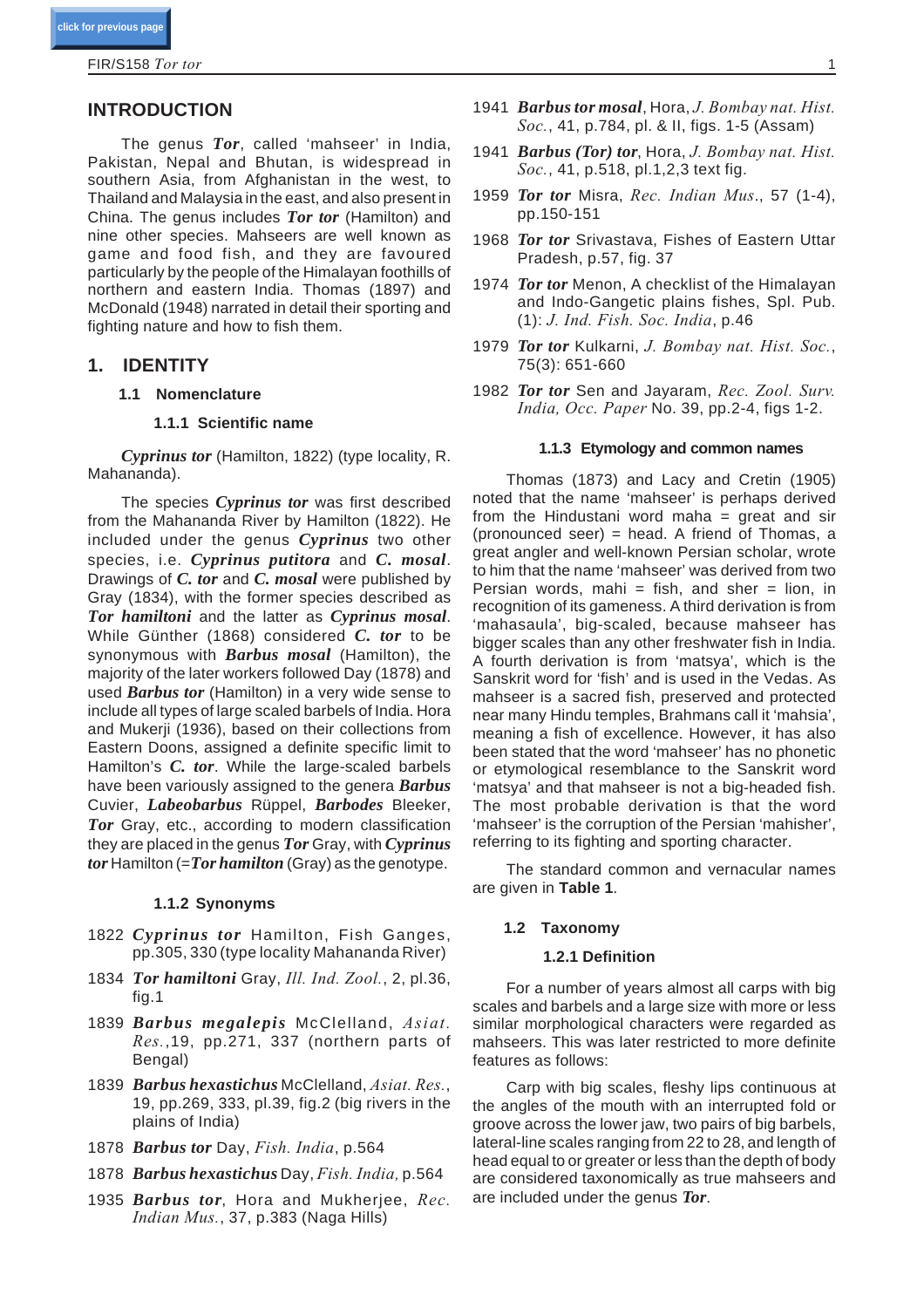## INTRODUCTION

The genus ***Tor***, called 'mahseer' in India, Pakistan, Nepal and Bhutan, is widespread in southern Asia, from Afghanistan in the west, to Thailand and Malaysia in the east, and also present in China. The genus includes ***Tor tor*** (Hamilton) and nine other species. Mahseers are well known as game and food fish, and they are favoured particularly by the people of the Himalayan foothills of northern and eastern India. Thomas (1897) and McDonald (1948) narrated in detail their sporting and fighting nature and how to fish them.

## 1. IDENTITY

### 1.1 Nomenclature

#### 1.1.1 Scientific name

***Cyprinus tor*** (Hamilton, 1822) (type locality, R. Mahananda).

The species ***Cyprinus tor*** was first described from the Mahananda River by Hamilton (1822). He included under the genus ***Cyprinus*** two other species, i.e. ***Cyprinus putitora*** and ***C. mosal***. Drawings of ***C. tor*** and ***C. mosal*** were published by Gray (1834), with the former species described as ***Tor hamiltoni*** and the latter as ***Cyprinus mosal***. While Günther (1868) considered ***C. tor*** to be synonymous with ***Barbus mosal*** (Hamilton), the majority of the later workers followed Day (1878) and used ***Barbus tor*** (Hamilton) in a very wide sense to include all types of large scaled barbels of India. Hora and Mukerji (1936), based on their collections from Eastern Doons, assigned a definite specific limit to Hamilton's ***C. tor***. While the large-scaled barbels have been variously assigned to the genera ***Barbus*** Cuvier, ***Labeobarbus*** Rüppel, ***Barbodes*** Bleeker, ***Tor*** Gray, etc., according to modern classification they are placed in the genus ***Tor*** Gray, with ***Cyprinus tor*** Hamilton (=***Tor hamilton*** (Gray) as the genotype.

#### 1.1.2 Synonyms

1822 ***Cyprinus tor*** Hamilton, Fish Ganges, pp.305, 330 (type locality Mahananda River)

1834 ***Tor hamiltoni*** Gray, *Ill. Ind. Zool.*, 2, pl.36, fig.1

1839 ***Barbus megalepis*** McClelland, *Asiat. Res.*,19, pp.271, 337 (northern parts of Bengal)

1839 ***Barbus hexastichus*** McClelland, *Asiat. Res.*, 19, pp.269, 333, pl.39, fig.2 (big rivers in the plains of India)

1878 ***Barbus tor*** Day, *Fish. India*, p.564

1878 ***Barbus hexastichus*** Day, *Fish. India,* p.564

1935 ***Barbus tor***, Hora and Mukherjee, *Rec. Indian Mus.*, 37, p.383 (Naga Hills)

1941 ***Barbus tor mosal***, Hora, *J. Bombay nat. Hist. Soc.*, 41, p.784, pl. & II, figs. 1-5 (Assam)

1941 ***Barbus (Tor) tor***, Hora, *J. Bombay nat. Hist. Soc.*, 41, p.518, pl.1,2,3 text fig.

1959 ***Tor tor*** Misra, *Rec. Indian Mus*., 57 (1-4), pp.150-151

1968 ***Tor tor*** Srivastava, Fishes of Eastern Uttar Pradesh, p.57, fig. 37

1974 ***Tor tor*** Menon, A checklist of the Himalayan and Indo-Gangetic plains fishes, Spl. Pub. (1): *J. Ind. Fish. Soc. India*, p.46

1979 ***Tor tor*** Kulkarni, *J. Bombay nat. Hist. Soc.*, 75(3): 651-660

1982 ***Tor tor*** Sen and Jayaram, *Rec. Zool. Surv. India, Occ. Paper* No. 39, pp.2-4, figs 1-2.

#### 1.1.3 Etymology and common names

Thomas (1873) and Lacy and Cretin (1905) noted that the name 'mahseer' is perhaps derived from the Hindustani word maha = great and sir (pronounced seer) = head. A friend of Thomas, a great angler and well-known Persian scholar, wrote to him that the name 'mahseer' was derived from two Persian words, mahi = fish, and sher = lion, in recognition of its gameness. A third derivation is from 'mahasaula', big-scaled, because mahseer has bigger scales than any other freshwater fish in India. A fourth derivation is from 'matsya', which is the Sanskrit word for 'fish' and is used in the Vedas. As mahseer is a sacred fish, preserved and protected near many Hindu temples, Brahmans call it 'mahsia', meaning a fish of excellence. However, it has also been stated that the word 'mahseer' has no phonetic or etymological resemblance to the Sanskrit word 'matsya' and that mahseer is not a big-headed fish. The most probable derivation is that the word 'mahseer' is the corruption of the Persian 'mahisher', referring to its fighting and sporting character.

The standard common and vernacular names are given in **Table 1**.

### 1.2 Taxonomy

#### 1.2.1 Definition

For a number of years almost all carps with big scales and barbels and a large size with more or less similar morphological characters were regarded as mahseers. This was later restricted to more definite features as follows:

Carp with big scales, fleshy lips continuous at the angles of the mouth with an interrupted fold or groove across the lower jaw, two pairs of big barbels, lateral-line scales ranging from 22 to 28, and length of head equal to or greater or less than the depth of body are considered taxonomically as true mahseers and are included under the genus ***Tor***.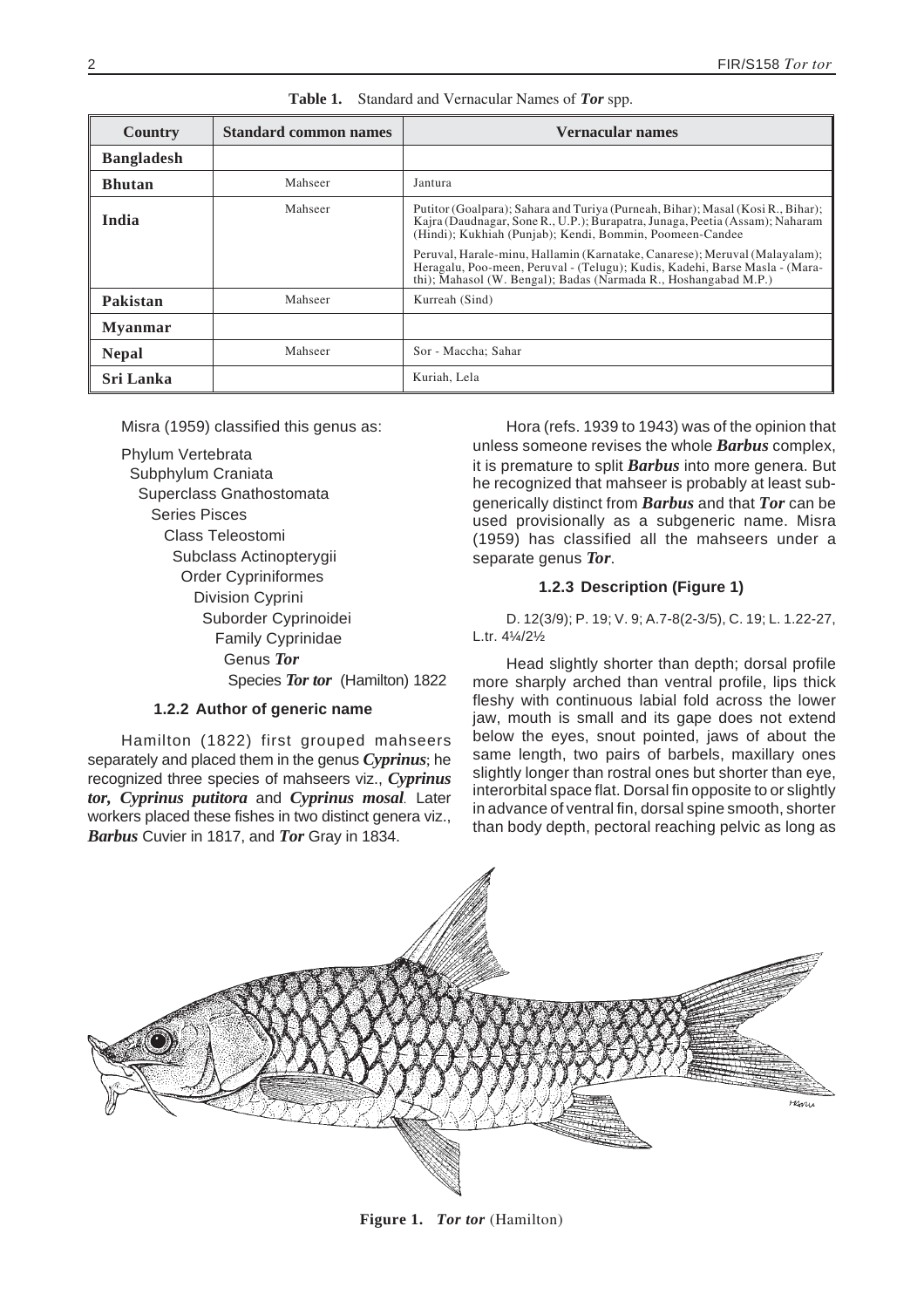**Table 1.** Standard and Vernacular Names of ***Tor*** spp.

| Country | Standard common names | Vernacular names |
|---|---|---|
| **Bangladesh** | | |
| **Bhutan** | Mahseer | Jantura |
| **India** | Mahseer | Putitor (Goalpara); Sahara and Turiya (Purneah, Bihar); Masal (Kosi R., Bihar); Kajra (Daudnagar, Sone R., U.P.); Burapatra, Junaga, Peetia (Assam); Naharam (Hindi); Kukhiah (Punjab); Kendi, Bommin, Poomeen-Candee<br>Peruval, Harale-minu, Hallamin (Karnataka, Canarese); Meruval (Malayalam); Heragalu, Poo-meen, Peruval - (Telugu); Kudis, Kadehi, Barse Masla - (Marathi); Mahasol (W. Bengal); Badas (Narmada R., Hoshangabad M.P.) |
| **Pakistan** | Mahseer | Kurreah (Sind) |
| **Myanmar** | | |
| **Nepal** | Mahseer | Sor - Maccha; Sahar |
| **Sri Lanka** | | Kuriah, Lela |

Misra (1959) classified this genus as:

- Phylum Vertebrata
  - Subphylum Craniata
    - Superclass Gnathostomata
      - Series Pisces
        - Class Teleostomi
          - Subclass Actinopterygii
            - Order Cypriniformes
              - Division Cyprini
                - Suborder Cyprinoidei
                  - Family Cyprinidae
                    - Genus ***Tor***
                      - Species ***Tor tor*** (Hamilton) 1822

### 1.2.2 Author of generic name

Hamilton (1822) first grouped mahseers separately and placed them in the genus ***Cyprinus***; he recognized three species of mahseers viz., ***Cyprinus tor, Cyprinus putitora*** and ***Cyprinus mosal***. Later workers placed these fishes in two distinct genera viz., ***Barbus*** Cuvier in 1817, and ***Tor*** Gray in 1834.

Hora (refs. 1939 to 1943) was of the opinion that unless someone revises the whole ***Barbus*** complex, it is premature to split ***Barbus*** into more genera. But he recognized that mahseer is probably at least subgenerically distinct from ***Barbus*** and that ***Tor*** can be used provisionally as a subgeneric name. Misra (1959) has classified all the mahseers under a separate genus ***Tor***.

### 1.2.3 Description (Figure 1)

D. 12(3/9); P. 19; V. 9; A.7-8(2-3/5), C. 19; L. 1.22-27, L.tr. 4¼/2½

Head slightly shorter than depth; dorsal profile more sharply arched than ventral profile, lips thick fleshy with continuous labial fold across the lower jaw, mouth is small and its gape does not extend below the eyes, snout pointed, jaws of about the same length, two pairs of barbels, maxillary ones slightly longer than rostral ones but shorter than eye, interorbital space flat. Dorsal fin opposite to or slightly in advance of ventral fin, dorsal spine smooth, shorter than body depth, pectoral reaching pelvic as long as

**Figure 1.** ***Tor tor*** (Hamilton)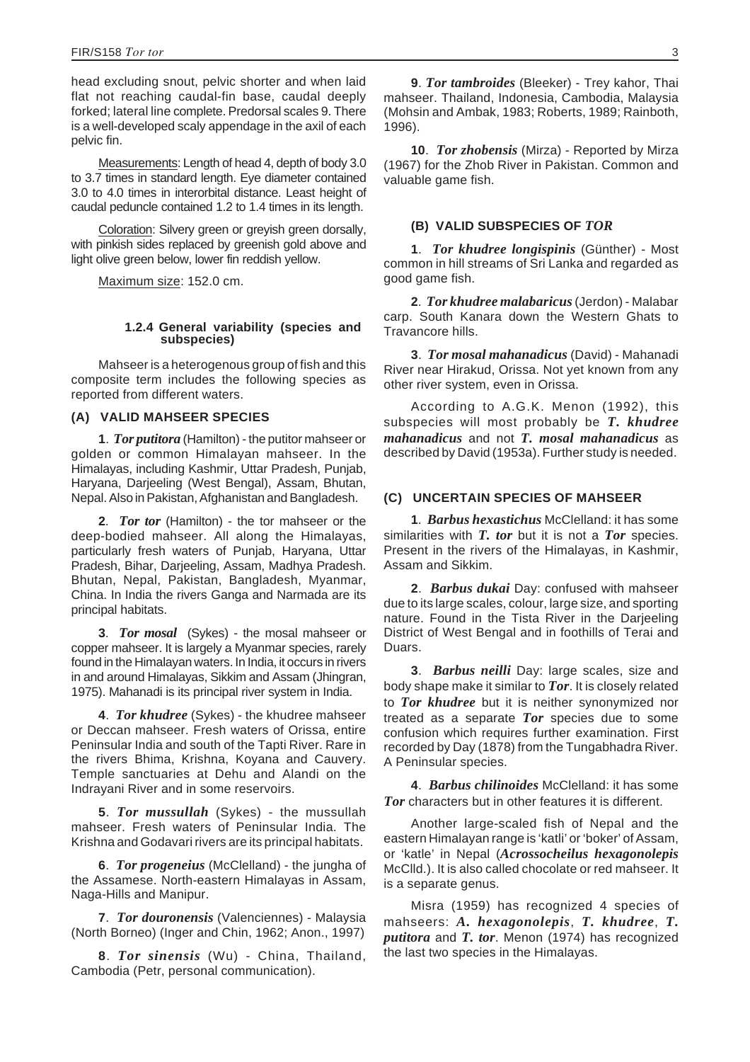head excluding snout, pelvic shorter and when laid flat not reaching caudal-fin base, caudal deeply forked; lateral line complete. Predorsal scales 9. There is a well-developed scaly appendage in the axil of each pelvic fin.

Measurements: Length of head 4, depth of body 3.0 to 3.7 times in standard length. Eye diameter contained 3.0 to 4.0 times in interorbital distance. Least height of caudal peduncle contained 1.2 to 1.4 times in its length.

Coloration: Silvery green or greyish green dorsally, with pinkish sides replaced by greenish gold above and light olive green below, lower fin reddish yellow.

Maximum size: 152.0 cm.

#### 1.2.4 General variability (species and subspecies)

Mahseer is a heterogenous group of fish and this composite term includes the following species as reported from different waters.

**(A) VALID MAHSEER SPECIES**

**1**. ***Tor putitora*** (Hamilton) - the putitor mahseer or golden or common Himalayan mahseer. In the Himalayas, including Kashmir, Uttar Pradesh, Punjab, Haryana, Darjeeling (West Bengal), Assam, Bhutan, Nepal. Also in Pakistan, Afghanistan and Bangladesh.

**2**. ***Tor tor*** (Hamilton) - the tor mahseer or the deep-bodied mahseer. All along the Himalayas, particularly fresh waters of Punjab, Haryana, Uttar Pradesh, Bihar, Darjeeling, Assam, Madhya Pradesh. Bhutan, Nepal, Pakistan, Bangladesh, Myanmar, China. In India the rivers Ganga and Narmada are its principal habitats.

**3**. ***Tor mosal*** (Sykes) - the mosal mahseer or copper mahseer. It is largely a Myanmar species, rarely found in the Himalayan waters. In India, it occurs in rivers in and around Himalayas, Sikkim and Assam (Jhingran, 1975). Mahanadi is its principal river system in India.

**4**. ***Tor khudree*** (Sykes) - the khudree mahseer or Deccan mahseer. Fresh waters of Orissa, entire Peninsular India and south of the Tapti River. Rare in the rivers Bhima, Krishna, Koyana and Cauvery. Temple sanctuaries at Dehu and Alandi on the Indrayani River and in some reservoirs.

**5**. ***Tor mussullah*** (Sykes) - the mussullah mahseer. Fresh waters of Peninsular India. The Krishna and Godavari rivers are its principal habitats.

**6**. ***Tor progeneius*** (McClelland) - the jungha of the Assamese. North-eastern Himalayas in Assam, Naga-Hills and Manipur.

**7**. ***Tor douronensis*** (Valenciennes) - Malaysia (North Borneo) (Inger and Chin, 1962; Anon., 1997)

**8**. ***Tor sinensis*** (Wu) - China, Thailand, Cambodia (Petr, personal communication).

**9**. ***Tor tambroides*** (Bleeker) - Trey kahor, Thai mahseer. Thailand, Indonesia, Cambodia, Malaysia (Mohsin and Ambak, 1983; Roberts, 1989; Rainboth, 1996).

**10**. ***Tor zhobensis*** (Mirza) - Reported by Mirza (1967) for the Zhob River in Pakistan. Common and valuable game fish.

**(B) VALID SUBSPECIES OF *TOR***

**1**. ***Tor khudree longispinis*** (Günther) - Most common in hill streams of Sri Lanka and regarded as good game fish.

**2**. ***Tor khudree malabaricus*** (Jerdon) - Malabar carp. South Kanara down the Western Ghats to Travancore hills.

**3**. ***Tor mosal mahanadicus*** (David) - Mahanadi River near Hirakud, Orissa. Not yet known from any other river system, even in Orissa.

According to A.G.K. Menon (1992), this subspecies will most probably be ***T. khudree mahanadicus*** and not ***T. mosal mahanadicus*** as described by David (1953a). Further study is needed.

**(C) UNCERTAIN SPECIES OF MAHSEER**

**1**. ***Barbus hexastichus*** McClelland: it has some similarities with ***T. tor*** but it is not a ***Tor*** species. Present in the rivers of the Himalayas, in Kashmir, Assam and Sikkim.

**2**. ***Barbus dukai*** Day: confused with mahseer due to its large scales, colour, large size, and sporting nature. Found in the Tista River in the Darjeeling District of West Bengal and in foothills of Terai and Duars.

**3**. ***Barbus neilli*** Day: large scales, size and body shape make it similar to ***Tor***. It is closely related to ***Tor khudree*** but it is neither synonymized nor treated as a separate ***Tor*** species due to some confusion which requires further examination. First recorded by Day (1878) from the Tungabhadra River. A Peninsular species.

**4**. ***Barbus chilinoides*** McClelland: it has some ***Tor*** characters but in other features it is different.

Another large-scaled fish of Nepal and the eastern Himalayan range is 'katli' or 'boker' of Assam, or 'katle' in Nepal (***Acrossocheilus hexagonolepis*** McClld.). It is also called chocolate or red mahseer. It is a separate genus.

Misra (1959) has recognized 4 species of mahseers: ***A. hexagonolepis***, ***T. khudree***, ***T. putitora*** and ***T. tor***. Menon (1974) has recognized the last two species in the Himalayas.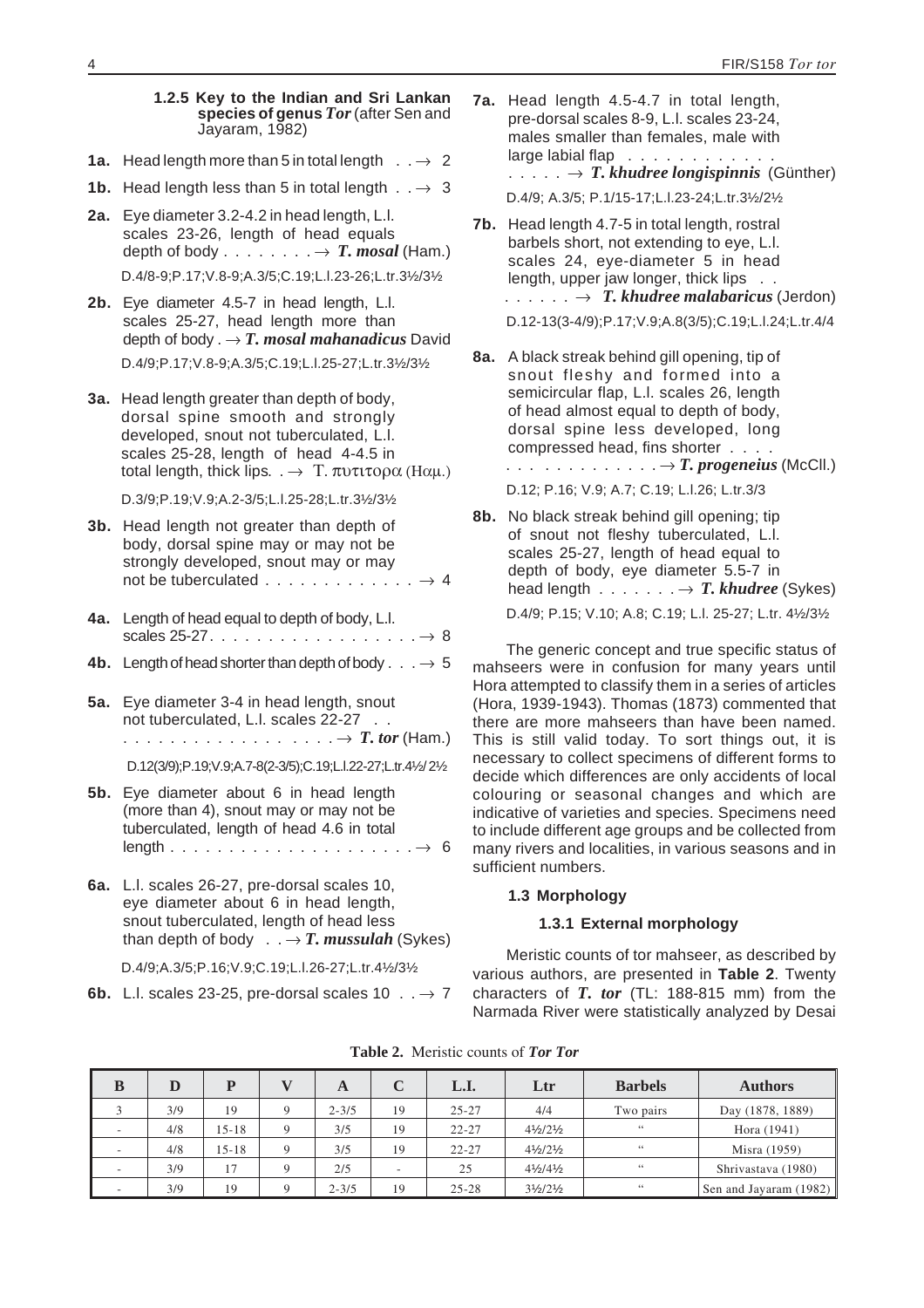### 1.2.5 Key to the Indian and Sri Lankan species of genus *Tor* (after Sen and Jayaram, 1982)

**1a.** Head length more than 5 in total length . . → 2

**1b.** Head length less than 5 in total length . . → 3

**2a.** Eye diameter 3.2-4.2 in head length, L.l. scales 23-26, length of head equals depth of body . . . . . . . . → ***T. mosal*** (Ham.)

D.4/8-9;P.17;V.8-9;A.3/5;C.19;L.l.23-26;L.tr.3½/3½

**2b.** Eye diameter 4.5-7 in head length, L.l. scales 25-27, head length more than depth of body . → ***T. mosal mahanadicus*** David

D.4/9;P.17;V.8-9;A.3/5;C.19;L.l.25-27;L.tr.3½/3½

**3a.** Head length greater than depth of body, dorsal spine smooth and strongly developed, snout not tuberculated, L.l. scales 25-28, length of head 4-4.5 in total length, thick lips. . → T. πυτιτορα (Ηαμ.)

D.3/9;P.19;V.9;A.2-3/5;L.l.25-28;L.tr.3½/3½

**3b.** Head length not greater than depth of body, dorsal spine may or may not be strongly developed, snout may or may not be tuberculated . . . . . . . . . . . . . → 4

**4a.** Length of head equal to depth of body, L.l. scales 25-27. . . . . . . . . . . . . . . . . . → 8

**4b.** Length of head shorter than depth of body . . . → 5

**5a.** Eye diameter 3-4 in head length, snout not tuberculated, L.l. scales 22-27 . . . . . . . . . . . . . . . . . . . . → ***T. tor*** (Ham.)

D.12(3/9);P.19;V.9;A.7-8(2-3/5);C.19;L.l.22-27;L.tr.4½/ 2½

**5b.** Eye diameter about 6 in head length (more than 4), snout may or may not be tuberculated, length of head 4.6 in total length . . . . . . . . . . . . . . . . . . . . . . → 6

**6a.** L.l. scales 26-27, pre-dorsal scales 10, eye diameter about 6 in head length, snout tuberculated, length of head less than depth of body . . → ***T. mussulah*** (Sykes)

D.4/9;A.3/5;P.16;V.9;C.19;L.l.26-27;L.tr.4½/3½

**6b.** L.l. scales 23-25, pre-dorsal scales 10 . . → 7

**7a.** Head length 4.5-4.7 in total length, pre-dorsal scales 8-9, L.l. scales 23-24, males smaller than females, male with large labial flap . . . . . . . . . . . . . . . . . → ***T. khudree longispinnis*** (Günther)

D.4/9; A.3/5; P.1/15-17;L.l.23-24;L.tr.3½/2½

**7b.** Head length 4.7-5 in total length, rostral barbels short, not extending to eye, L.l. scales 24, eye-diameter 5 in head length, upper jaw longer, thick lips . . . . . . . . → ***T. khudree malabaricus*** (Jerdon)

D.12-13(3-4/9);P.17;V.9;A.8(3/5);C.19;L.l.24;L.tr.4/4

**8a.** A black streak behind gill opening, tip of snout fleshy and formed into a semicircular flap, L.l. scales 26, length of head almost equal to depth of body, dorsal spine less developed, long compressed head, fins shorter . . . . . . . . . . . . . . . . . → ***T. progeneius*** (McCll.)

D.12; P.16; V.9; A.7; C.19; L.l.26; L.tr.3/3

**8b.** No black streak behind gill opening; tip of snout not fleshy tuberculated, L.l. scales 25-27, length of head equal to depth of body, eye diameter 5.5-7 in head length . . . . . . . → ***T. khudree*** (Sykes)

D.4/9; P.15; V.10; A.8; C.19; L.l. 25-27; L.tr. 4½/3½

The generic concept and true specific status of mahseers were in confusion for many years until Hora attempted to classify them in a series of articles (Hora, 1939-1943). Thomas (1873) commented that there are more mahseers than have been named. This is still valid today. To sort things out, it is necessary to collect specimens of different forms to decide which differences are only accidents of local colouring or seasonal changes and which are indicative of varieties and species. Specimens need to include different age groups and be collected from many rivers and localities, in various seasons and in sufficient numbers.

## 1.3 Morphology

### 1.3.1 External morphology

Meristic counts of tor mahseer, as described by various authors, are presented in **Table 2**. Twenty characters of ***T. tor*** (TL: 188-815 mm) from the Narmada River were statistically analyzed by Desai

**Table 2.** Meristic counts of ***Tor Tor***

| B | D | P | V | A | C | L.I. | Ltr | Barbels | Authors |
|---|---|---|---|---|---|---|---|---|---|
| 3 | 3/9 | 19 | 9 | 2-3/5 | 19 | 25-27 | 4/4 | Two pairs | Day (1878, 1889) |
| - | 4/8 | 15-18 | 9 | 3/5 | 19 | 22-27 | 4½/2½ | " | Hora (1941) |
| - | 4/8 | 15-18 | 9 | 3/5 | 19 | 22-27 | 4½/2½ | " | Misra (1959) |
| - | 3/9 | 17 | 9 | 2/5 | - | 25 | 4½/4½ | " | Shrivastava (1980) |
| - | 3/9 | 19 | 9 | 2-3/5 | 19 | 25-28 | 3½/2½ | " | Sen and Jayaram (1982) |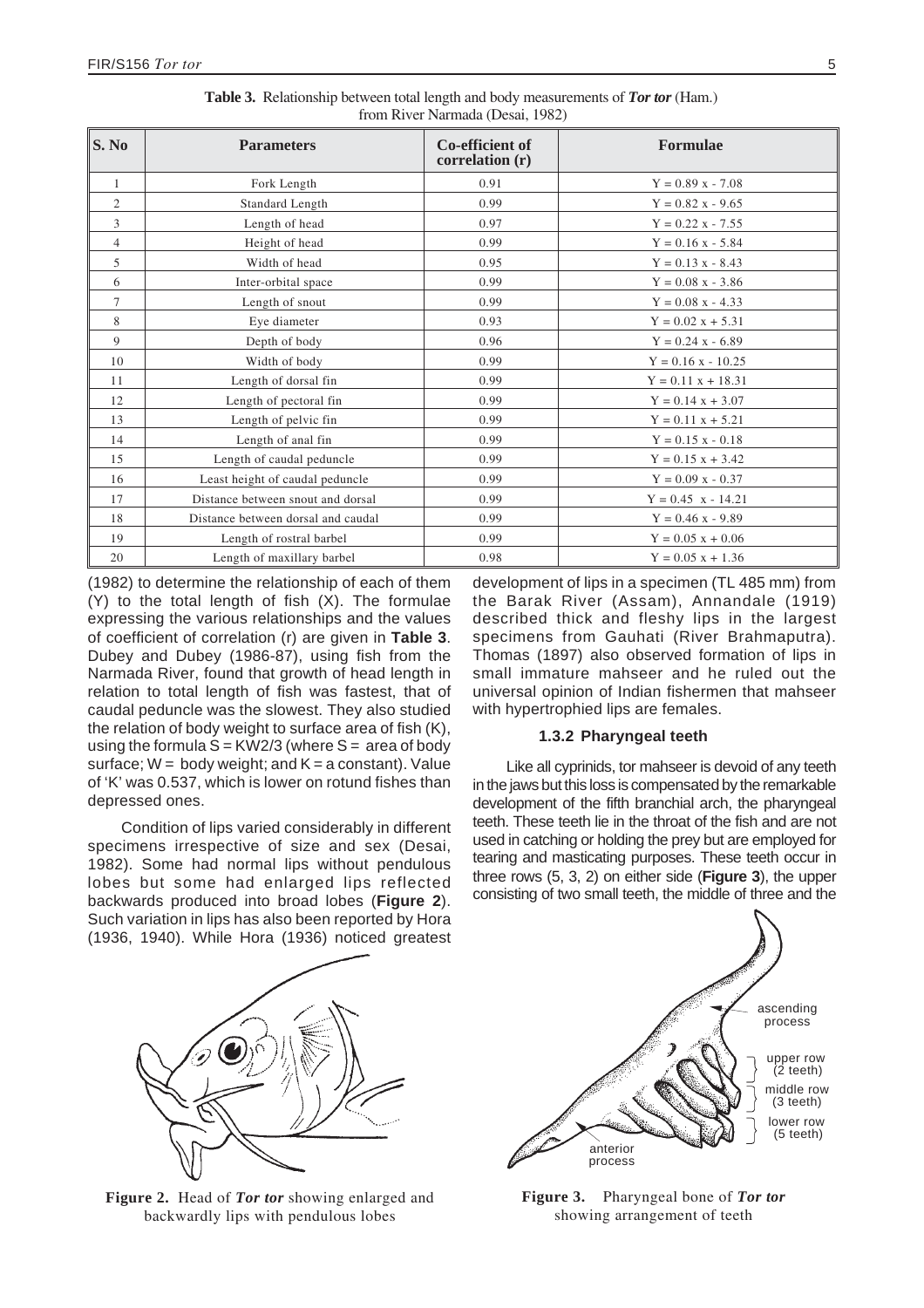**Table 3.** Relationship between total length and body measurements of ***Tor tor*** (Ham.) from River Narmada (Desai, 1982)

| S. No | Parameters | Co-efficient of correlation (r) | Formulae |
|---|---|---|---|
| 1 | Fork Length | 0.91 | Y = 0.89 x - 7.08 |
| 2 | Standard Length | 0.99 | Y = 0.82 x - 9.65 |
| 3 | Length of head | 0.97 | Y = 0.22 x - 7.55 |
| 4 | Height of head | 0.99 | Y = 0.16 x - 5.84 |
| 5 | Width of head | 0.95 | Y = 0.13 x - 8.43 |
| 6 | Inter-orbital space | 0.99 | Y = 0.08 x - 3.86 |
| 7 | Length of snout | 0.99 | Y = 0.08 x - 4.33 |
| 8 | Eye diameter | 0.93 | Y = 0.02 x + 5.31 |
| 9 | Depth of body | 0.96 | Y = 0.24 x - 6.89 |
| 10 | Width of body | 0.99 | Y = 0.16 x - 10.25 |
| 11 | Length of dorsal fin | 0.99 | Y = 0.11 x + 18.31 |
| 12 | Length of pectoral fin | 0.99 | Y = 0.14 x + 3.07 |
| 13 | Length of pelvic fin | 0.99 | Y = 0.11 x + 5.21 |
| 14 | Length of anal fin | 0.99 | Y = 0.15 x - 0.18 |
| 15 | Length of caudal peduncle | 0.99 | Y = 0.15 x + 3.42 |
| 16 | Least height of caudal peduncle | 0.99 | Y = 0.09 x - 0.37 |
| 17 | Distance between snout and dorsal | 0.99 | Y = 0.45 x - 14.21 |
| 18 | Distance between dorsal and caudal | 0.99 | Y = 0.46 x - 9.89 |
| 19 | Length of rostral barbel | 0.99 | Y = 0.05 x + 0.06 |
| 20 | Length of maxillary barbel | 0.98 | Y = 0.05 x + 1.36 |

(1982) to determine the relationship of each of them (Y) to the total length of fish (X). The formulae expressing the various relationships and the values of coefficient of correlation (r) are given in **Table 3**. Dubey and Dubey (1986-87), using fish from the Narmada River, found that growth of head length in relation to total length of fish was fastest, that of caudal peduncle was the slowest. They also studied the relation of body weight to surface area of fish (K), using the formula $S = KW2/3$ (where S = area of body surface; W = body weight; and K = a constant). Value of 'K' was 0.537, which is lower on rotund fishes than depressed ones.

Condition of lips varied considerably in different specimens irrespective of size and sex (Desai, 1982). Some had normal lips without pendulous lobes but some had enlarged lips reflected backwards produced into broad lobes (**Figure 2**). Such variation in lips has also been reported by Hora (1936, 1940). While Hora (1936) noticed greatest development of lips in a specimen (TL 485 mm) from the Barak River (Assam), Annandale (1919) described thick and fleshy lips in the largest specimens from Gauhati (River Brahmaputra). Thomas (1897) also observed formation of lips in small immature mahseer and he ruled out the universal opinion of Indian fishermen that mahseer with hypertrophied lips are females.

### 1.3.2 Pharyngeal teeth

Like all cyprinids, tor mahseer is devoid of any teeth in the jaws but this loss is compensated by the remarkable development of the fifth branchial arch, the pharyngeal teeth. These teeth lie in the throat of the fish and are not used in catching or holding the prey but are employed for tearing and masticating purposes. These teeth occur in three rows (5, 3, 2) on either side (**Figure 3**), the upper consisting of two small teeth, the middle of three and the

**Figure 2.** Head of ***Tor tor*** showing enlarged and backwardly lips with pendulous lobes

**Figure 3.** Pharyngeal bone of ***Tor tor*** showing arrangement of teeth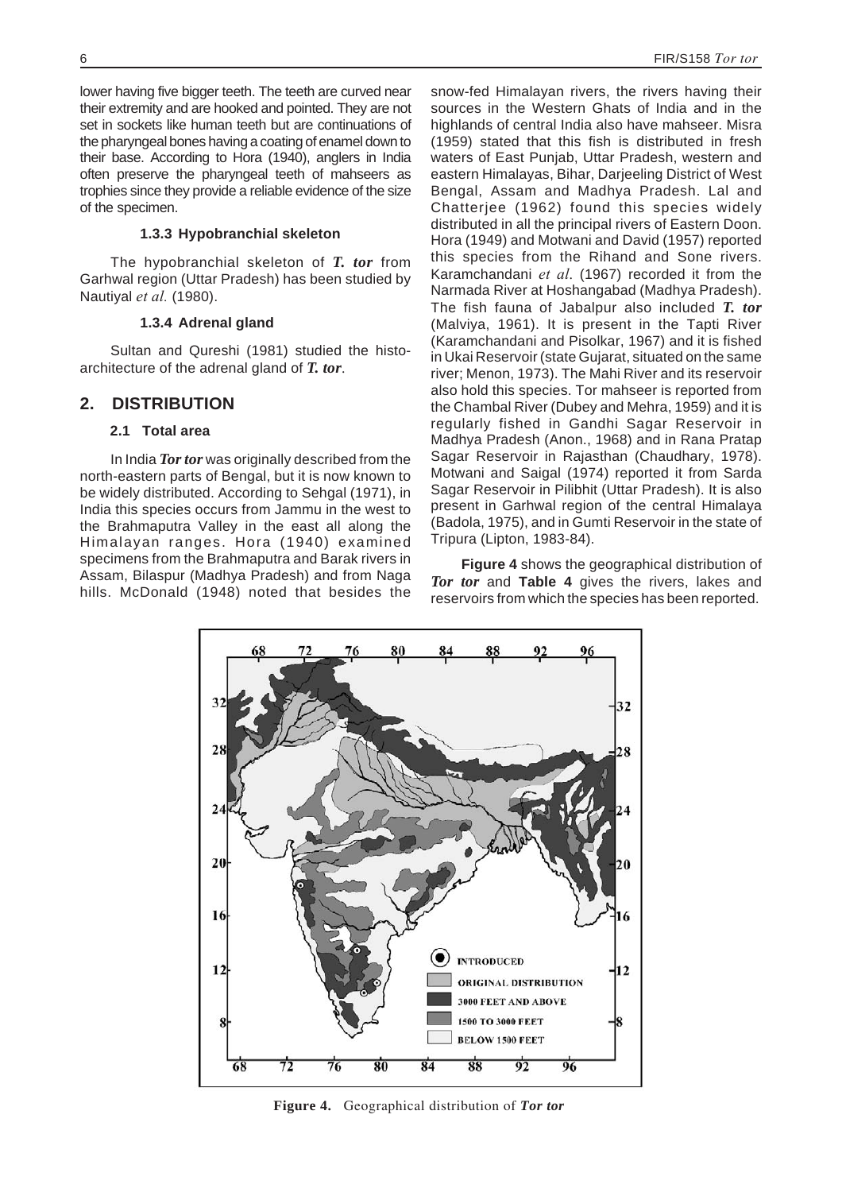lower having five bigger teeth. The teeth are curved near their extremity and are hooked and pointed. They are not set in sockets like human teeth but are continuations of the pharyngeal bones having a coating of enamel down to their base. According to Hora (1940), anglers in India often preserve the pharyngeal teeth of mahseers as trophies since they provide a reliable evidence of the size of the specimen.

#### 1.3.3 Hypobranchial skeleton

The hypobranchial skeleton of ***T. tor*** from Garhwal region (Uttar Pradesh) has been studied by Nautiyal *et al.* (1980).

#### 1.3.4 Adrenal gland

Sultan and Qureshi (1981) studied the histo-architecture of the adrenal gland of ***T. tor***.

## 2. DISTRIBUTION

### 2.1 Total area

In India ***Tor tor*** was originally described from the north-eastern parts of Bengal, but it is now known to be widely distributed. According to Sehgal (1971), in India this species occurs from Jammu in the west to the Brahmaputra Valley in the east all along the Himalayan ranges. Hora (1940) examined specimens from the Brahmaputra and Barak rivers in Assam, Bilaspur (Madhya Pradesh) and from Naga hills. McDonald (1948) noted that besides the snow-fed Himalayan rivers, the rivers having their sources in the Western Ghats of India and in the highlands of central India also have mahseer. Misra (1959) stated that this fish is distributed in fresh waters of East Punjab, Uttar Pradesh, western and eastern Himalayas, Bihar, Darjeeling District of West Bengal, Assam and Madhya Pradesh. Lal and Chatterjee (1962) found this species widely distributed in all the principal rivers of Eastern Doon. Hora (1949) and Motwani and David (1957) reported this species from the Rihand and Sone rivers. Karamchandani *et al*. (1967) recorded it from the Narmada River at Hoshangabad (Madhya Pradesh). The fish fauna of Jabalpur also included ***T. tor*** (Malviya, 1961). It is present in the Tapti River (Karamchandani and Pisolkar, 1967) and it is fished in Ukai Reservoir (state Gujarat, situated on the same river; Menon, 1973). The Mahi River and its reservoir also hold this species. Tor mahseer is reported from the Chambal River (Dubey and Mehra, 1959) and it is regularly fished in Gandhi Sagar Reservoir in Madhya Pradesh (Anon., 1968) and in Rana Pratap Sagar Reservoir in Rajasthan (Chaudhary, 1978). Motwani and Saigal (1974) reported it from Sarda Sagar Reservoir in Pilibhit (Uttar Pradesh). It is also present in Garhwal region of the central Himalaya (Badola, 1975), and in Gumti Reservoir in the state of Tripura (Lipton, 1983-84).

**Figure 4** shows the geographical distribution of ***Tor tor*** and **Table 4** gives the rivers, lakes and reservoirs from which the species has been reported.

**Figure 4.** Geographical distribution of ***Tor tor***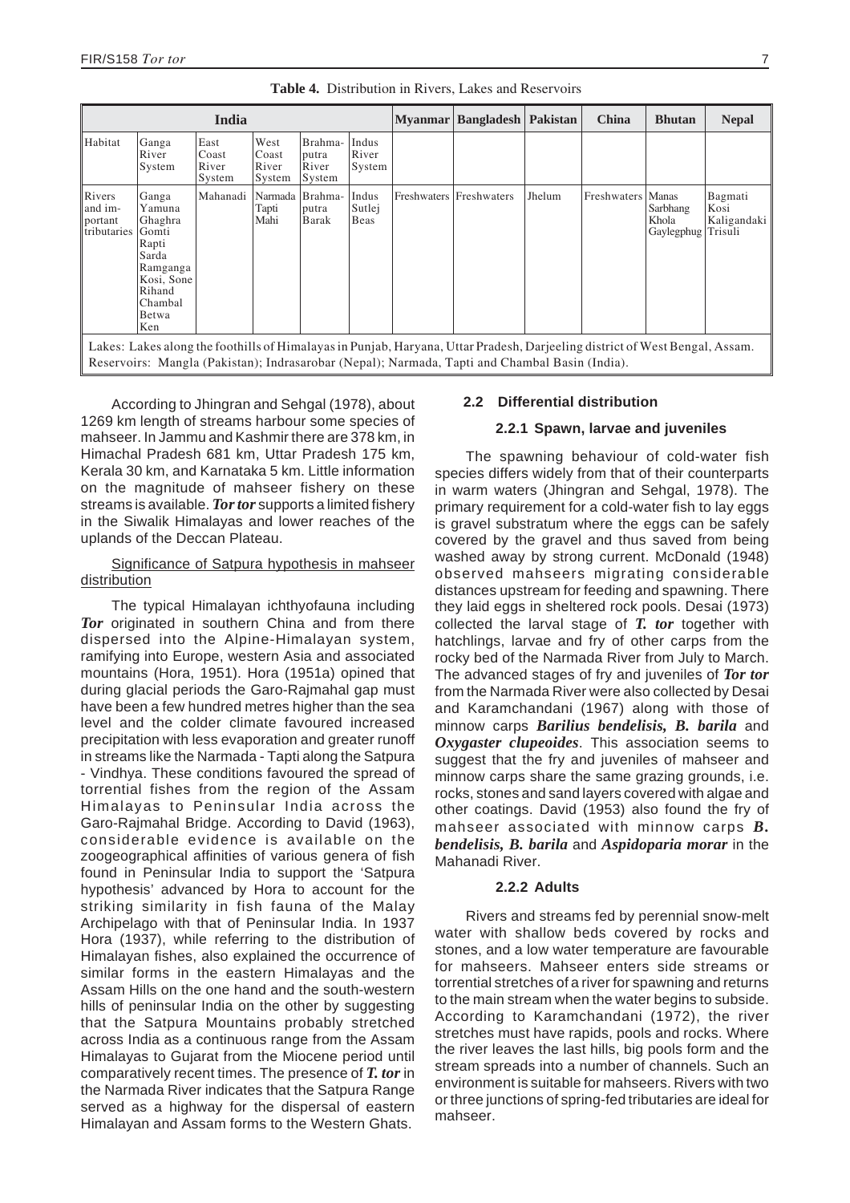**Table 4.** Distribution in Rivers, Lakes and Reservoirs

| India | | | | | | Myanmar | Bangladesh | Pakistan | China | Bhutan | Nepal |
|---|---|---|---|---|---|---|---|---|---|---|---|
| Habitat | Ganga River System | East Coast River System | West Coast River System | Brahmaputra River System | Indus River System | | | | | | |
| Rivers and important tributaries | Ganga Yamuna Ghaghra Gomti Rapti Sarda Ramganga Kosi, Sone Rihand Chambal Betwa Ken | Mahanadi | Narmada Tapti Mahi | Brahmaputra Barak | Indus Sutlej Beas | Freshwaters | Freshwaters | Jhelum | Freshwaters | Manas Sarbhang Khola Gaylegphug | Bagmati Kosi Kaligandaki Trisuli |

Lakes: Lakes along the foothills of Himalayas in Punjab, Haryana, Uttar Pradesh, Darjeeling district of West Bengal, Assam.
Reservoirs: Mangla (Pakistan); Indrasarobar (Nepal); Narmada, Tapti and Chambal Basin (India).

According to Jhingran and Sehgal (1978), about 1269 km length of streams harbour some species of mahseer. In Jammu and Kashmir there are 378 km, in Himachal Pradesh 681 km, Uttar Pradesh 175 km, Kerala 30 km, and Karnataka 5 km. Little information on the magnitude of mahseer fishery on these streams is available. ***Tor tor*** supports a limited fishery in the Siwalik Himalayas and lower reaches of the uplands of the Deccan Plateau.

Significance of Satpura hypothesis in mahseer distribution

The typical Himalayan ichthyofauna including ***Tor*** originated in southern China and from there dispersed into the Alpine-Himalayan system, ramifying into Europe, western Asia and associated mountains (Hora, 1951). Hora (1951a) opined that during glacial periods the Garo-Rajmahal gap must have been a few hundred metres higher than the sea level and the colder climate favoured increased precipitation with less evaporation and greater runoff in streams like the Narmada - Tapti along the Satpura - Vindhya. These conditions favoured the spread of torrential fishes from the region of the Assam Himalayas to Peninsular India across the Garo-Rajmahal Bridge. According to David (1963), considerable evidence is available on the zoogeographical affinities of various genera of fish found in Peninsular India to support the 'Satpura hypothesis' advanced by Hora to account for the striking similarity in fish fauna of the Malay Archipelago with that of Peninsular India. In 1937 Hora (1937), while referring to the distribution of Himalayan fishes, also explained the occurrence of similar forms in the eastern Himalayas and the Assam Hills on the one hand and the south-western hills of peninsular India on the other by suggesting that the Satpura Mountains probably stretched across India as a continuous range from the Assam Himalayas to Gujarat from the Miocene period until comparatively recent times. The presence of ***T. tor*** in the Narmada River indicates that the Satpura Range served as a highway for the dispersal of eastern Himalayan and Assam forms to the Western Ghats.

## 2.2 Differential distribution

### 2.2.1 Spawn, larvae and juveniles

The spawning behaviour of cold-water fish species differs widely from that of their counterparts in warm waters (Jhingran and Sehgal, 1978). The primary requirement for a cold-water fish to lay eggs is gravel substratum where the eggs can be safely covered by the gravel and thus saved from being washed away by strong current. McDonald (1948) observed mahseers migrating considerable distances upstream for feeding and spawning. There they laid eggs in sheltered rock pools. Desai (1973) collected the larval stage of ***T. tor*** together with hatchlings, larvae and fry of other carps from the rocky bed of the Narmada River from July to March. The advanced stages of fry and juveniles of ***Tor tor*** from the Narmada River were also collected by Desai and Karamchandani (1967) along with those of minnow carps ***Barilius bendelisis, B. barila*** and ***Oxygaster clupeoides***. This association seems to suggest that the fry and juveniles of mahseer and minnow carps share the same grazing grounds, i.e. rocks, stones and sand layers covered with algae and other coatings. David (1953) also found the fry of mahseer associated with minnow carps ***B. bendelisis, B. barila*** and ***Aspidoparia morar*** in the Mahanadi River.

### 2.2.2 Adults

Rivers and streams fed by perennial snow-melt water with shallow beds covered by rocks and stones, and a low water temperature are favourable for mahseers. Mahseer enters side streams or torrential stretches of a river for spawning and returns to the main stream when the water begins to subside. According to Karamchandani (1972), the river stretches must have rapids, pools and rocks. Where the river leaves the last hills, big pools form and the stream spreads into a number of channels. Such an environment is suitable for mahseers. Rivers with two or three junctions of spring-fed tributaries are ideal for mahseer.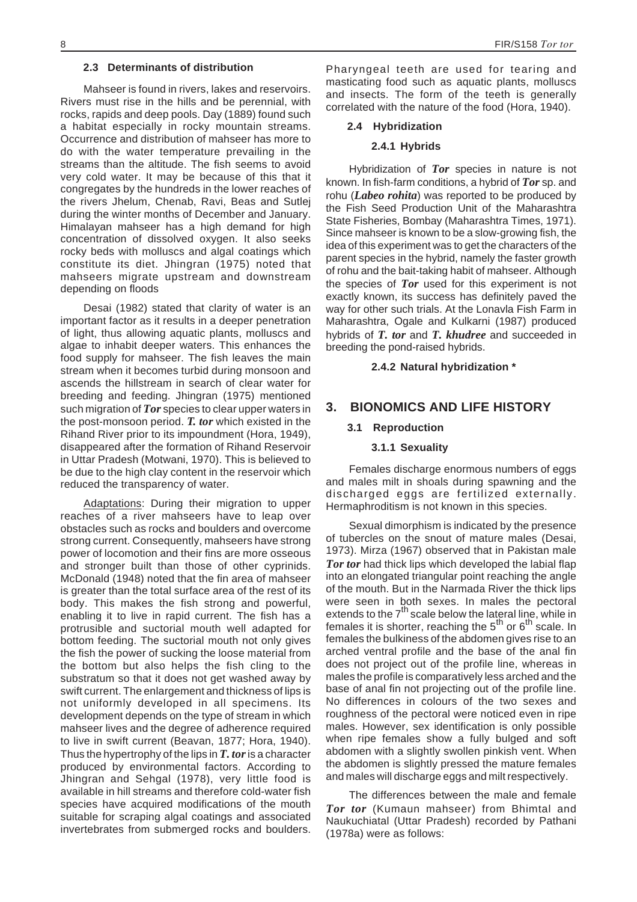### 2.3 Determinants of distribution

Mahseer is found in rivers, lakes and reservoirs. Rivers must rise in the hills and be perennial, with rocks, rapids and deep pools. Day (1889) found such a habitat especially in rocky mountain streams. Occurrence and distribution of mahseer has more to do with the water temperature prevailing in the streams than the altitude. The fish seems to avoid very cold water. It may be because of this that it congregates by the hundreds in the lower reaches of the rivers Jhelum, Chenab, Ravi, Beas and Sutlej during the winter months of December and January. Himalayan mahseer has a high demand for high concentration of dissolved oxygen. It also seeks rocky beds with molluscs and algal coatings which constitute its diet. Jhingran (1975) noted that mahseers migrate upstream and downstream depending on floods

Desai (1982) stated that clarity of water is an important factor as it results in a deeper penetration of light, thus allowing aquatic plants, molluscs and algae to inhabit deeper waters. This enhances the food supply for mahseer. The fish leaves the main stream when it becomes turbid during monsoon and ascends the hillstream in search of clear water for breeding and feeding. Jhingran (1975) mentioned such migration of ***Tor*** species to clear upper waters in the post-monsoon period. ***T. tor*** which existed in the Rihand River prior to its impoundment (Hora, 1949), disappeared after the formation of Rihand Reservoir in Uttar Pradesh (Motwani, 1970). This is believed to be due to the high clay content in the reservoir which reduced the transparency of water.

Adaptations: During their migration to upper reaches of a river mahseers have to leap over obstacles such as rocks and boulders and overcome strong current. Consequently, mahseers have strong power of locomotion and their fins are more osseous and stronger built than those of other cyprinids. McDonald (1948) noted that the fin area of mahseer is greater than the total surface area of the rest of its body. This makes the fish strong and powerful, enabling it to live in rapid current. The fish has a protrusible and suctorial mouth well adapted for bottom feeding. The suctorial mouth not only gives the fish the power of sucking the loose material from the bottom but also helps the fish cling to the substratum so that it does not get washed away by swift current. The enlargement and thickness of lips is not uniformly developed in all specimens. Its development depends on the type of stream in which mahseer lives and the degree of adherence required to live in swift current (Beavan, 1877; Hora, 1940). Thus the hypertrophy of the lips in ***T. tor*** is a character produced by environmental factors. According to Jhingran and Sehgal (1978), very little food is available in hill streams and therefore cold-water fish species have acquired modifications of the mouth suitable for scraping algal coatings and associated invertebrates from submerged rocks and boulders. Pharyngeal teeth are used for tearing and masticating food such as aquatic plants, molluscs and insects. The form of the teeth is generally correlated with the nature of the food (Hora, 1940).

### 2.4 Hybridization

#### 2.4.1 Hybrids

Hybridization of ***Tor*** species in nature is not known. In fish-farm conditions, a hybrid of ***Tor*** sp. and rohu (***Labeo rohita***) was reported to be produced by the Fish Seed Production Unit of the Maharashtra State Fisheries, Bombay (Maharashtra Times, 1971). Since mahseer is known to be a slow-growing fish, the idea of this experiment was to get the characters of the parent species in the hybrid, namely the faster growth of rohu and the bait-taking habit of mahseer. Although the species of ***Tor*** used for this experiment is not exactly known, its success has definitely paved the way for other such trials. At the Lonavla Fish Farm in Maharashtra, Ogale and Kulkarni (1987) produced hybrids of ***T. tor*** and ***T. khudree*** and succeeded in breeding the pond-raised hybrids.

#### 2.4.2 Natural hybridization *

## 3. BIONOMICS AND LIFE HISTORY

### 3.1 Reproduction

#### 3.1.1 Sexuality

Females discharge enormous numbers of eggs and males milt in shoals during spawning and the discharged eggs are fertilized externally. Hermaphroditism is not known in this species.

Sexual dimorphism is indicated by the presence of tubercles on the snout of mature males (Desai, 1973). Mirza (1967) observed that in Pakistan male ***Tor tor*** had thick lips which developed the labial flap into an elongated triangular point reaching the angle of the mouth. But in the Narmada River the thick lips were seen in both sexes. In males the pectoral extends to the $7^{th}$ scale below the lateral line, while in females it is shorter, reaching the $5^{th}$ or $6^{th}$ scale. In females the bulkiness of the abdomen gives rise to an arched ventral profile and the base of the anal fin does not project out of the profile line, whereas in males the profile is comparatively less arched and the base of anal fin not projecting out of the profile line. No differences in colours of the two sexes and roughness of the pectoral were noticed even in ripe males. However, sex identification is only possible when ripe females show a fully bulged and soft abdomen with a slightly swollen pinkish vent. When the abdomen is slightly pressed the mature females and males will discharge eggs and milt respectively.

The differences between the male and female ***Tor tor*** (Kumaun mahseer) from Bhimtal and Naukuchiatal (Uttar Pradesh) recorded by Pathani (1978a) were as follows: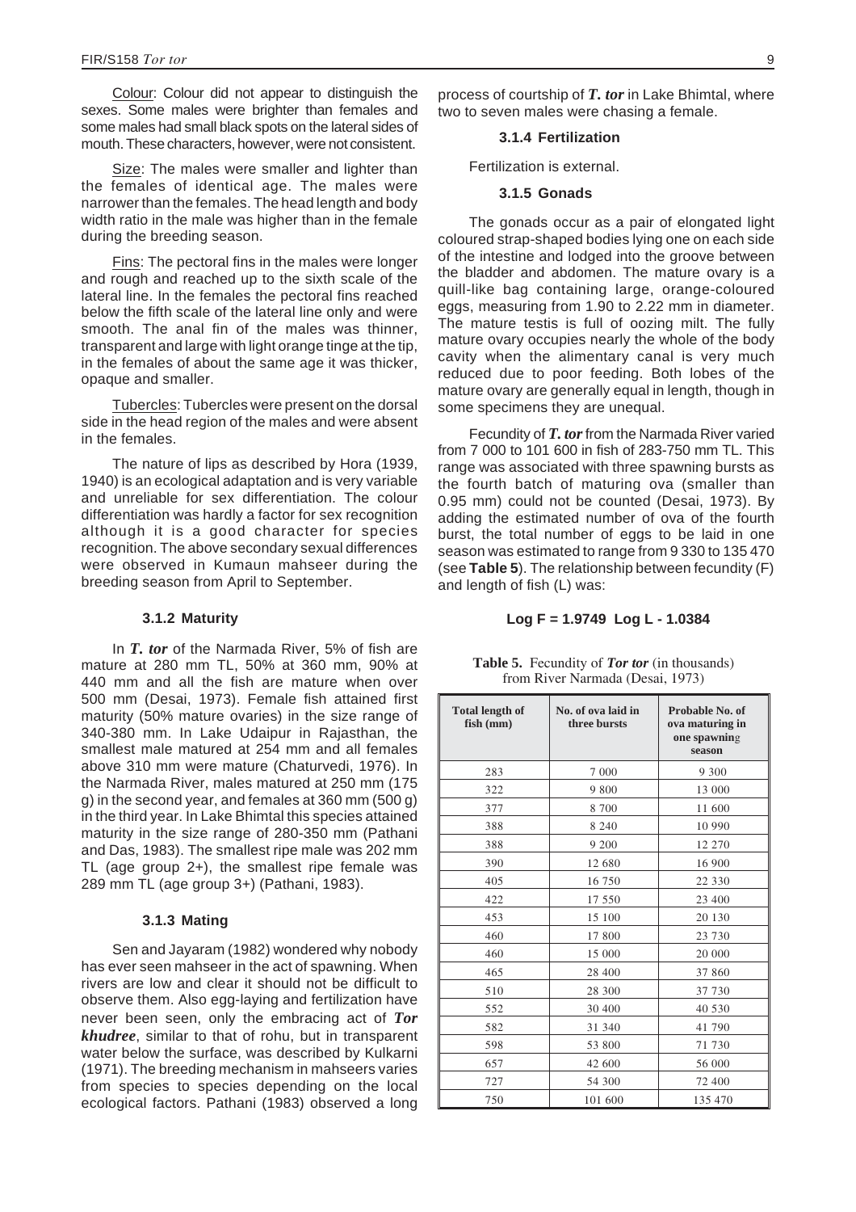Colour: Colour did not appear to distinguish the sexes. Some males were brighter than females and some males had small black spots on the lateral sides of mouth. These characters, however, were not consistent.

Size: The males were smaller and lighter than the females of identical age. The males were narrower than the females. The head length and body width ratio in the male was higher than in the female during the breeding season.

Fins: The pectoral fins in the males were longer and rough and reached up to the sixth scale of the lateral line. In the females the pectoral fins reached below the fifth scale of the lateral line only and were smooth. The anal fin of the males was thinner, transparent and large with light orange tinge at the tip, in the females of about the same age it was thicker, opaque and smaller.

Tubercles: Tubercles were present on the dorsal side in the head region of the males and were absent in the females.

The nature of lips as described by Hora (1939, 1940) is an ecological adaptation and is very variable and unreliable for sex differentiation. The colour differentiation was hardly a factor for sex recognition although it is a good character for species recognition. The above secondary sexual differences were observed in Kumaun mahseer during the breeding season from April to September.

### 3.1.2 Maturity

In ***T. tor*** of the Narmada River, 5% of fish are mature at 280 mm TL, 50% at 360 mm, 90% at 440 mm and all the fish are mature when over 500 mm (Desai, 1973). Female fish attained first maturity (50% mature ovaries) in the size range of 340-380 mm. In Lake Udaipur in Rajasthan, the smallest male matured at 254 mm and all females above 310 mm were mature (Chaturvedi, 1976). In the Narmada River, males matured at 250 mm (175 g) in the second year, and females at 360 mm (500 g) in the third year. In Lake Bhimtal this species attained maturity in the size range of 280-350 mm (Pathani and Das, 1983). The smallest ripe male was 202 mm TL (age group 2+), the smallest ripe female was 289 mm TL (age group 3+) (Pathani, 1983).

### 3.1.3 Mating

Sen and Jayaram (1982) wondered why nobody has ever seen mahseer in the act of spawning. When rivers are low and clear it should not be difficult to observe them. Also egg-laying and fertilization have never been seen, only the embracing act of ***Tor khudree***, similar to that of rohu, but in transparent water below the surface, was described by Kulkarni (1971). The breeding mechanism in mahseers varies from species to species depending on the local ecological factors. Pathani (1983) observed a long process of courtship of ***T. tor*** in Lake Bhimtal, where two to seven males were chasing a female.

### 3.1.4 Fertilization

Fertilization is external.

### 3.1.5 Gonads

The gonads occur as a pair of elongated light coloured strap-shaped bodies lying one on each side of the intestine and lodged into the groove between the bladder and abdomen. The mature ovary is a quill-like bag containing large, orange-coloured eggs, measuring from 1.90 to 2.22 mm in diameter. The mature testis is full of oozing milt. The fully mature ovary occupies nearly the whole of the body cavity when the alimentary canal is very much reduced due to poor feeding. Both lobes of the mature ovary are generally equal in length, though in some specimens they are unequal.

Fecundity of ***T. tor*** from the Narmada River varied from 7 000 to 101 600 in fish of 283-750 mm TL. This range was associated with three spawning bursts as the fourth batch of maturing ova (smaller than 0.95 mm) could not be counted (Desai, 1973). By adding the estimated number of ova of the fourth burst, the total number of eggs to be laid in one season was estimated to range from 9 330 to 135 470 (see **Table 5**). The relationship between fecundity (F) and length of fish (L) was:

$$\text{Log } F = 1.9749 \text{ Log } L - 1.0384$$

**Table 5.** Fecundity of ***Tor tor*** (in thousands) from River Narmada (Desai, 1973)

| Total length of fish (mm) | No. of ova laid in three bursts | Probable No. of ova maturing in one spawning season |
|---|---|---|
| 283 | 7 000 | 9 300 |
| 322 | 9 800 | 13 000 |
| 377 | 8 700 | 11 600 |
| 388 | 8 240 | 10 990 |
| 388 | 9 200 | 12 270 |
| 390 | 12 680 | 16 900 |
| 405 | 16 750 | 22 330 |
| 422 | 17 550 | 23 400 |
| 453 | 15 100 | 20 130 |
| 460 | 17 800 | 23 730 |
| 460 | 15 000 | 20 000 |
| 465 | 28 400 | 37 860 |
| 510 | 28 300 | 37 730 |
| 552 | 30 400 | 40 530 |
| 582 | 31 340 | 41 790 |
| 598 | 53 800 | 71 730 |
| 657 | 42 600 | 56 000 |
| 727 | 54 300 | 72 400 |
| 750 | 101 600 | 135 470 |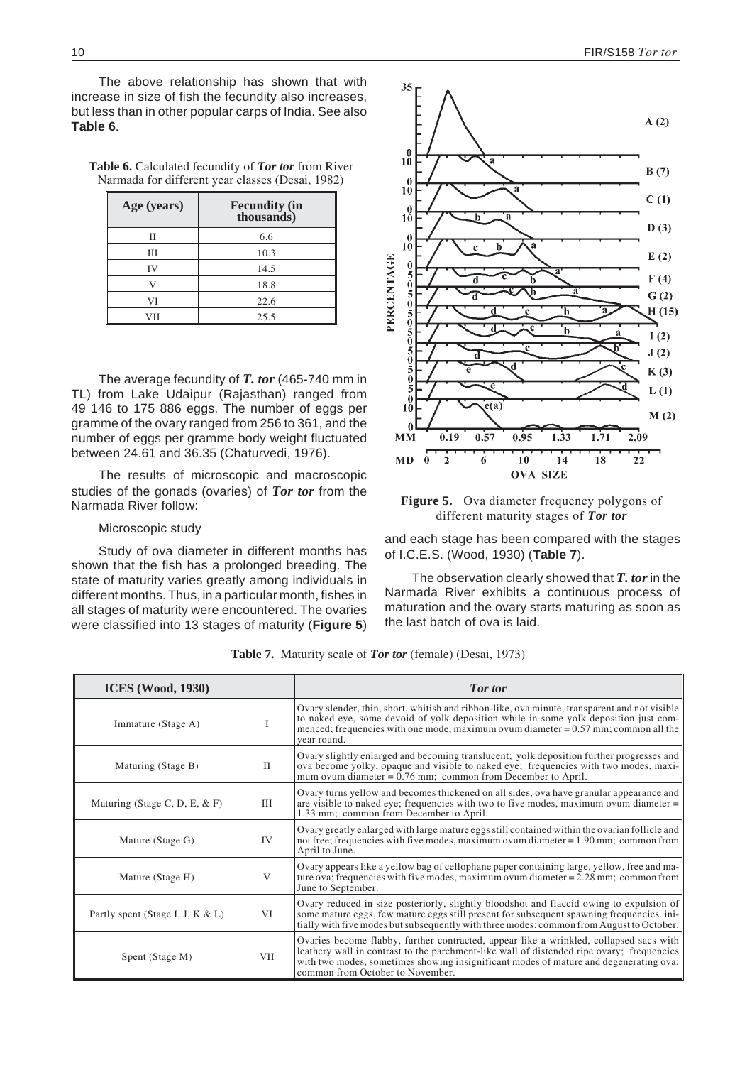The above relationship has shown that with increase in size of fish the fecundity also increases, but less than in other popular carps of India. See also **Table 6**.

**Table 6.** Calculated fecundity of ***Tor tor*** from River Narmada for different year classes (Desai, 1982)

| Age (years) | Fecundity (in thousands) |
|---|---|
| II | 6.6 |
| III | 10.3 |
| IV | 14.5 |
| V | 18.8 |
| VI | 22.6 |
| VII | 25.5 |

The average fecundity of ***T. tor*** (465-740 mm in TL) from Lake Udaipur (Rajasthan) ranged from 49 146 to 175 886 eggs. The number of eggs per gramme of the ovary ranged from 256 to 361, and the number of eggs per gramme body weight fluctuated between 24.61 and 36.35 (Chaturvedi, 1976).

The results of microscopic and macroscopic studies of the gonads (ovaries) of ***Tor tor*** from the Narmada River follow:

Microscopic study

Study of ova diameter in different months has shown that the fish has a prolonged breeding. The state of maturity varies greatly among individuals in different months. Thus, in a particular month, fishes in all stages of maturity were encountered. The ovaries were classified into 13 stages of maturity (**Figure 5**) and each stage has been compared with the stages of I.C.E.S. (Wood, 1930) (**Table 7**).

**Figure 5.** Ova diameter frequency polygons of different maturity stages of ***Tor tor***

The observation clearly showed that ***T. tor*** in the Narmada River exhibits a continuous process of maturation and the ovary starts maturing as soon as the last batch of ova is laid.

**Table 7.** Maturity scale of ***Tor tor*** (female) (Desai, 1973)

| ICES (Wood, 1930) | | *Tor tor* |
|---|---|---|
| Immature (Stage A) | I | Ovary slender, thin, short, whitish and ribbon-like, ova minute, transparent and not visible to naked eye, some devoid of yolk deposition while in some yolk deposition just commenced; frequencies with one mode, maximum ovum diameter = 0.57 mm; common all the year round. |
| Maturing (Stage B) | II | Ovary slightly enlarged and becoming translucent; yolk deposition further progresses and ova become yolky, opaque and visible to naked eye; frequencies with two modes, maximum ovum diameter = 0.76 mm; common from December to April. |
| Maturing (Stage C, D, E, & F) | III | Ovary turns yellow and becomes thickened on all sides, ova have granular appearance and are visible to naked eye; frequencies with two to five modes, maximum ovum diameter = 1.33 mm; common from December to April. |
| Mature (Stage G) | IV | Ovary greatly enlarged with large mature eggs still contained within the ovarian follicle and not free; frequencies with five modes, maximum ovum diameter = 1.90 mm; common from April to June. |
| Mature (Stage H) | V | Ovary appears like a yellow bag of cellophane paper containing large, yellow, free and mature ova; frequencies with five modes, maximum ovum diameter = 2.28 mm; common from June to September. |
| Partly spent (Stage I, J, K & L) | VI | Ovary reduced in size posteriorly, slightly bloodshot and flaccid owing to expulsion of some mature eggs, few mature eggs still present for subsequent spawning frequencies. initially with five modes but subsequently with three modes; common from August to October. |
| Spent (Stage M) | VII | Ovaries become flabby, further contracted, appear like a wrinkled, collapsed sacs with leathery wall in contrast to the parchment-like wall of distended ripe ovary; frequencies with two modes, sometimes showing insignificant modes of mature and degenerating ova; common from October to November. |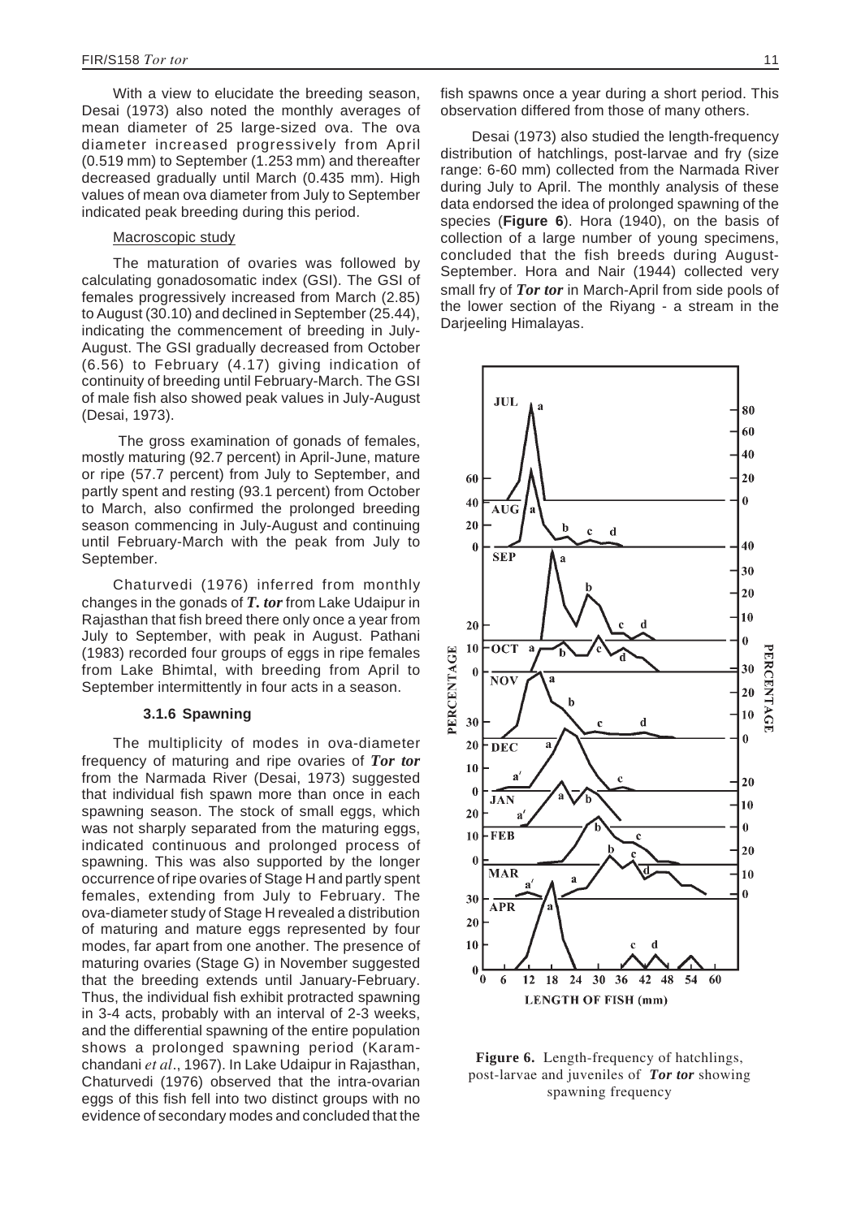With a view to elucidate the breeding season, Desai (1973) also noted the monthly averages of mean diameter of 25 large-sized ova. The ova diameter increased progressively from April (0.519 mm) to September (1.253 mm) and thereafter decreased gradually until March (0.435 mm). High values of mean ova diameter from July to September indicated peak breeding during this period.

Macroscopic study

The maturation of ovaries was followed by calculating gonadosomatic index (GSI). The GSI of females progressively increased from March (2.85) to August (30.10) and declined in September (25.44), indicating the commencement of breeding in July-August. The GSI gradually decreased from October (6.56) to February (4.17) giving indication of continuity of breeding until February-March. The GSI of male fish also showed peak values in July-August (Desai, 1973).

The gross examination of gonads of females, mostly maturing (92.7 percent) in April-June, mature or ripe (57.7 percent) from July to September, and partly spent and resting (93.1 percent) from October to March, also confirmed the prolonged breeding season commencing in July-August and continuing until February-March with the peak from July to September.

Chaturvedi (1976) inferred from monthly changes in the gonads of ***T. tor*** from Lake Udaipur in Rajasthan that fish breed there only once a year from July to September, with peak in August. Pathani (1983) recorded four groups of eggs in ripe females from Lake Bhimtal, with breeding from April to September intermittently in four acts in a season.

### 3.1.6 Spawning

The multiplicity of modes in ova-diameter frequency of maturing and ripe ovaries of ***Tor tor*** from the Narmada River (Desai, 1973) suggested that individual fish spawn more than once in each spawning season. The stock of small eggs, which was not sharply separated from the maturing eggs, indicated continuous and prolonged process of spawning. This was also supported by the longer occurrence of ripe ovaries of Stage H and partly spent females, extending from July to February. The ova-diameter study of Stage H revealed a distribution of maturing and mature eggs represented by four modes, far apart from one another. The presence of maturing ovaries (Stage G) in November suggested that the breeding extends until January-February. Thus, the individual fish exhibit protracted spawning in 3-4 acts, probably with an interval of 2-3 weeks, and the differential spawning of the entire population shows a prolonged spawning period (Karamchandani *et al*., 1967). In Lake Udaipur in Rajasthan, Chaturvedi (1976) observed that the intra-ovarian eggs of this fish fell into two distinct groups with no evidence of secondary modes and concluded that the fish spawns once a year during a short period. This observation differed from those of many others.

Desai (1973) also studied the length-frequency distribution of hatchlings, post-larvae and fry (size range: 6-60 mm) collected from the Narmada River during July to April. The monthly analysis of these data endorsed the idea of prolonged spawning of the species (**Figure 6**). Hora (1940), on the basis of collection of a large number of young specimens, concluded that the fish breeds during August-September. Hora and Nair (1944) collected very small fry of ***Tor tor*** in March-April from side pools of the lower section of the Riyang - a stream in the Darjeeling Himalayas.

**Figure 6.** Length-frequency of hatchlings, post-larvae and juveniles of ***Tor tor*** showing spawning frequency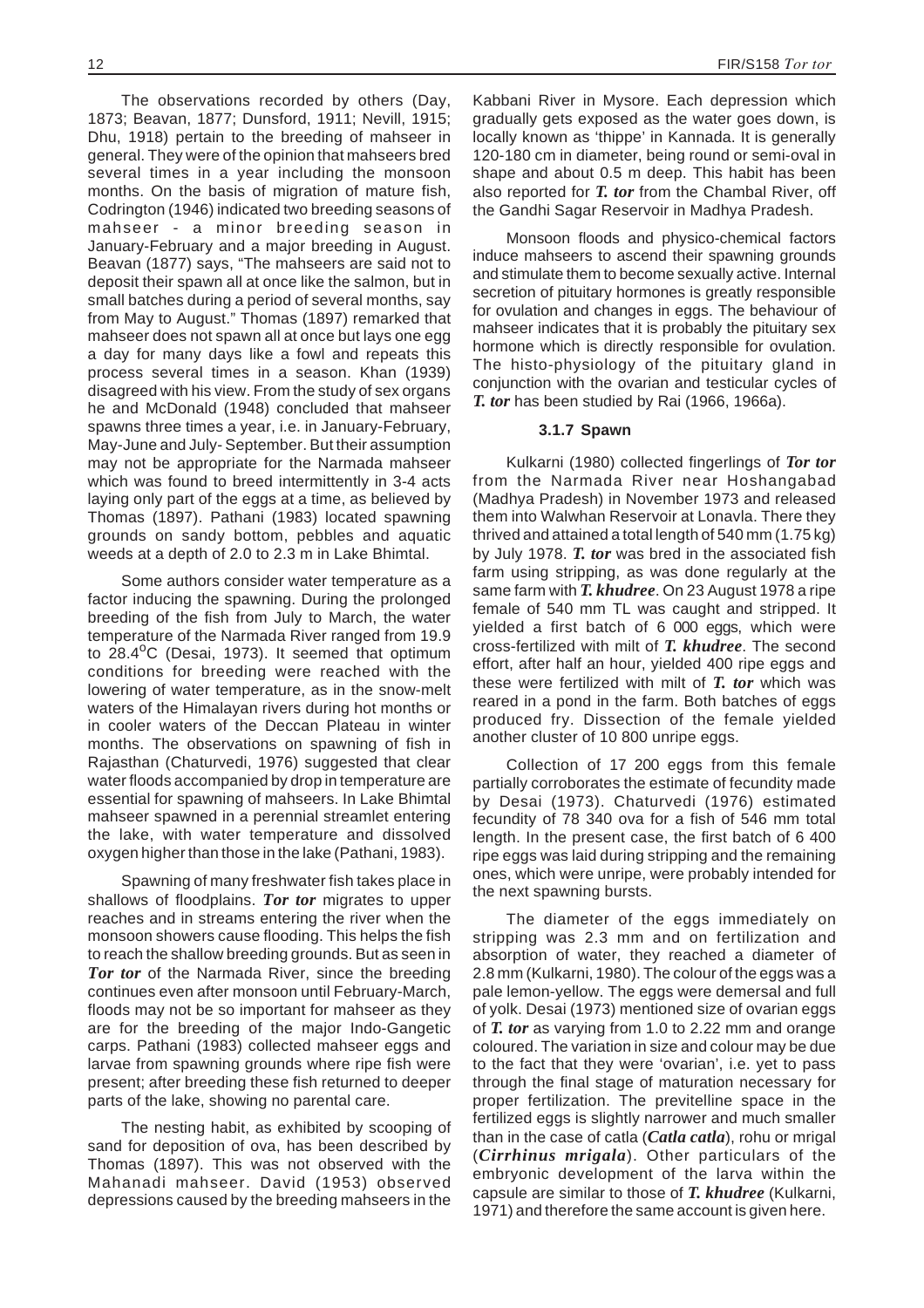The observations recorded by others (Day, 1873; Beavan, 1877; Dunsford, 1911; Nevill, 1915; Dhu, 1918) pertain to the breeding of mahseer in general. They were of the opinion that mahseers bred several times in a year including the monsoon months. On the basis of migration of mature fish, Codrington (1946) indicated two breeding seasons of mahseer - a minor breeding season in January-February and a major breeding in August. Beavan (1877) says, "The mahseers are said not to deposit their spawn all at once like the salmon, but in small batches during a period of several months, say from May to August." Thomas (1897) remarked that mahseer does not spawn all at once but lays one egg a day for many days like a fowl and repeats this process several times in a season. Khan (1939) disagreed with his view. From the study of sex organs he and McDonald (1948) concluded that mahseer spawns three times a year, i.e. in January-February, May-June and July- September. But their assumption may not be appropriate for the Narmada mahseer which was found to breed intermittently in 3-4 acts laying only part of the eggs at a time, as believed by Thomas (1897). Pathani (1983) located spawning grounds on sandy bottom, pebbles and aquatic weeds at a depth of 2.0 to 2.3 m in Lake Bhimtal.

Some authors consider water temperature as a factor inducing the spawning. During the prolonged breeding of the fish from July to March, the water temperature of the Narmada River ranged from 19.9 to 28.4°C (Desai, 1973). It seemed that optimum conditions for breeding were reached with the lowering of water temperature, as in the snow-melt waters of the Himalayan rivers during hot months or in cooler waters of the Deccan Plateau in winter months. The observations on spawning of fish in Rajasthan (Chaturvedi, 1976) suggested that clear water floods accompanied by drop in temperature are essential for spawning of mahseers. In Lake Bhimtal mahseer spawned in a perennial streamlet entering the lake, with water temperature and dissolved oxygen higher than those in the lake (Pathani, 1983).

Spawning of many freshwater fish takes place in shallows of floodplains. ***Tor tor*** migrates to upper reaches and in streams entering the river when the monsoon showers cause flooding. This helps the fish to reach the shallow breeding grounds. But as seen in ***Tor tor*** of the Narmada River, since the breeding continues even after monsoon until February-March, floods may not be so important for mahseer as they are for the breeding of the major Indo-Gangetic carps. Pathani (1983) collected mahseer eggs and larvae from spawning grounds where ripe fish were present; after breeding these fish returned to deeper parts of the lake, showing no parental care.

The nesting habit, as exhibited by scooping of sand for deposition of ova, has been described by Thomas (1897). This was not observed with the Mahanadi mahseer. David (1953) observed depressions caused by the breeding mahseers in the Kabbani River in Mysore. Each depression which gradually gets exposed as the water goes down, is locally known as 'thippe' in Kannada. It is generally 120-180 cm in diameter, being round or semi-oval in shape and about 0.5 m deep. This habit has been also reported for ***T. tor*** from the Chambal River, off the Gandhi Sagar Reservoir in Madhya Pradesh.

Monsoon floods and physico-chemical factors induce mahseers to ascend their spawning grounds and stimulate them to become sexually active. Internal secretion of pituitary hormones is greatly responsible for ovulation and changes in eggs. The behaviour of mahseer indicates that it is probably the pituitary sex hormone which is directly responsible for ovulation. The histo-physiology of the pituitary gland in conjunction with the ovarian and testicular cycles of ***T. tor*** has been studied by Rai (1966, 1966a).

#### 3.1.7 Spawn

Kulkarni (1980) collected fingerlings of ***Tor tor*** from the Narmada River near Hoshangabad (Madhya Pradesh) in November 1973 and released them into Walwhan Reservoir at Lonavla. There they thrived and attained a total length of 540 mm (1.75 kg) by July 1978. ***T. tor*** was bred in the associated fish farm using stripping, as was done regularly at the same farm with ***T. khudree***. On 23 August 1978 a ripe female of 540 mm TL was caught and stripped. It yielded a first batch of 6 000 eggs, which were cross-fertilized with milt of ***T. khudree***. The second effort, after half an hour, yielded 400 ripe eggs and these were fertilized with milt of ***T. tor*** which was reared in a pond in the farm. Both batches of eggs produced fry. Dissection of the female yielded another cluster of 10 800 unripe eggs.

Collection of 17 200 eggs from this female partially corroborates the estimate of fecundity made by Desai (1973). Chaturvedi (1976) estimated fecundity of 78 340 ova for a fish of 546 mm total length. In the present case, the first batch of 6 400 ripe eggs was laid during stripping and the remaining ones, which were unripe, were probably intended for the next spawning bursts.

The diameter of the eggs immediately on stripping was 2.3 mm and on fertilization and absorption of water, they reached a diameter of 2.8 mm (Kulkarni, 1980). The colour of the eggs was a pale lemon-yellow. The eggs were demersal and full of yolk. Desai (1973) mentioned size of ovarian eggs of ***T. tor*** as varying from 1.0 to 2.22 mm and orange coloured. The variation in size and colour may be due to the fact that they were 'ovarian', i.e. yet to pass through the final stage of maturation necessary for proper fertilization. The previtelline space in the fertilized eggs is slightly narrower and much smaller than in the case of catla (***Catla catla***), rohu or mrigal (***Cirrhinus mrigala***). Other particulars of the embryonic development of the larva within the capsule are similar to those of ***T. khudree*** (Kulkarni, 1971) and therefore the same account is given here.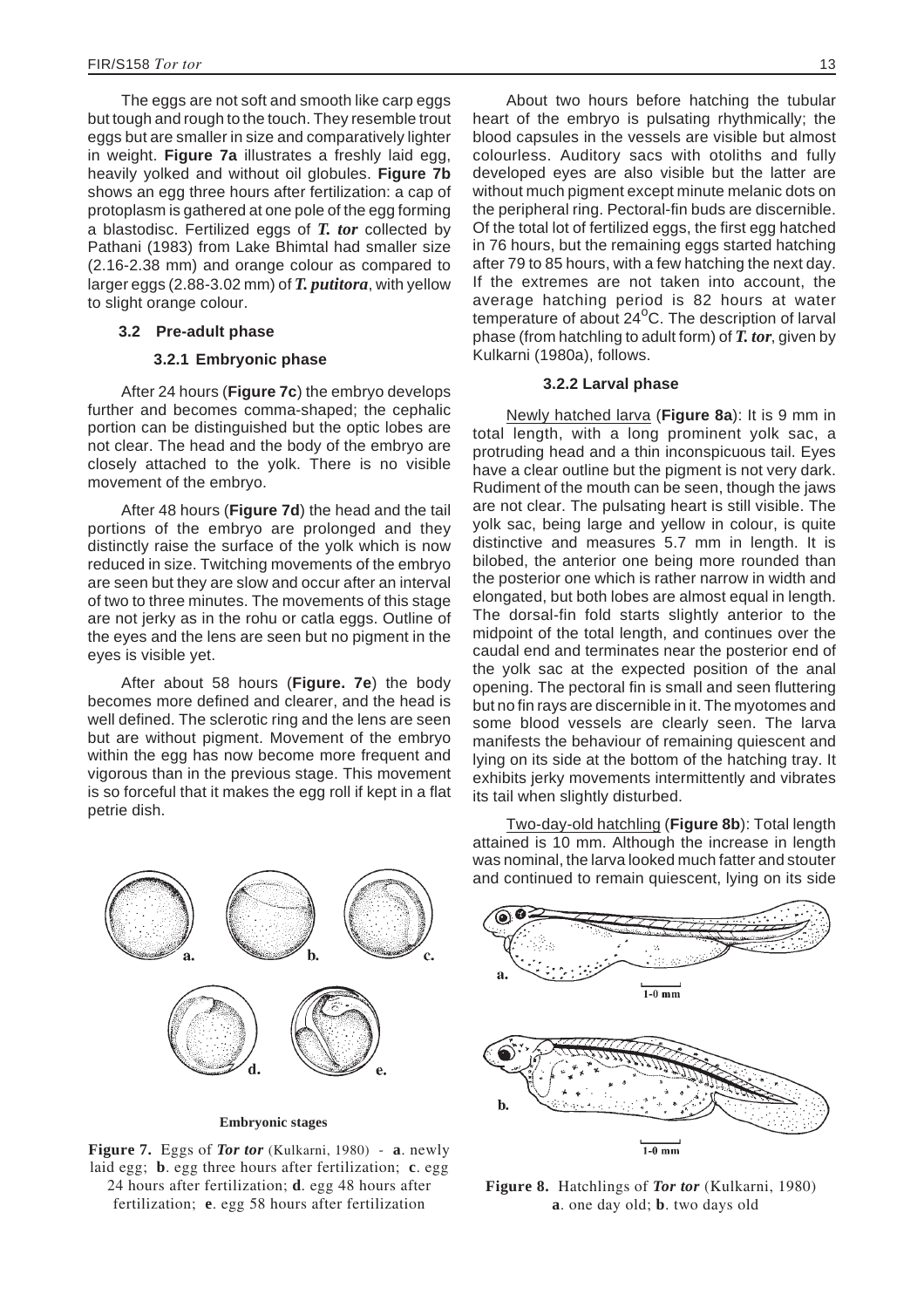The eggs are not soft and smooth like carp eggs but tough and rough to the touch. They resemble trout eggs but are smaller in size and comparatively lighter in weight. **Figure 7a** illustrates a freshly laid egg, heavily yolked and without oil globules. **Figure 7b** shows an egg three hours after fertilization: a cap of protoplasm is gathered at one pole of the egg forming a blastodisc. Fertilized eggs of ***T. tor*** collected by Pathani (1983) from Lake Bhimtal had smaller size (2.16-2.38 mm) and orange colour as compared to larger eggs (2.88-3.02 mm) of ***T. putitora***, with yellow to slight orange colour.

## 3.2 Pre-adult phase

### 3.2.1 Embryonic phase

After 24 hours (**Figure 7c**) the embryo develops further and becomes comma-shaped; the cephalic portion can be distinguished but the optic lobes are not clear. The head and the body of the embryo are closely attached to the yolk. There is no visible movement of the embryo.

After 48 hours (**Figure 7d**) the head and the tail portions of the embryo are prolonged and they distinctly raise the surface of the yolk which is now reduced in size. Twitching movements of the embryo are seen but they are slow and occur after an interval of two to three minutes. The movements of this stage are not jerky as in the rohu or catla eggs. Outline of the eyes and the lens are seen but no pigment in the eyes is visible yet.

After about 58 hours (**Figure. 7e**) the body becomes more defined and clearer, and the head is well defined. The sclerotic ring and the lens are seen but are without pigment. Movement of the embryo within the egg has now become more frequent and vigorous than in the previous stage. This movement is so forceful that it makes the egg roll if kept in a flat petrie dish.

Embryonic stages

**Figure 7.** Eggs of ***Tor tor*** (Kulkarni, 1980) - **a**. newly laid egg; **b**. egg three hours after fertilization; **c**. egg 24 hours after fertilization; **d**. egg 48 hours after fertilization; **e**. egg 58 hours after fertilization

About two hours before hatching the tubular heart of the embryo is pulsating rhythmically; the blood capsules in the vessels are visible but almost colourless. Auditory sacs with otoliths and fully developed eyes are also visible but the latter are without much pigment except minute melanic dots on the peripheral ring. Pectoral-fin buds are discernible. Of the total lot of fertilized eggs, the first egg hatched in 76 hours, but the remaining eggs started hatching after 79 to 85 hours, with a few hatching the next day. If the extremes are not taken into account, the average hatching period is 82 hours at water temperature of about 24$^{o}$C. The description of larval phase (from hatchling to adult form) of ***T. tor***, given by Kulkarni (1980a), follows.

### 3.2.2 Larval phase

Newly hatched larva (**Figure 8a**): It is 9 mm in total length, with a long prominent yolk sac, a protruding head and a thin inconspicuous tail. Eyes have a clear outline but the pigment is not very dark. Rudiment of the mouth can be seen, though the jaws are not clear. The pulsating heart is still visible. The yolk sac, being large and yellow in colour, is quite distinctive and measures 5.7 mm in length. It is bilobed, the anterior one being more rounded than the posterior one which is rather narrow in width and elongated, but both lobes are almost equal in length. The dorsal-fin fold starts slightly anterior to the midpoint of the total length, and continues over the caudal end and terminates near the posterior end of the yolk sac at the expected position of the anal opening. The pectoral fin is small and seen fluttering but no fin rays are discernible in it. The myotomes and some blood vessels are clearly seen. The larva manifests the behaviour of remaining quiescent and lying on its side at the bottom of the hatching tray. It exhibits jerky movements intermittently and vibrates its tail when slightly disturbed.

Two-day-old hatchling (**Figure 8b**): Total length attained is 10 mm. Although the increase in length was nominal, the larva looked much fatter and stouter and continued to remain quiescent, lying on its side

**Figure 8.** Hatchlings of ***Tor tor*** (Kulkarni, 1980) **a**. one day old; **b**. two days old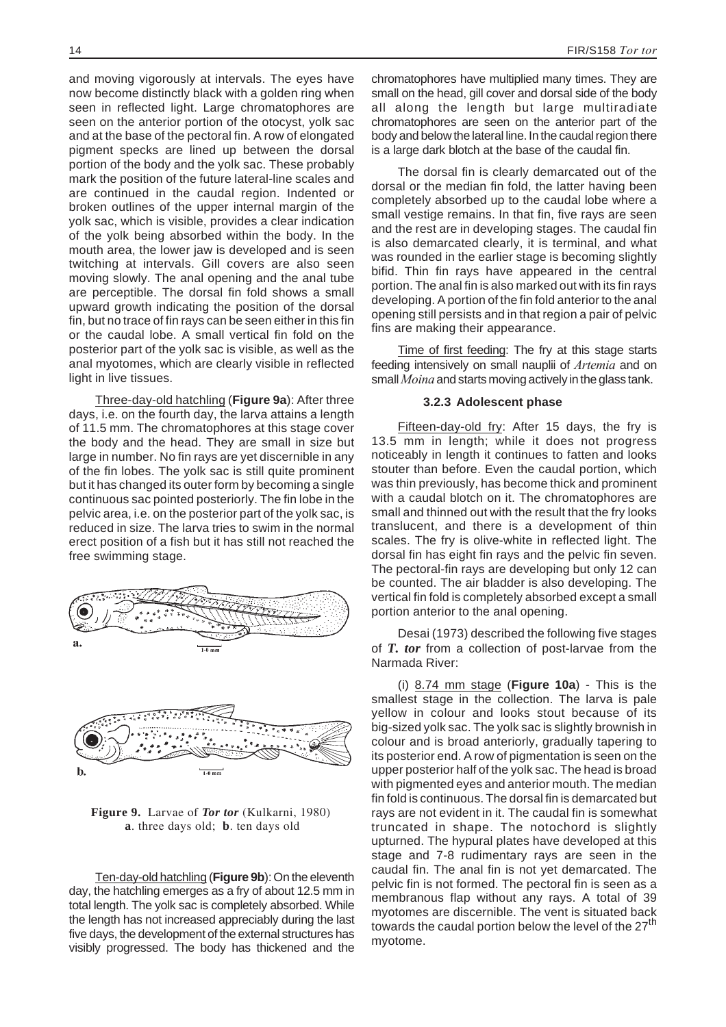and moving vigorously at intervals. The eyes have now become distinctly black with a golden ring when seen in reflected light. Large chromatophores are seen on the anterior portion of the otocyst, yolk sac and at the base of the pectoral fin. A row of elongated pigment specks are lined up between the dorsal portion of the body and the yolk sac. These probably mark the position of the future lateral-line scales and are continued in the caudal region. Indented or broken outlines of the upper internal margin of the yolk sac, which is visible, provides a clear indication of the yolk being absorbed within the body. In the mouth area, the lower jaw is developed and is seen twitching at intervals. Gill covers are also seen moving slowly. The anal opening and the anal tube are perceptible. The dorsal fin fold shows a small upward growth indicating the position of the dorsal fin, but no trace of fin rays can be seen either in this fin or the caudal lobe. A small vertical fin fold on the posterior part of the yolk sac is visible, as well as the anal myotomes, which are clearly visible in reflected light in live tissues.

Three-day-old hatchling (**Figure 9a**): After three days, i.e. on the fourth day, the larva attains a length of 11.5 mm. The chromatophores at this stage cover the body and the head. They are small in size but large in number. No fin rays are yet discernible in any of the fin lobes. The yolk sac is still quite prominent but it has changed its outer form by becoming a single continuous sac pointed posteriorly. The fin lobe in the pelvic area, i.e. on the posterior part of the yolk sac, is reduced in size. The larva tries to swim in the normal erect position of a fish but it has still not reached the free swimming stage.

**Figure 9.** Larvae of ***Tor tor*** (Kulkarni, 1980) **a**. three days old; **b**. ten days old

Ten-day-old hatchling (**Figure 9b**): On the eleventh day, the hatchling emerges as a fry of about 12.5 mm in total length. The yolk sac is completely absorbed. While the length has not increased appreciably during the last five days, the development of the external structures has visibly progressed. The body has thickened and the chromatophores have multiplied many times. They are small on the head, gill cover and dorsal side of the body all along the length but large multiradiate chromatophores are seen on the anterior part of the body and below the lateral line. In the caudal region there is a large dark blotch at the base of the caudal fin.

The dorsal fin is clearly demarcated out of the dorsal or the median fin fold, the latter having been completely absorbed up to the caudal lobe where a small vestige remains. In that fin, five rays are seen and the rest are in developing stages. The caudal fin is also demarcated clearly, it is terminal, and what was rounded in the earlier stage is becoming slightly bifid. Thin fin rays have appeared in the central portion. The anal fin is also marked out with its fin rays developing. A portion of the fin fold anterior to the anal opening still persists and in that region a pair of pelvic fins are making their appearance.

Time of first feeding: The fry at this stage starts feeding intensively on small nauplii of *Artemia* and on small *Moina* and starts moving actively in the glass tank.

### 3.2.3 Adolescent phase

Fifteen-day-old fry: After 15 days, the fry is 13.5 mm in length; while it does not progress noticeably in length it continues to fatten and looks stouter than before. Even the caudal portion, which was thin previously, has become thick and prominent with a caudal blotch on it. The chromatophores are small and thinned out with the result that the fry looks translucent, and there is a development of thin scales. The fry is olive-white in reflected light. The dorsal fin has eight fin rays and the pelvic fin seven. The pectoral-fin rays are developing but only 12 can be counted. The air bladder is also developing. The vertical fin fold is completely absorbed except a small portion anterior to the anal opening.

Desai (1973) described the following five stages of ***T. tor*** from a collection of post-larvae from the Narmada River:

(i) 8.74 mm stage (**Figure 10a**) - This is the smallest stage in the collection. The larva is pale yellow in colour and looks stout because of its big-sized yolk sac. The yolk sac is slightly brownish in colour and is broad anteriorly, gradually tapering to its posterior end. A row of pigmentation is seen on the upper posterior half of the yolk sac. The head is broad with pigmented eyes and anterior mouth. The median fin fold is continuous. The dorsal fin is demarcated but rays are not evident in it. The caudal fin is somewhat truncated in shape. The notochord is slightly upturned. The hypural plates have developed at this stage and 7-8 rudimentary rays are seen in the caudal fin. The anal fin is not yet demarcated. The pelvic fin is not formed. The pectoral fin is seen as a membranous flap without any rays. A total of 39 myotomes are discernible. The vent is situated back towards the caudal portion below the level of the 27th myotome.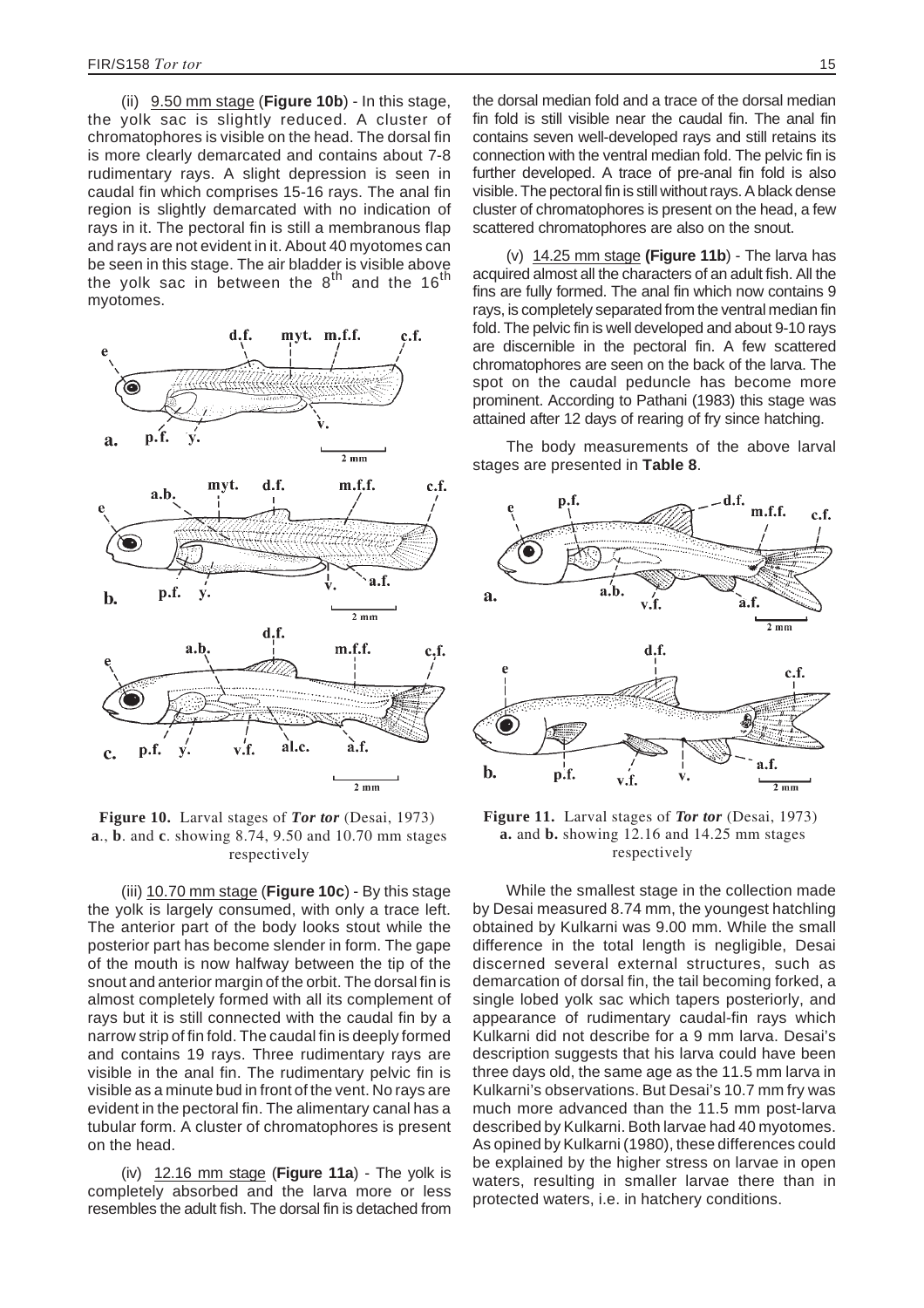(ii) 9.50 mm stage (**Figure 10b**) - In this stage, the yolk sac is slightly reduced. A cluster of chromatophores is visible on the head. The dorsal fin is more clearly demarcated and contains about 7-8 rudimentary rays. A slight depression is seen in caudal fin which comprises 15-16 rays. The anal fin region is slightly demarcated with no indication of rays in it. The pectoral fin is still a membranous flap and rays are not evident in it. About 40 myotomes can be seen in this stage. The air bladder is visible above the yolk sac in between the 8$^{th}$ and the 16$^{th}$ myotomes.

**Figure 10.** Larval stages of ***Tor tor*** (Desai, 1973) **a**., **b**. and **c**. showing 8.74, 9.50 and 10.70 mm stages respectively

(iii) 10.70 mm stage (**Figure 10c**) - By this stage the yolk is largely consumed, with only a trace left. The anterior part of the body looks stout while the posterior part has become slender in form. The gape of the mouth is now halfway between the tip of the snout and anterior margin of the orbit. The dorsal fin is almost completely formed with all its complement of rays but it is still connected with the caudal fin by a narrow strip of fin fold. The caudal fin is deeply formed and contains 19 rays. Three rudimentary rays are visible in the anal fin. The rudimentary pelvic fin is visible as a minute bud in front of the vent. No rays are evident in the pectoral fin. The alimentary canal has a tubular form. A cluster of chromatophores is present on the head.

(iv) 12.16 mm stage (**Figure 11a**) - The yolk is completely absorbed and the larva more or less resembles the adult fish. The dorsal fin is detached from the dorsal median fold and a trace of the dorsal median fin fold is still visible near the caudal fin. The anal fin contains seven well-developed rays and still retains its connection with the ventral median fold. The pelvic fin is further developed. A trace of pre-anal fin fold is also visible. The pectoral fin is still without rays. A black dense cluster of chromatophores is present on the head, a few scattered chromatophores are also on the snout.

(v) 14.25 mm stage **(Figure 11b)** - The larva has acquired almost all the characters of an adult fish. All the fins are fully formed. The anal fin which now contains 9 rays, is completely separated from the ventral median fin fold. The pelvic fin is well developed and about 9-10 rays are discernible in the pectoral fin. A few scattered chromatophores are seen on the back of the larva. The spot on the caudal peduncle has become more prominent. According to Pathani (1983) this stage was attained after 12 days of rearing of fry since hatching.

The body measurements of the above larval stages are presented in **Table 8**.

**Figure 11.** Larval stages of ***Tor tor*** (Desai, 1973) **a.** and **b.** showing 12.16 and 14.25 mm stages respectively

While the smallest stage in the collection made by Desai measured 8.74 mm, the youngest hatchling obtained by Kulkarni was 9.00 mm. While the small difference in the total length is negligible, Desai discerned several external structures, such as demarcation of dorsal fin, the tail becoming forked, a single lobed yolk sac which tapers posteriorly, and appearance of rudimentary caudal-fin rays which Kulkarni did not describe for a 9 mm larva. Desai's description suggests that his larva could have been three days old, the same age as the 11.5 mm larva in Kulkarni's observations. But Desai's 10.7 mm fry was much more advanced than the 11.5 mm post-larva described by Kulkarni. Both larvae had 40 myotomes. As opined by Kulkarni (1980), these differences could be explained by the higher stress on larvae in open waters, resulting in smaller larvae there than in protected waters, i.e. in hatchery conditions.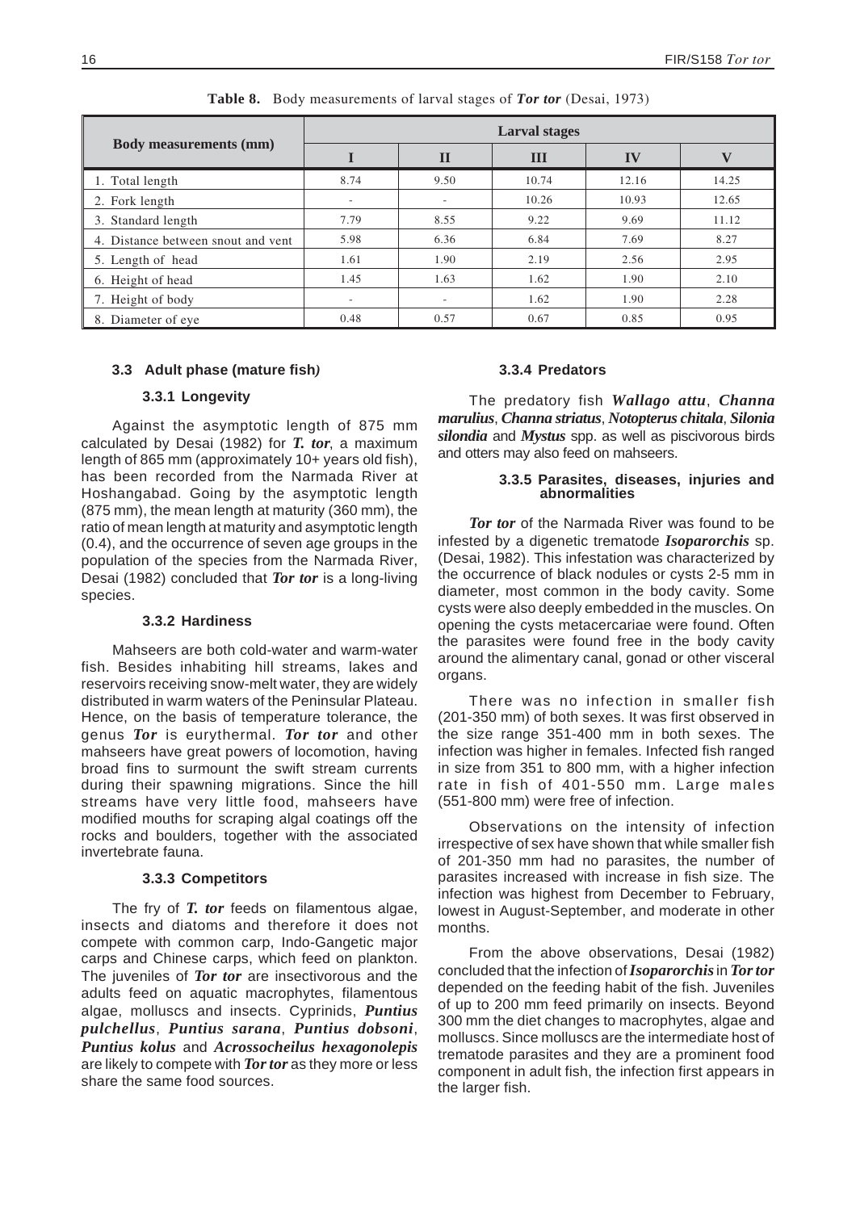**Table 8.** Body measurements of larval stages of ***Tor tor*** (Desai, 1973)

| Body measurements (mm) | Larval stages | | | | |
|---|---|---|---|---|---|
| | I | II | III | IV | V |
| 1. Total length | 8.74 | 9.50 | 10.74 | 12.16 | 14.25 |
| 2. Fork length | - | - | 10.26 | 10.93 | 12.65 |
| 3. Standard length | 7.79 | 8.55 | 9.22 | 9.69 | 11.12 |
| 4. Distance between snout and vent | 5.98 | 6.36 | 6.84 | 7.69 | 8.27 |
| 5. Length of head | 1.61 | 1.90 | 2.19 | 2.56 | 2.95 |
| 6. Height of head | 1.45 | 1.63 | 1.62 | 1.90 | 2.10 |
| 7. Height of body | - | - | 1.62 | 1.90 | 2.28 |
| 8. Diameter of eye | 0.48 | 0.57 | 0.67 | 0.85 | 0.95 |

## 3.3 Adult phase (mature fish)

### 3.3.1 Longevity

Against the asymptotic length of 875 mm calculated by Desai (1982) for ***T. tor***, a maximum length of 865 mm (approximately 10+ years old fish), has been recorded from the Narmada River at Hoshangabad. Going by the asymptotic length (875 mm), the mean length at maturity (360 mm), the ratio of mean length at maturity and asymptotic length (0.4), and the occurrence of seven age groups in the population of the species from the Narmada River, Desai (1982) concluded that ***Tor tor*** is a long-living species.

### 3.3.2 Hardiness

Mahseers are both cold-water and warm-water fish. Besides inhabiting hill streams, lakes and reservoirs receiving snow-melt water, they are widely distributed in warm waters of the Peninsular Plateau. Hence, on the basis of temperature tolerance, the genus ***Tor*** is eurythermal. ***Tor tor*** and other mahseers have great powers of locomotion, having broad fins to surmount the swift stream currents during their spawning migrations. Since the hill streams have very little food, mahseers have modified mouths for scraping algal coatings off the rocks and boulders, together with the associated invertebrate fauna.

### 3.3.3 Competitors

The fry of ***T. tor*** feeds on filamentous algae, insects and diatoms and therefore it does not compete with common carp, Indo-Gangetic major carps and Chinese carps, which feed on plankton. The juveniles of ***Tor tor*** are insectivorous and the adults feed on aquatic macrophytes, filamentous algae, molluscs and insects. Cyprinids, ***Puntius pulchellus***, ***Puntius sarana***, ***Puntius dobsoni***, ***Puntius kolus*** and ***Acrossocheilus hexagonolepis*** are likely to compete with ***Tor tor*** as they more or less share the same food sources.

### 3.3.4 Predators

The predatory fish ***Wallago attu***, ***Channa marulius***, ***Channa striatus***, ***Notopterus chitala***, ***Silonia silondia*** and ***Mystus*** spp. as well as piscivorous birds and otters may also feed on mahseers.

### 3.3.5 Parasites, diseases, injuries and abnormalities

***Tor tor*** of the Narmada River was found to be infested by a digenetic trematode ***Isoparorchis*** sp. (Desai, 1982). This infestation was characterized by the occurrence of black nodules or cysts 2-5 mm in diameter, most common in the body cavity. Some cysts were also deeply embedded in the muscles. On opening the cysts metacercariae were found. Often the parasites were found free in the body cavity around the alimentary canal, gonad or other visceral organs.

There was no infection in smaller fish (201-350 mm) of both sexes. It was first observed in the size range 351-400 mm in both sexes. The infection was higher in females. Infected fish ranged in size from 351 to 800 mm, with a higher infection rate in fish of 401-550 mm. Large males (551-800 mm) were free of infection.

Observations on the intensity of infection irrespective of sex have shown that while smaller fish of 201-350 mm had no parasites, the number of parasites increased with increase in fish size. The infection was highest from December to February, lowest in August-September, and moderate in other months.

From the above observations, Desai (1982) concluded that the infection of ***Isoparorchis*** in ***Tor tor*** depended on the feeding habit of the fish. Juveniles of up to 200 mm feed primarily on insects. Beyond 300 mm the diet changes to macrophytes, algae and molluscs. Since molluscs are the intermediate host of trematode parasites and they are a prominent food component in adult fish, the infection first appears in the larger fish.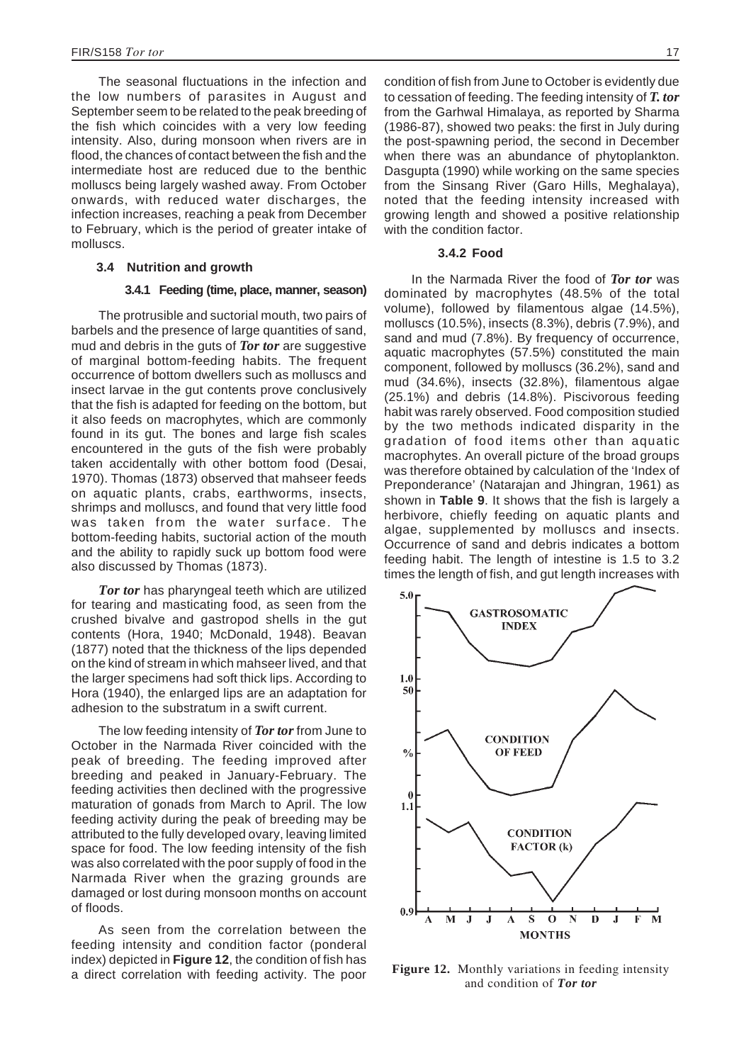The seasonal fluctuations in the infection and the low numbers of parasites in August and September seem to be related to the peak breeding of the fish which coincides with a very low feeding intensity. Also, during monsoon when rivers are in flood, the chances of contact between the fish and the intermediate host are reduced due to the benthic molluscs being largely washed away. From October onwards, with reduced water discharges, the infection increases, reaching a peak from December to February, which is the period of greater intake of molluscs.

### 3.4 Nutrition and growth

#### 3.4.1 Feeding (time, place, manner, season)

The protrusible and suctorial mouth, two pairs of barbels and the presence of large quantities of sand, mud and debris in the guts of ***Tor tor*** are suggestive of marginal bottom-feeding habits. The frequent occurrence of bottom dwellers such as molluscs and insect larvae in the gut contents prove conclusively that the fish is adapted for feeding on the bottom, but it also feeds on macrophytes, which are commonly found in its gut. The bones and large fish scales encountered in the guts of the fish were probably taken accidentally with other bottom food (Desai, 1970). Thomas (1873) observed that mahseer feeds on aquatic plants, crabs, earthworms, insects, shrimps and molluscs, and found that very little food was taken from the water surface. The bottom-feeding habits, suctorial action of the mouth and the ability to rapidly suck up bottom food were also discussed by Thomas (1873).

***Tor tor*** has pharyngeal teeth which are utilized for tearing and masticating food, as seen from the crushed bivalve and gastropod shells in the gut contents (Hora, 1940; McDonald, 1948). Beavan (1877) noted that the thickness of the lips depended on the kind of stream in which mahseer lived, and that the larger specimens had soft thick lips. According to Hora (1940), the enlarged lips are an adaptation for adhesion to the substratum in a swift current.

The low feeding intensity of ***Tor tor*** from June to October in the Narmada River coincided with the peak of breeding. The feeding improved after breeding and peaked in January-February. The feeding activities then declined with the progressive maturation of gonads from March to April. The low feeding activity during the peak of breeding may be attributed to the fully developed ovary, leaving limited space for food. The low feeding intensity of the fish was also correlated with the poor supply of food in the Narmada River when the grazing grounds are damaged or lost during monsoon months on account of floods.

As seen from the correlation between the feeding intensity and condition factor (ponderal index) depicted in **Figure 12**, the condition of fish has a direct correlation with feeding activity. The poor condition of fish from June to October is evidently due to cessation of feeding. The feeding intensity of ***T. tor*** from the Garhwal Himalaya, as reported by Sharma (1986-87), showed two peaks: the first in July during the post-spawning period, the second in December when there was an abundance of phytoplankton. Dasgupta (1990) while working on the same species from the Sinsang River (Garo Hills, Meghalaya), noted that the feeding intensity increased with growing length and showed a positive relationship with the condition factor.

#### 3.4.2 Food

In the Narmada River the food of ***Tor tor*** was dominated by macrophytes (48.5% of the total volume), followed by filamentous algae (14.5%), molluscs (10.5%), insects (8.3%), debris (7.9%), and sand and mud (7.8%). By frequency of occurrence, aquatic macrophytes (57.5%) constituted the main component, followed by molluscs (36.2%), sand and mud (34.6%), insects (32.8%), filamentous algae (25.1%) and debris (14.8%). Piscivorous feeding habit was rarely observed. Food composition studied by the two methods indicated disparity in the gradation of food items other than aquatic macrophytes. An overall picture of the broad groups was therefore obtained by calculation of the 'Index of Preponderance' (Natarajan and Jhingran, 1961) as shown in **Table 9**. It shows that the fish is largely a herbivore, chiefly feeding on aquatic plants and algae, supplemented by molluscs and insects. Occurrence of sand and debris indicates a bottom feeding habit. The length of intestine is 1.5 to 3.2 times the length of fish, and gut length increases with

**Figure 12.** Monthly variations in feeding intensity and condition of ***Tor tor***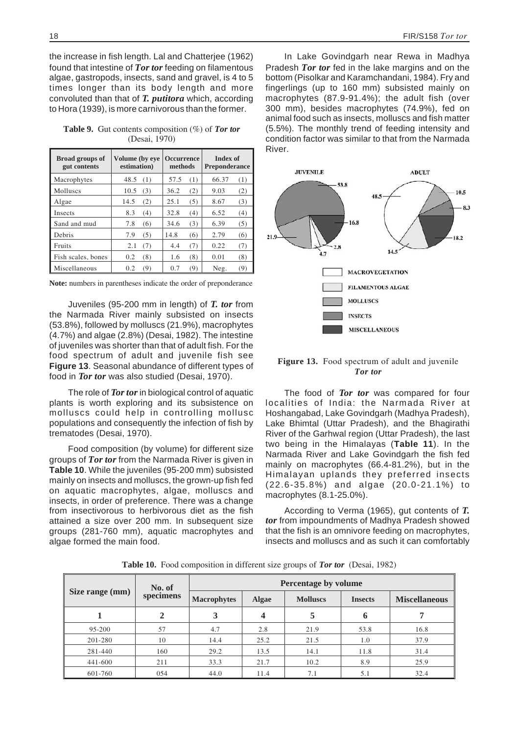the increase in fish length. Lal and Chatterjee (1962) found that intestine of ***Tor tor*** feeding on filamentous algae, gastropods, insects, sand and gravel, is 4 to 5 times longer than its body length and more convoluted than that of ***T. putitora*** which, according to Hora (1939), is more carnivorous than the former.

**Table 9.** Gut contents composition (%) of ***Tor tor*** (Desai, 1970)

| Broad groups of gut contents | Volume (by eye estimation) | Occurrence methods | Index of Preponderance |
|---|---|---|---|
| Macrophytes | 48.5 (1) | 57.5 (1) | 66.37 (1) |
| Molluscs | 10.5 (3) | 36.2 (2) | 9.03 (2) |
| Algae | 14.5 (2) | 25.1 (5) | 8.67 (3) |
| Insects | 8.3 (4) | 32.8 (4) | 6.52 (4) |
| Sand and mud | 7.8 (6) | 34.6 (3) | 6.39 (5) |
| Debris | 7.9 (5) | 14.8 (6) | 2.79 (6) |
| Fruits | 2.1 (7) | 4.4 (7) | 0.22 (7) |
| Fish scales, bones | 0.2 (8) | 1.6 (8) | 0.01 (8) |
| Miscellaneous | 0.2 (9) | 0.7 (9) | Neg. (9) |

**Note:** numbers in parentheses indicate the order of preponderance

Juveniles (95-200 mm in length) of ***T. tor*** from the Narmada River mainly subsisted on insects (53.8%), followed by molluscs (21.9%), macrophytes (4.7%) and algae (2.8%) (Desai, 1982). The intestine of juveniles was shorter than that of adult fish. For the food spectrum of adult and juvenile fish see **Figure 13**. Seasonal abundance of different types of food in ***Tor tor*** was also studied (Desai, 1970).

The role of ***Tor tor*** in biological control of aquatic plants is worth exploring and its subsistence on molluscs could help in controlling mollusc populations and consequently the infection of fish by trematodes (Desai, 1970).

Food composition (by volume) for different size groups of ***Tor tor*** from the Narmada River is given in **Table 10**. While the juveniles (95-200 mm) subsisted mainly on insects and molluscs, the grown-up fish fed on aquatic macrophytes, algae, molluscs and insects, in order of preference. There was a change from insectivorous to herbivorous diet as the fish attained a size over 200 mm. In subsequent size groups (281-760 mm), aquatic macrophytes and algae formed the main food.

In Lake Govindgarh near Rewa in Madhya Pradesh ***Tor tor*** fed in the lake margins and on the bottom (Pisolkar and Karamchandani, 1984). Fry and fingerlings (up to 160 mm) subsisted mainly on macrophytes (87.9-91.4%); the adult fish (over 300 mm), besides macrophytes (74.9%), fed on animal food such as insects, molluscs and fish matter (5.5%). The monthly trend of feeding intensity and condition factor was similar to that from the Narmada River.

**Figure 13.** Food spectrum of adult and juvenile ***Tor tor***

The food of ***Tor tor*** was compared for four localities of India: the Narmada River at Hoshangabad, Lake Govindgarh (Madhya Pradesh), Lake Bhimtal (Uttar Pradesh), and the Bhagirathi River of the Garhwal region (Uttar Pradesh), the last two being in the Himalayas (**Table 11**). In the Narmada River and Lake Govindgarh the fish fed mainly on macrophytes (66.4-81.2%), but in the Himalayan uplands they preferred insects (22.6-35.8%) and algae (20.0-21.1%) to macrophytes (8.1-25.0%).

According to Verma (1965), gut contents of ***T. tor*** from impoundments of Madhya Pradesh showed that the fish is an omnivore feeding on macrophytes, insects and molluscs and as such it can comfortably

**Table 10.** Food composition in different size groups of ***Tor tor*** (Desai, 1982)

| Size range (mm) | No. of specimens | Percentage by volume | | | | |
|---|---|---|---|---|---|---|
| | | Macrophytes | Algae | Molluscs | Insects | Miscellaneous |
| 1 | 2 | 3 | 4 | 5 | 6 | 7 |
| 95-200 | 57 | 4.7 | 2.8 | 21.9 | 53.8 | 16.8 |
| 201-280 | 10 | 14.4 | 25.2 | 21.5 | 1.0 | 37.9 |
| 281-440 | 160 | 29.2 | 13.5 | 14.1 | 11.8 | 31.4 |
| 441-600 | 211 | 33.3 | 21.7 | 10.2 | 8.9 | 25.9 |
| 601-760 | 054 | 44.0 | 11.4 | 7.1 | 5.1 | 32.4 |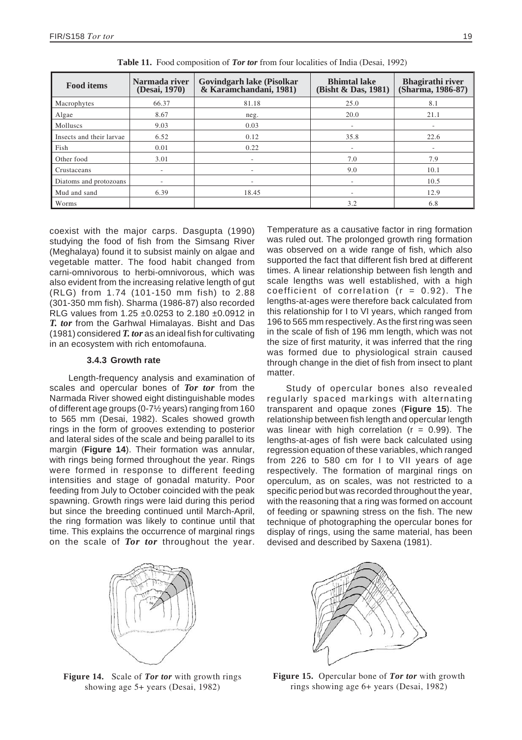**Table 11.** Food composition of ***Tor tor*** from four localities of India (Desai, 1992)

| Food items | Narmada river (Desai, 1970) | Govindgarh lake (Pisolkar & Karamchandani, 1981) | Bhimtal lake (Bisht & Das, 1981) | Bhagirathi river (Sharma, 1986-87) |
|---|---|---|---|---|
| Macrophytes | 66.37 | 81.18 | 25.0 | 8.1 |
| Algae | 8.67 | neg. | 20.0 | 21.1 |
| Molluscs | 9.03 | 0.03 | - | - |
| Insects and their larvae | 6.52 | 0.12 | 35.8 | 22.6 |
| Fish | 0.01 | 0.22 | - | - |
| Other food | 3.01 | - | 7.0 | 7.9 |
| Crustaceans | - | - | 9.0 | 10.1 |
| Diatoms and protozoans | - | - | - | 10.5 |
| Mud and sand | 6.39 | 18.45 | - | 12.9 |
| Worms | | | 3.2 | 6.8 |

coexist with the major carps. Dasgupta (1990) studying the food of fish from the Simsang River (Meghalaya) found it to subsist mainly on algae and vegetable matter. The food habit changed from carni-omnivorous to herbi-omnivorous, which was also evident from the increasing relative length of gut (RLG) from 1.74 (101-150 mm fish) to 2.88 (301-350 mm fish). Sharma (1986-87) also recorded RLG values from 1.25 ±0.0253 to 2.180 ±0.0912 in ***T. tor*** from the Garhwal Himalayas. Bisht and Das (1981) considered ***T. tor*** as an ideal fish for cultivating in an ecosystem with rich entomofauna.

### 3.4.3 Growth rate

Length-frequency analysis and examination of scales and opercular bones of ***Tor tor*** from the Narmada River showed eight distinguishable modes of different age groups (0-7½ years) ranging from 160 to 565 mm (Desai, 1982). Scales showed growth rings in the form of grooves extending to posterior and lateral sides of the scale and being parallel to its margin (**Figure 14**). Their formation was annular, with rings being formed throughout the year. Rings were formed in response to different feeding intensities and stage of gonadal maturity. Poor feeding from July to October coincided with the peak spawning. Growth rings were laid during this period but since the breeding continued until March-April, the ring formation was likely to continue until that time. This explains the occurrence of marginal rings on the scale of ***Tor tor*** throughout the year. Temperature as a causative factor in ring formation was ruled out. The prolonged growth ring formation was observed on a wide range of fish, which also supported the fact that different fish bred at different times. A linear relationship between fish length and scale lengths was well established, with a high coefficient of correlation ($r = 0.92$). The lengths-at-ages were therefore back calculated from this relationship for I to VI years, which ranged from 196 to 565 mm respectively. As the first ring was seen in the scale of fish of 196 mm length, which was not the size of first maturity, it was inferred that the ring was formed due to physiological strain caused through change in the diet of fish from insect to plant matter.

Study of opercular bones also revealed regularly spaced markings with alternating transparent and opaque zones (**Figure 15**). The relationship between fish length and opercular length was linear with high correlation ($r = 0.99$). The lengths-at-ages of fish were back calculated using regression equation of these variables, which ranged from 226 to 580 cm for I to VII years of age respectively. The formation of marginal rings on operculum, as on scales, was not restricted to a specific period but was recorded throughout the year, with the reasoning that a ring was formed on account of feeding or spawning stress on the fish. The new technique of photographing the opercular bones for display of rings, using the same material, has been devised and described by Saxena (1981).

**Figure 14.** Scale of ***Tor tor*** with growth rings showing age 5+ years (Desai, 1982)

**Figure 15.** Opercular bone of ***Tor tor*** with growth rings showing age 6+ years (Desai, 1982)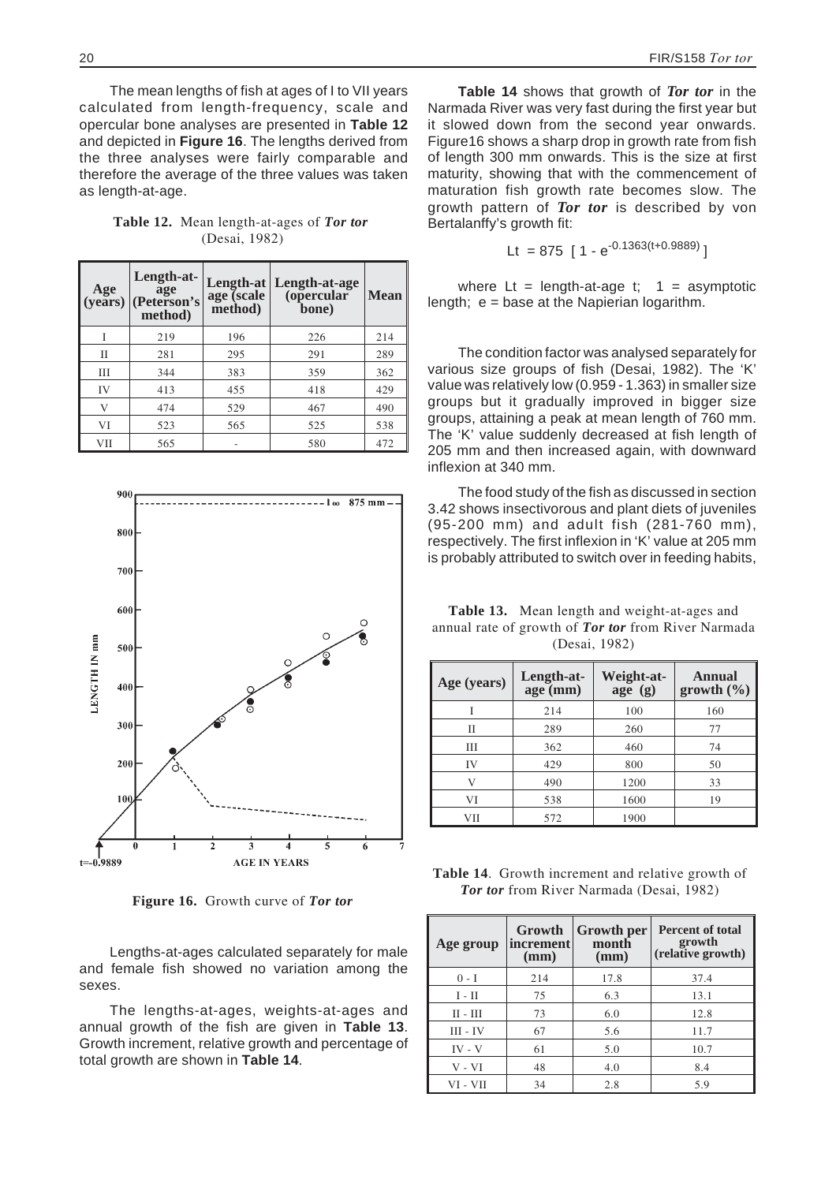The mean lengths of fish at ages of I to VII years calculated from length-frequency, scale and opercular bone analyses are presented in **Table 12** and depicted in **Figure 16**. The lengths derived from the three analyses were fairly comparable and therefore the average of the three values was taken as length-at-age.

**Table 12.** Mean length-at-ages of ***Tor tor*** (Desai, 1982)

| Age (years) | Length-at-age (Peterson's method) | Length-at age (scale method) | Length-at-age (opercular bone) | Mean |
|---|---|---|---|---|
| I | 219 | 196 | 226 | 214 |
| II | 281 | 295 | 291 | 289 |
| III | 344 | 383 | 359 | 362 |
| IV | 413 | 455 | 418 | 429 |
| V | 474 | 529 | 467 | 490 |
| VI | 523 | 565 | 525 | 538 |
| VII | 565 | - | 580 | 472 |

**Figure 16.** Growth curve of ***Tor tor***

Lengths-at-ages calculated separately for male and female fish showed no variation among the sexes.

The lengths-at-ages, weights-at-ages and annual growth of the fish are given in **Table 13**. Growth increment, relative growth and percentage of total growth are shown in **Table 14**.

**Table 14** shows that growth of ***Tor tor*** in the Narmada River was very fast during the first year but it slowed down from the second year onwards. Figure16 shows a sharp drop in growth rate from fish of length 300 mm onwards. This is the size at first maturity, showing that with the commencement of maturation fish growth rate becomes slow. The growth pattern of ***Tor tor*** is described by von Bertalanffy's growth fit:

$$Lt = 875 \ [1 - e^{-0.1363(t+0.9889)}]$$

where Lt = length-at-age t; 1 = asymptotic length; e = base at the Napierian logarithm.

The condition factor was analysed separately for various size groups of fish (Desai, 1982). The 'K' value was relatively low (0.959 - 1.363) in smaller size groups but it gradually improved in bigger size groups, attaining a peak at mean length of 760 mm. The 'K' value suddenly decreased at fish length of 205 mm and then increased again, with downward inflexion at 340 mm.

The food study of the fish as discussed in section 3.42 shows insectivorous and plant diets of juveniles (95-200 mm) and adult fish (281-760 mm), respectively. The first inflexion in 'K' value at 205 mm is probably attributed to switch over in feeding habits,

**Table 13.** Mean length and weight-at-ages and annual rate of growth of ***Tor tor*** from River Narmada (Desai, 1982)

| Age (years) | Length-at-age (mm) | Weight-at-age (g) | Annual growth (%) |
|---|---|---|---|
| I | 214 | 100 | 160 |
| II | 289 | 260 | 77 |
| III | 362 | 460 | 74 |
| IV | 429 | 800 | 50 |
| V | 490 | 1200 | 33 |
| VI | 538 | 1600 | 19 |
| VII | 572 | 1900 | |

**Table 14**. Growth increment and relative growth of ***Tor tor*** from River Narmada (Desai, 1982)

| Age group | Growth increment (mm) | Growth per month (mm) | Percent of total growth (relative growth) |
|---|---|---|---|
| 0 - I | 214 | 17.8 | 37.4 |
| I - II | 75 | 6.3 | 13.1 |
| II - III | 73 | 6.0 | 12.8 |
| III - IV | 67 | 5.6 | 11.7 |
| IV - V | 61 | 5.0 | 10.7 |
| V - VI | 48 | 4.0 | 8.4 |
| VI - VII | 34 | 2.8 | 5.9 |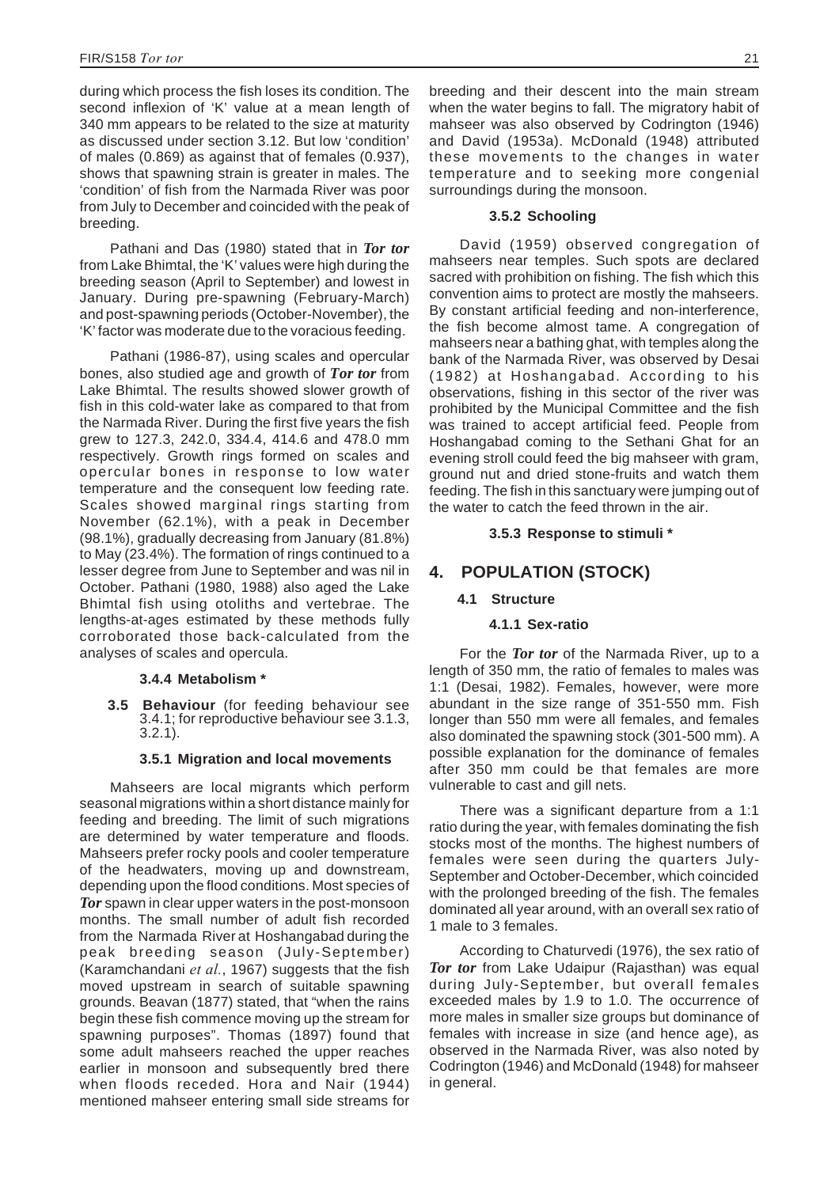during which process the fish loses its condition. The second inflexion of 'K' value at a mean length of 340 mm appears to be related to the size at maturity as discussed under section 3.12. But low 'condition' of males (0.869) as against that of females (0.937), shows that spawning strain is greater in males. The 'condition' of fish from the Narmada River was poor from July to December and coincided with the peak of breeding.

Pathani and Das (1980) stated that in ***Tor tor*** from Lake Bhimtal, the 'K' values were high during the breeding season (April to September) and lowest in January. During pre-spawning (February-March) and post-spawning periods (October-November), the 'K' factor was moderate due to the voracious feeding.

Pathani (1986-87), using scales and opercular bones, also studied age and growth of ***Tor tor*** from Lake Bhimtal. The results showed slower growth of fish in this cold-water lake as compared to that from the Narmada River. During the first five years the fish grew to 127.3, 242.0, 334.4, 414.6 and 478.0 mm respectively. Growth rings formed on scales and opercular bones in response to low water temperature and the consequent low feeding rate. Scales showed marginal rings starting from November (62.1%), with a peak in December (98.1%), gradually decreasing from January (81.8%) to May (23.4%). The formation of rings continued to a lesser degree from June to September and was nil in October. Pathani (1980, 1988) also aged the Lake Bhimtal fish using otoliths and vertebrae. The lengths-at-ages estimated by these methods fully corroborated those back-calculated from the analyses of scales and opercula.

#### 3.4.4 Metabolism *

### 3.5 Behaviour (for feeding behaviour see 3.4.1; for reproductive behaviour see 3.1.3, 3.2.1).

#### 3.5.1 Migration and local movements

Mahseers are local migrants which perform seasonal migrations within a short distance mainly for feeding and breeding. The limit of such migrations are determined by water temperature and floods. Mahseers prefer rocky pools and cooler temperature of the headwaters, moving up and downstream, depending upon the flood conditions. Most species of ***Tor*** spawn in clear upper waters in the post-monsoon months. The small number of adult fish recorded from the Narmada River at Hoshangabad during the peak breeding season (July-September) (Karamchandani *et al.*, 1967) suggests that the fish moved upstream in search of suitable spawning grounds. Beavan (1877) stated, that "when the rains begin these fish commence moving up the stream for spawning purposes". Thomas (1897) found that some adult mahseers reached the upper reaches earlier in monsoon and subsequently bred there when floods receded. Hora and Nair (1944) mentioned mahseer entering small side streams for breeding and their descent into the main stream when the water begins to fall. The migratory habit of mahseer was also observed by Codrington (1946) and David (1953a). McDonald (1948) attributed these movements to the changes in water temperature and to seeking more congenial surroundings during the monsoon.

#### 3.5.2 Schooling

David (1959) observed congregation of mahseers near temples. Such spots are declared sacred with prohibition on fishing. The fish which this convention aims to protect are mostly the mahseers. By constant artificial feeding and non-interference, the fish become almost tame. A congregation of mahseers near a bathing ghat, with temples along the bank of the Narmada River, was observed by Desai (1982) at Hoshangabad. According to his observations, fishing in this sector of the river was prohibited by the Municipal Committee and the fish was trained to accept artificial feed. People from Hoshangabad coming to the Sethani Ghat for an evening stroll could feed the big mahseer with gram, ground nut and dried stone-fruits and watch them feeding. The fish in this sanctuary were jumping out of the water to catch the feed thrown in the air.

#### 3.5.3 Response to stimuli *

## 4. POPULATION (STOCK)

### 4.1 Structure

#### 4.1.1 Sex-ratio

For the ***Tor tor*** of the Narmada River, up to a length of 350 mm, the ratio of females to males was 1:1 (Desai, 1982). Females, however, were more abundant in the size range of 351-550 mm. Fish longer than 550 mm were all females, and females also dominated the spawning stock (301-500 mm). A possible explanation for the dominance of females after 350 mm could be that females are more vulnerable to cast and gill nets.

There was a significant departure from a 1:1 ratio during the year, with females dominating the fish stocks most of the months. The highest numbers of females were seen during the quarters July-September and October-December, which coincided with the prolonged breeding of the fish. The females dominated all year around, with an overall sex ratio of 1 male to 3 females.

According to Chaturvedi (1976), the sex ratio of ***Tor tor*** from Lake Udaipur (Rajasthan) was equal during July-September, but overall females exceeded males by 1.9 to 1.0. The occurrence of more males in smaller size groups but dominance of females with increase in size (and hence age), as observed in the Narmada River, was also noted by Codrington (1946) and McDonald (1948) for mahseer in general.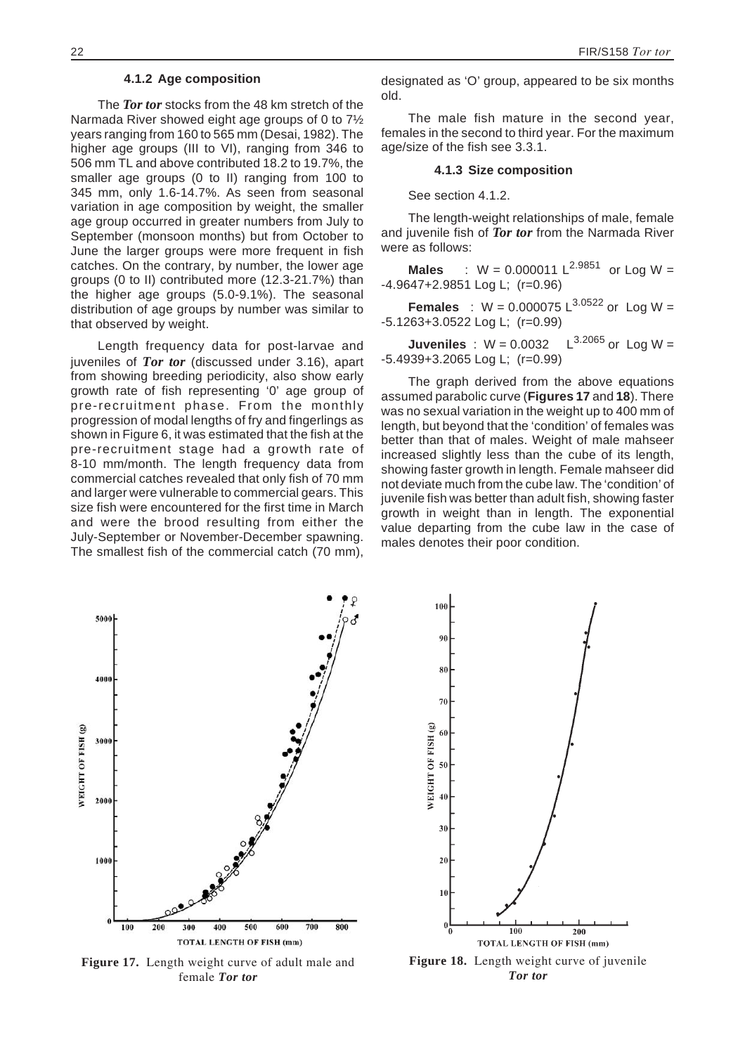#### 4.1.2 Age composition

The ***Tor tor*** stocks from the 48 km stretch of the Narmada River showed eight age groups of 0 to 7½ years ranging from 160 to 565 mm (Desai, 1982). The higher age groups (III to VI), ranging from 346 to 506 mm TL and above contributed 18.2 to 19.7%, the smaller age groups (0 to II) ranging from 100 to 345 mm, only 1.6-14.7%. As seen from seasonal variation in age composition by weight, the smaller age group occurred in greater numbers from July to September (monsoon months) but from October to June the larger groups were more frequent in fish catches. On the contrary, by number, the lower age groups (0 to II) contributed more (12.3-21.7%) than the higher age groups (5.0-9.1%). The seasonal distribution of age groups by number was similar to that observed by weight.

Length frequency data for post-larvae and juveniles of ***Tor tor*** (discussed under 3.16), apart from showing breeding periodicity, also show early growth rate of fish representing '0' age group of pre-recruitment phase. From the monthly progression of modal lengths of fry and fingerlings as shown in Figure 6, it was estimated that the fish at the pre-recruitment stage had a growth rate of 8-10 mm/month. The length frequency data from commercial catches revealed that only fish of 70 mm and larger were vulnerable to commercial gears. This size fish were encountered for the first time in March and were the brood resulting from either the July-September or November-December spawning. The smallest fish of the commercial catch (70 mm), designated as 'O' group, appeared to be six months old.

The male fish mature in the second year, females in the second to third year. For the maximum age/size of the fish see 3.3.1.

#### 4.1.3 Size composition

See section 4.1.2.

The length-weight relationships of male, female and juvenile fish of ***Tor tor*** from the Narmada River were as follows:

**Males** : $W = 0.000011\ L^{2.9851}$ or $\text{Log } W = -4.9647+2.9851 \text{ Log } L$; (r=0.96)

**Females** : $W = 0.000075\ L^{3.0522}$ or $\text{Log } W = -5.1263+3.0522 \text{ Log } L$; (r=0.99)

**Juveniles** : $W = 0.0032\ L^{3.2065}$ or $\text{Log } W = -5.4939+3.2065 \text{ Log } L$; (r=0.99)

The graph derived from the above equations assumed parabolic curve (**Figures 17** and **18**). There was no sexual variation in the weight up to 400 mm of length, but beyond that the 'condition' of females was better than that of males. Weight of male mahseer increased slightly less than the cube of its length, showing faster growth in length. Female mahseer did not deviate much from the cube law. The 'condition' of juvenile fish was better than adult fish, showing faster growth in weight than in length. The exponential value departing from the cube law in the case of males denotes their poor condition.

**Figure 17.** Length weight curve of adult male and female ***Tor tor***

**Figure 18.** Length weight curve of juvenile ***Tor tor***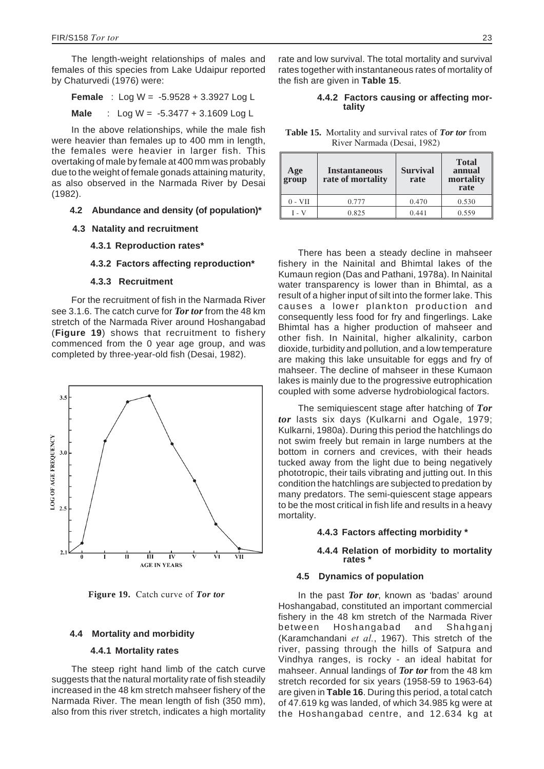The length-weight relationships of males and females of this species from Lake Udaipur reported by Chaturvedi (1976) were:

**Female** : Log W = -5.9528 + 3.3927 Log L

**Male** : Log W = -5.3477 + 3.1609 Log L

In the above relationships, while the male fish were heavier than females up to 400 mm in length, the females were heavier in larger fish. This overtaking of male by female at 400 mm was probably due to the weight of female gonads attaining maturity, as also observed in the Narmada River by Desai (1982).

### 4.2 Abundance and density (of population)*

### 4.3 Natality and recruitment

#### 4.3.1 Reproduction rates*

#### 4.3.2 Factors affecting reproduction*

#### 4.3.3 Recruitment

For the recruitment of fish in the Narmada River see 3.1.6. The catch curve for ***Tor tor*** from the 48 km stretch of the Narmada River around Hoshangabad (**Figure 19**) shows that recruitment to fishery commenced from the 0 year age group, and was completed by three-year-old fish (Desai, 1982).

**Figure 19.** Catch curve of ***Tor tor***

### 4.4 Mortality and morbidity

#### 4.4.1 Mortality rates

The steep right hand limb of the catch curve suggests that the natural mortality rate of fish steadily increased in the 48 km stretch mahseer fishery of the Narmada River. The mean length of fish (350 mm), also from this river stretch, indicates a high mortality rate and low survival. The total mortality and survival rates together with instantaneous rates of mortality of the fish are given in **Table 15**.

#### 4.4.2 Factors causing or affecting mortality

**Table 15.** Mortality and survival rates of ***Tor tor*** from River Narmada (Desai, 1982)

| Age group | Instantaneous rate of mortality | Survival rate | Total annual mortality rate |
|---|---|---|---|
| 0 - VII | 0.777 | 0.470 | 0.530 |
| I - V | 0.825 | 0.441 | 0.559 |

There has been a steady decline in mahseer fishery in the Nainital and Bhimtal lakes of the Kumaun region (Das and Pathani, 1978a). In Nainital water transparency is lower than in Bhimtal, as a result of a higher input of silt into the former lake. This causes a lower plankton production and consequently less food for fry and fingerlings. Lake Bhimtal has a higher production of mahseer and other fish. In Nainital, higher alkalinity, carbon dioxide, turbidity and pollution, and a low temperature are making this lake unsuitable for eggs and fry of mahseer. The decline of mahseer in these Kumaon lakes is mainly due to the progressive eutrophication coupled with some adverse hydrobiological factors.

The semiquiescent stage after hatching of ***Tor tor*** lasts six days (Kulkarni and Ogale, 1979; Kulkarni, 1980a). During this period the hatchlings do not swim freely but remain in large numbers at the bottom in corners and crevices, with their heads tucked away from the light due to being negatively phototropic, their tails vibrating and jutting out. In this condition the hatchlings are subjected to predation by many predators. The semi-quiescent stage appears to be the most critical in fish life and results in a heavy mortality.

#### 4.4.3 Factors affecting morbidity *

#### 4.4.4 Relation of morbidity to mortality rates *

### 4.5 Dynamics of population

In the past ***Tor tor***, known as 'badas' around Hoshangabad, constituted an important commercial fishery in the 48 km stretch of the Narmada River between Hoshangabad and Shahganj (Karamchandani *et al.*, 1967). This stretch of the river, passing through the hills of Satpura and Vindhya ranges, is rocky - an ideal habitat for mahseer. Annual landings of ***Tor tor*** from the 48 km stretch recorded for six years (1958-59 to 1963-64) are given in **Table 16**. During this period, a total catch of 47.619 kg was landed, of which 34.985 kg were at the Hoshangabad centre, and 12.634 kg at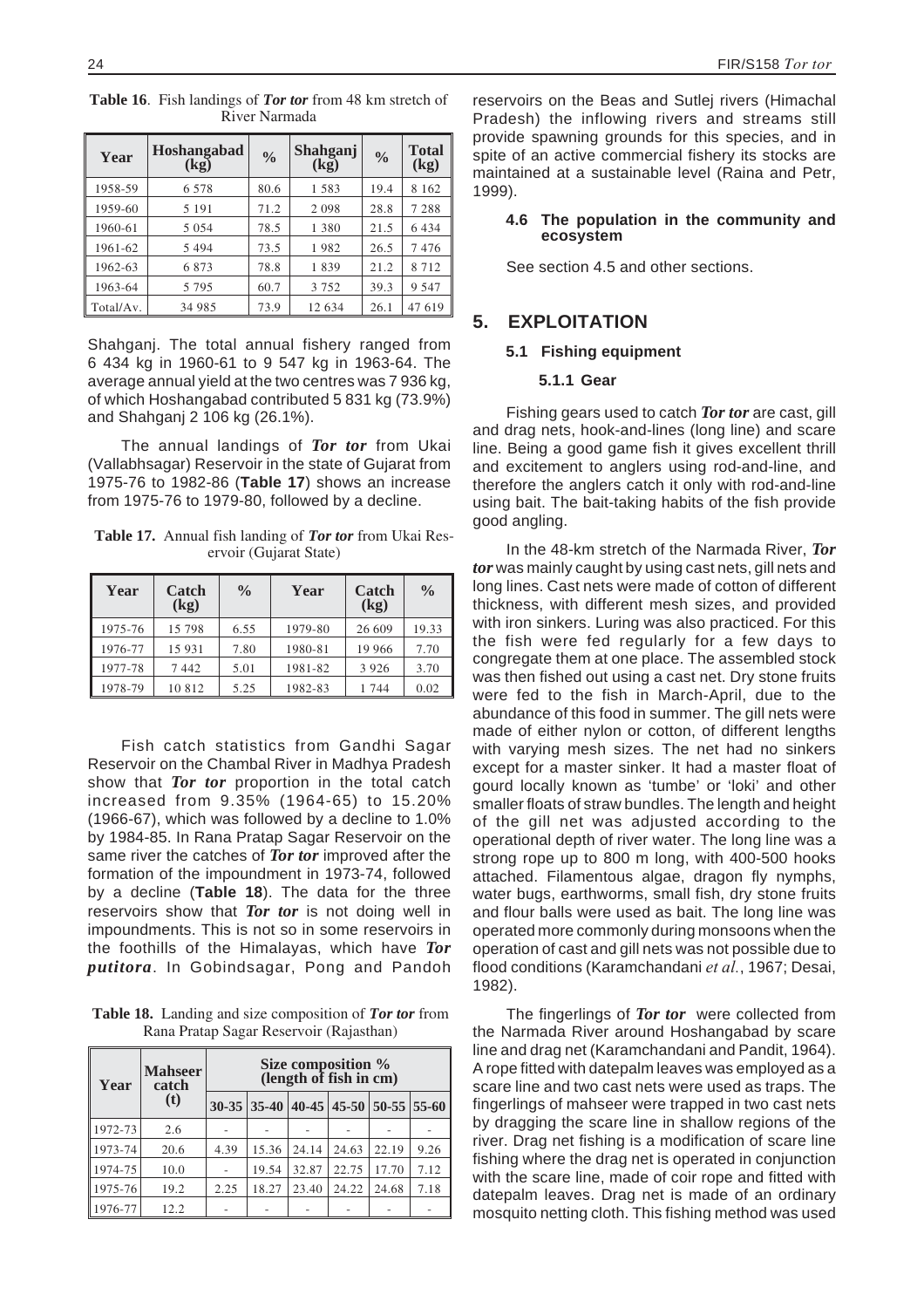**Table 16**. Fish landings of ***Tor tor*** from 48 km stretch of River Narmada

| Year | Hoshangabad (kg) | % | Shahganj (kg) | % | Total (kg) |
|---|---|---|---|---|---|
| 1958-59 | 6 578 | 80.6 | 1 583 | 19.4 | 8 162 |
| 1959-60 | 5 191 | 71.2 | 2 098 | 28.8 | 7 288 |
| 1960-61 | 5 054 | 78.5 | 1 380 | 21.5 | 6 434 |
| 1961-62 | 5 494 | 73.5 | 1 982 | 26.5 | 7 476 |
| 1962-63 | 6 873 | 78.8 | 1 839 | 21.2 | 8 712 |
| 1963-64 | 5 795 | 60.7 | 3 752 | 39.3 | 9 547 |
| Total/Av. | 34 985 | 73.9 | 12 634 | 26.1 | 47 619 |

Shahganj. The total annual fishery ranged from 6 434 kg in 1960-61 to 9 547 kg in 1963-64. The average annual yield at the two centres was 7 936 kg, of which Hoshangabad contributed 5 831 kg (73.9%) and Shahganj 2 106 kg (26.1%).

The annual landings of ***Tor tor*** from Ukai (Vallabhsagar) Reservoir in the state of Gujarat from 1975-76 to 1982-86 (**Table 17**) shows an increase from 1975-76 to 1979-80, followed by a decline.

**Table 17.** Annual fish landing of ***Tor tor*** from Ukai Reservoir (Gujarat State)

| Year | Catch (kg) | % | Year | Catch (kg) | % |
|---|---|---|---|---|---|
| 1975-76 | 15 798 | 6.55 | 1979-80 | 26 609 | 19.33 |
| 1976-77 | 15 931 | 7.80 | 1980-81 | 19 966 | 7.70 |
| 1977-78 | 7 442 | 5.01 | 1981-82 | 3 926 | 3.70 |
| 1978-79 | 10 812 | 5.25 | 1982-83 | 1 744 | 0.02 |

Fish catch statistics from Gandhi Sagar Reservoir on the Chambal River in Madhya Pradesh show that ***Tor tor*** proportion in the total catch increased from 9.35% (1964-65) to 15.20% (1966-67), which was followed by a decline to 1.0% by 1984-85. In Rana Pratap Sagar Reservoir on the same river the catches of ***Tor tor*** improved after the formation of the impoundment in 1973-74, followed by a decline (**Table 18**). The data for the three reservoirs show that ***Tor tor*** is not doing well in impoundments. This is not so in some reservoirs in the foothills of the Himalayas, which have ***Tor putitora***. In Gobindsagar, Pong and Pandoh

**Table 18.** Landing and size composition of ***Tor tor*** from Rana Pratap Sagar Reservoir (Rajasthan)

| Year | Mahseer catch (t) | Size composition % (length of fish in cm) | | | | | |
|---|---|---|---|---|---|---|---|
| | | 30-35 | 35-40 | 40-45 | 45-50 | 50-55 | 55-60 |
| 1972-73 | 2.6 | - | - | - | - | - | - |
| 1973-74 | 20.6 | 4.39 | 15.36 | 24.14 | 24.63 | 22.19 | 9.26 |
| 1974-75 | 10.0 | - | 19.54 | 32.87 | 22.75 | 17.70 | 7.12 |
| 1975-76 | 19.2 | 2.25 | 18.27 | 23.40 | 24.22 | 24.68 | 7.18 |
| 1976-77 | 12.2 | - | - | - | - | - | - |

reservoirs on the Beas and Sutlej rivers (Himachal Pradesh) the inflowing rivers and streams still provide spawning grounds for this species, and in spite of an active commercial fishery its stocks are maintained at a sustainable level (Raina and Petr, 1999).

#### 4.6 The population in the community and ecosystem

See section 4.5 and other sections.

## 5. EXPLOITATION

### 5.1 Fishing equipment

#### 5.1.1 Gear

Fishing gears used to catch ***Tor tor*** are cast, gill and drag nets, hook-and-lines (long line) and scare line. Being a good game fish it gives excellent thrill and excitement to anglers using rod-and-line, and therefore the anglers catch it only with rod-and-line using bait. The bait-taking habits of the fish provide good angling.

In the 48-km stretch of the Narmada River, ***Tor tor*** was mainly caught by using cast nets, gill nets and long lines. Cast nets were made of cotton of different thickness, with different mesh sizes, and provided with iron sinkers. Luring was also practiced. For this the fish were fed regularly for a few days to congregate them at one place. The assembled stock was then fished out using a cast net. Dry stone fruits were fed to the fish in March-April, due to the abundance of this food in summer. The gill nets were made of either nylon or cotton, of different lengths with varying mesh sizes. The net had no sinkers except for a master sinker. It had a master float of gourd locally known as 'tumbe' or 'loki' and other smaller floats of straw bundles. The length and height of the gill net was adjusted according to the operational depth of river water. The long line was a strong rope up to 800 m long, with 400-500 hooks attached. Filamentous algae, dragon fly nymphs, water bugs, earthworms, small fish, dry stone fruits and flour balls were used as bait. The long line was operated more commonly during monsoons when the operation of cast and gill nets was not possible due to flood conditions (Karamchandani *et al.*, 1967; Desai, 1982).

The fingerlings of ***Tor tor*** were collected from the Narmada River around Hoshangabad by scare line and drag net (Karamchandani and Pandit, 1964). A rope fitted with datepalm leaves was employed as a scare line and two cast nets were used as traps. The fingerlings of mahseer were trapped in two cast nets by dragging the scare line in shallow regions of the river. Drag net fishing is a modification of scare line fishing where the drag net is operated in conjunction with the scare line, made of coir rope and fitted with datepalm leaves. Drag net is made of an ordinary mosquito netting cloth. This fishing method was used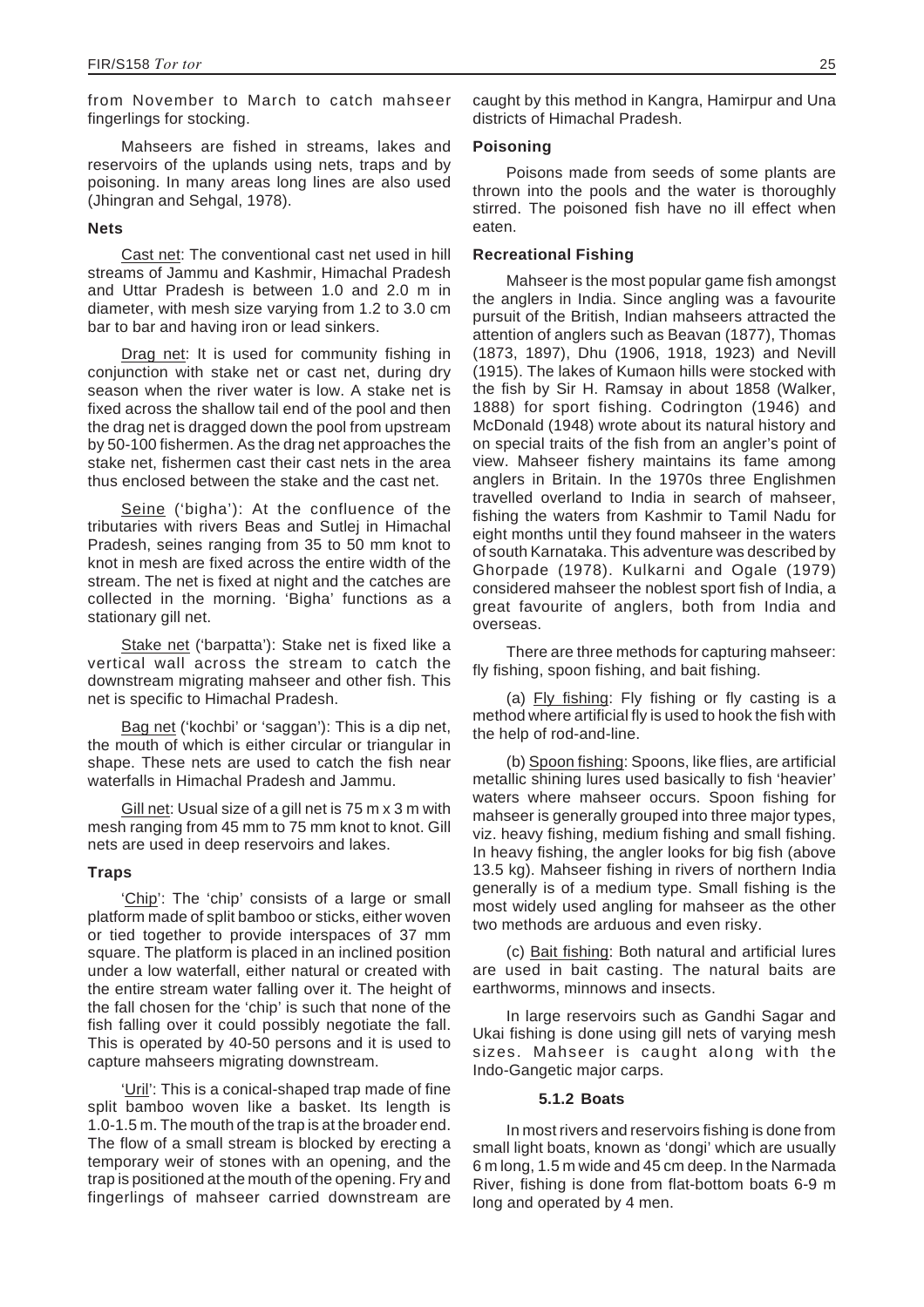from November to March to catch mahseer fingerlings for stocking.

Mahseers are fished in streams, lakes and reservoirs of the uplands using nets, traps and by poisoning. In many areas long lines are also used (Jhingran and Sehgal, 1978).

#### Nets

Cast net: The conventional cast net used in hill streams of Jammu and Kashmir, Himachal Pradesh and Uttar Pradesh is between 1.0 and 2.0 m in diameter, with mesh size varying from 1.2 to 3.0 cm bar to bar and having iron or lead sinkers.

Drag net: It is used for community fishing in conjunction with stake net or cast net, during dry season when the river water is low. A stake net is fixed across the shallow tail end of the pool and then the drag net is dragged down the pool from upstream by 50-100 fishermen. As the drag net approaches the stake net, fishermen cast their cast nets in the area thus enclosed between the stake and the cast net.

Seine ('bigha'): At the confluence of the tributaries with rivers Beas and Sutlej in Himachal Pradesh, seines ranging from 35 to 50 mm knot to knot in mesh are fixed across the entire width of the stream. The net is fixed at night and the catches are collected in the morning. 'Bigha' functions as a stationary gill net.

Stake net ('barpatta'): Stake net is fixed like a vertical wall across the stream to catch the downstream migrating mahseer and other fish. This net is specific to Himachal Pradesh.

Bag net ('kochbi' or 'saggan'): This is a dip net, the mouth of which is either circular or triangular in shape. These nets are used to catch the fish near waterfalls in Himachal Pradesh and Jammu.

Gill net: Usual size of a gill net is 75 m x 3 m with mesh ranging from 45 mm to 75 mm knot to knot. Gill nets are used in deep reservoirs and lakes.

#### Traps

'Chip': The 'chip' consists of a large or small platform made of split bamboo or sticks, either woven or tied together to provide interspaces of 37 mm square. The platform is placed in an inclined position under a low waterfall, either natural or created with the entire stream water falling over it. The height of the fall chosen for the 'chip' is such that none of the fish falling over it could possibly negotiate the fall. This is operated by 40-50 persons and it is used to capture mahseers migrating downstream.

'Uril': This is a conical-shaped trap made of fine split bamboo woven like a basket. Its length is 1.0-1.5 m. The mouth of the trap is at the broader end. The flow of a small stream is blocked by erecting a temporary weir of stones with an opening, and the trap is positioned at the mouth of the opening. Fry and fingerlings of mahseer carried downstream are caught by this method in Kangra, Hamirpur and Una districts of Himachal Pradesh.

#### Poisoning

Poisons made from seeds of some plants are thrown into the pools and the water is thoroughly stirred. The poisoned fish have no ill effect when eaten.

#### Recreational Fishing

Mahseer is the most popular game fish amongst the anglers in India. Since angling was a favourite pursuit of the British, Indian mahseers attracted the attention of anglers such as Beavan (1877), Thomas (1873, 1897), Dhu (1906, 1918, 1923) and Nevill (1915). The lakes of Kumaon hills were stocked with the fish by Sir H. Ramsay in about 1858 (Walker, 1888) for sport fishing. Codrington (1946) and McDonald (1948) wrote about its natural history and on special traits of the fish from an angler's point of view. Mahseer fishery maintains its fame among anglers in Britain. In the 1970s three Englishmen travelled overland to India in search of mahseer, fishing the waters from Kashmir to Tamil Nadu for eight months until they found mahseer in the waters of south Karnataka. This adventure was described by Ghorpade (1978). Kulkarni and Ogale (1979) considered mahseer the noblest sport fish of India, a great favourite of anglers, both from India and overseas.

There are three methods for capturing mahseer: fly fishing, spoon fishing, and bait fishing.

(a) Fly fishing: Fly fishing or fly casting is a method where artificial fly is used to hook the fish with the help of rod-and-line.

(b) Spoon fishing: Spoons, like flies, are artificial metallic shining lures used basically to fish 'heavier' waters where mahseer occurs. Spoon fishing for mahseer is generally grouped into three major types, viz. heavy fishing, medium fishing and small fishing. In heavy fishing, the angler looks for big fish (above 13.5 kg). Mahseer fishing in rivers of northern India generally is of a medium type. Small fishing is the most widely used angling for mahseer as the other two methods are arduous and even risky.

(c) Bait fishing: Both natural and artificial lures are used in bait casting. The natural baits are earthworms, minnows and insects.

In large reservoirs such as Gandhi Sagar and Ukai fishing is done using gill nets of varying mesh sizes. Mahseer is caught along with the Indo-Gangetic major carps.

### 5.1.2 Boats

In most rivers and reservoirs fishing is done from small light boats, known as 'dongi' which are usually 6 m long, 1.5 m wide and 45 cm deep. In the Narmada River, fishing is done from flat-bottom boats 6-9 m long and operated by 4 men.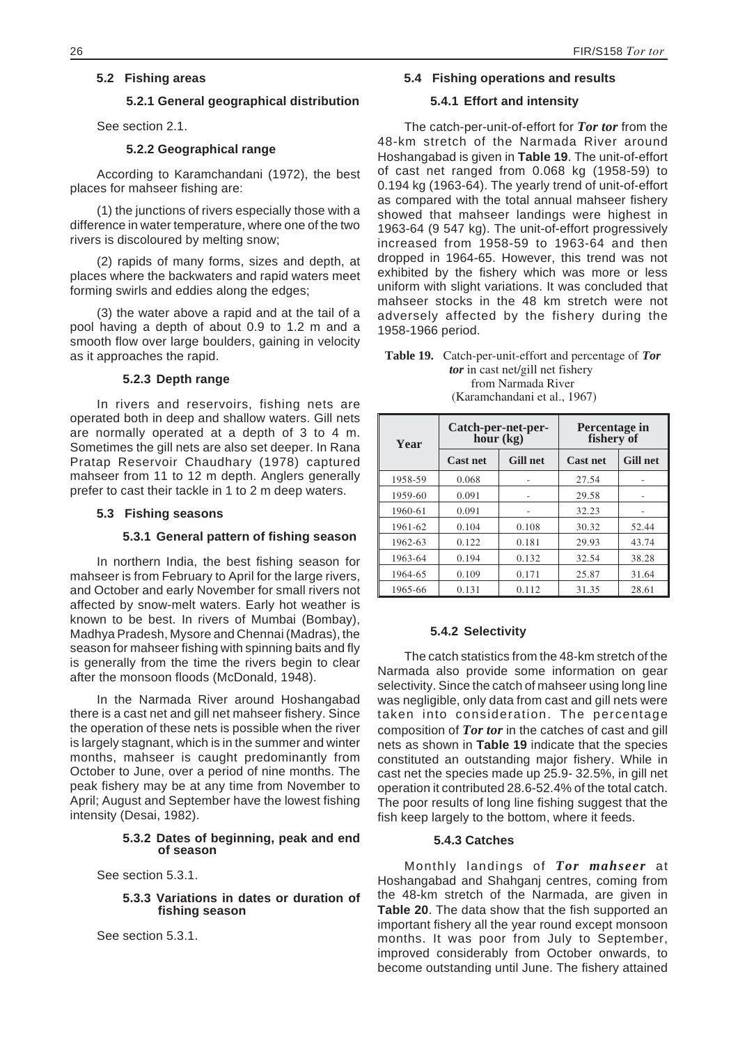## 5.2 Fishing areas

### 5.2.1 General geographical distribution

See section 2.1.

### 5.2.2 Geographical range

According to Karamchandani (1972), the best places for mahseer fishing are:

(1) the junctions of rivers especially those with a difference in water temperature, where one of the two rivers is discoloured by melting snow;

(2) rapids of many forms, sizes and depth, at places where the backwaters and rapid waters meet forming swirls and eddies along the edges;

(3) the water above a rapid and at the tail of a pool having a depth of about 0.9 to 1.2 m and a smooth flow over large boulders, gaining in velocity as it approaches the rapid.

### 5.2.3 Depth range

In rivers and reservoirs, fishing nets are operated both in deep and shallow waters. Gill nets are normally operated at a depth of 3 to 4 m. Sometimes the gill nets are also set deeper. In Rana Pratap Reservoir Chaudhary (1978) captured mahseer from 11 to 12 m depth. Anglers generally prefer to cast their tackle in 1 to 2 m deep waters.

## 5.3 Fishing seasons

### 5.3.1 General pattern of fishing season

In northern India, the best fishing season for mahseer is from February to April for the large rivers, and October and early November for small rivers not affected by snow-melt waters. Early hot weather is known to be best. In rivers of Mumbai (Bombay), Madhya Pradesh, Mysore and Chennai (Madras), the season for mahseer fishing with spinning baits and fly is generally from the time the rivers begin to clear after the monsoon floods (McDonald, 1948).

In the Narmada River around Hoshangabad there is a cast net and gill net mahseer fishery. Since the operation of these nets is possible when the river is largely stagnant, which is in the summer and winter months, mahseer is caught predominantly from October to June, over a period of nine months. The peak fishery may be at any time from November to April; August and September have the lowest fishing intensity (Desai, 1982).

### 5.3.2 Dates of beginning, peak and end of season

See section 5.3.1.

### 5.3.3 Variations in dates or duration of fishing season

See section 5.3.1.

## 5.4 Fishing operations and results

### 5.4.1 Effort and intensity

The catch-per-unit-of-effort for ***Tor tor*** from the 48-km stretch of the Narmada River around Hoshangabad is given in **Table 19**. The unit-of-effort of cast net ranged from 0.068 kg (1958-59) to 0.194 kg (1963-64). The yearly trend of unit-of-effort as compared with the total annual mahseer fishery showed that mahseer landings were highest in 1963-64 (9 547 kg). The unit-of-effort progressively increased from 1958-59 to 1963-64 and then dropped in 1964-65. However, this trend was not exhibited by the fishery which was more or less uniform with slight variations. It was concluded that mahseer stocks in the 48 km stretch were not adversely affected by the fishery during the 1958-1966 period.

**Table 19.** Catch-per-unit-effort and percentage of ***Tor tor*** in cast net/gill net fishery from Narmada River (Karamchandani et al., 1967)

| Year | Catch-per-net-per-hour (kg) | | Percentage in fishery of | |
|---|---|---|---|---|
| | **Cast net** | **Gill net** | **Cast net** | **Gill net** |
| 1958-59 | 0.068 | - | 27.54 | - |
| 1959-60 | 0.091 | - | 29.58 | - |
| 1960-61 | 0.091 | - | 32.23 | - |
| 1961-62 | 0.104 | 0.108 | 30.32 | 52.44 |
| 1962-63 | 0.122 | 0.181 | 29.93 | 43.74 |
| 1963-64 | 0.194 | 0.132 | 32.54 | 38.28 |
| 1964-65 | 0.109 | 0.171 | 25.87 | 31.64 |
| 1965-66 | 0.131 | 0.112 | 31.35 | 28.61 |

### 5.4.2 Selectivity

The catch statistics from the 48-km stretch of the Narmada also provide some information on gear selectivity. Since the catch of mahseer using long line was negligible, only data from cast and gill nets were taken into consideration. The percentage composition of ***Tor tor*** in the catches of cast and gill nets as shown in **Table 19** indicate that the species constituted an outstanding major fishery. While in cast net the species made up 25.9- 32.5%, in gill net operation it contributed 28.6-52.4% of the total catch. The poor results of long line fishing suggest that the fish keep largely to the bottom, where it feeds.

### 5.4.3 Catches

Monthly landings of ***Tor mahseer*** at Hoshangabad and Shahganj centres, coming from the 48-km stretch of the Narmada, are given in **Table 20**. The data show that the fish supported an important fishery all the year round except monsoon months. It was poor from July to September, improved considerably from October onwards, to become outstanding until June. The fishery attained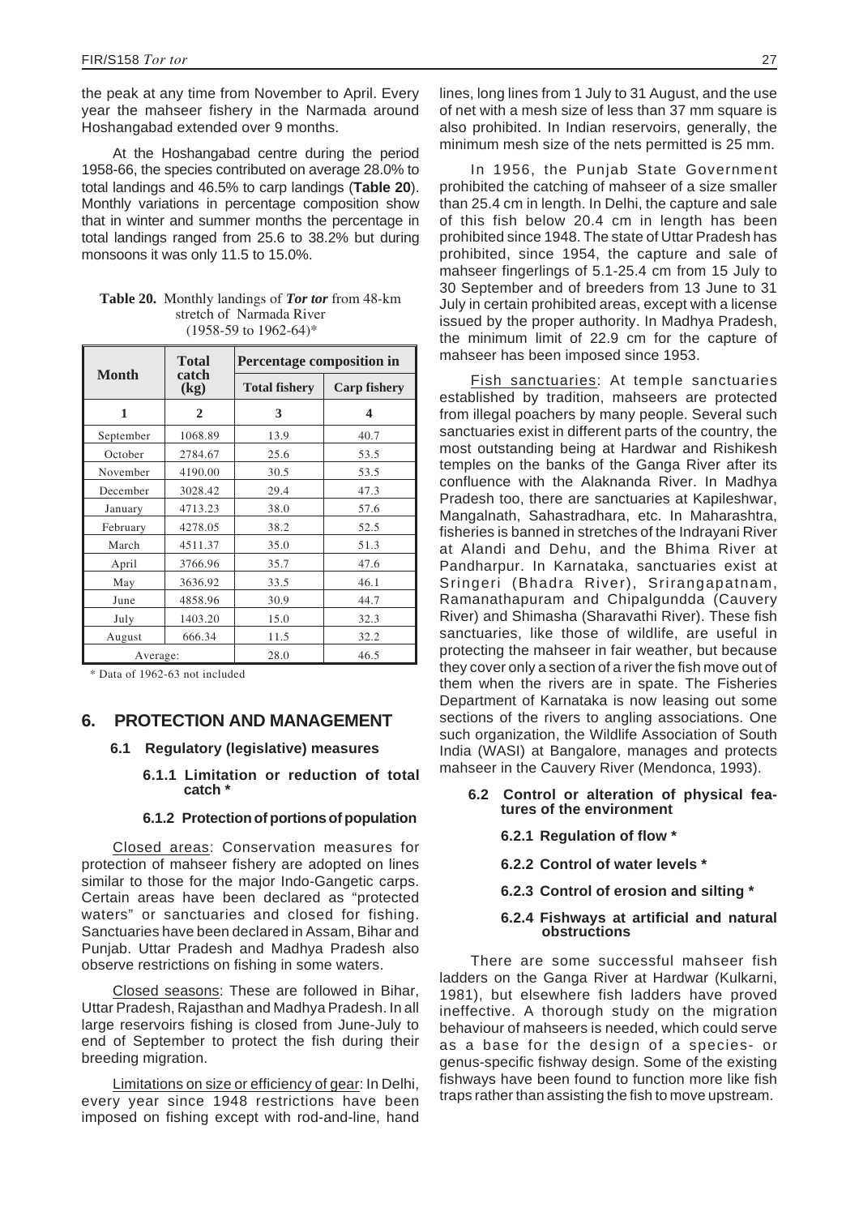the peak at any time from November to April. Every year the mahseer fishery in the Narmada around Hoshangabad extended over 9 months.

At the Hoshangabad centre during the period 1958-66, the species contributed on average 28.0% to total landings and 46.5% to carp landings (**Table 20**). Monthly variations in percentage composition show that in winter and summer months the percentage in total landings ranged from 25.6 to 38.2% but during monsoons it was only 11.5 to 15.0%.

**Table 20.** Monthly landings of ***Tor tor*** from 48-km stretch of Narmada River (1958-59 to 1962-64)*

| Month | Total catch (kg) | Percentage composition in | |
|---|---|---|---|
| | | Total fishery | Carp fishery |
| 1 | 2 | 3 | 4 |
| September | 1068.89 | 13.9 | 40.7 |
| October | 2784.67 | 25.6 | 53.5 |
| November | 4190.00 | 30.5 | 53.5 |
| December | 3028.42 | 29.4 | 47.3 |
| January | 4713.23 | 38.0 | 57.6 |
| February | 4278.05 | 38.2 | 52.5 |
| March | 4511.37 | 35.0 | 51.3 |
| April | 3766.96 | 35.7 | 47.6 |
| May | 3636.92 | 33.5 | 46.1 |
| June | 4858.96 | 30.9 | 44.7 |
| July | 1403.20 | 15.0 | 32.3 |
| August | 666.34 | 11.5 | 32.2 |
| Average: | | 28.0 | 46.5 |

\* Data of 1962-63 not included

## 6. PROTECTION AND MANAGEMENT

### 6.1 Regulatory (legislative) measures

#### 6.1.1 Limitation or reduction of total catch *

#### 6.1.2 Protection of portions of population

Closed areas: Conservation measures for protection of mahseer fishery are adopted on lines similar to those for the major Indo-Gangetic carps. Certain areas have been declared as "protected waters" or sanctuaries and closed for fishing. Sanctuaries have been declared in Assam, Bihar and Punjab. Uttar Pradesh and Madhya Pradesh also observe restrictions on fishing in some waters.

Closed seasons: These are followed in Bihar, Uttar Pradesh, Rajasthan and Madhya Pradesh. In all large reservoirs fishing is closed from June-July to end of September to protect the fish during their breeding migration.

Limitations on size or efficiency of gear: In Delhi, every year since 1948 restrictions have been imposed on fishing except with rod-and-line, hand lines, long lines from 1 July to 31 August, and the use of net with a mesh size of less than 37 mm square is also prohibited. In Indian reservoirs, generally, the minimum mesh size of the nets permitted is 25 mm.

In 1956, the Punjab State Government prohibited the catching of mahseer of a size smaller than 25.4 cm in length. In Delhi, the capture and sale of this fish below 20.4 cm in length has been prohibited since 1948. The state of Uttar Pradesh has prohibited, since 1954, the capture and sale of mahseer fingerlings of 5.1-25.4 cm from 15 July to 30 September and of breeders from 13 June to 31 July in certain prohibited areas, except with a license issued by the proper authority. In Madhya Pradesh, the minimum limit of 22.9 cm for the capture of mahseer has been imposed since 1953.

Fish sanctuaries: At temple sanctuaries established by tradition, mahseers are protected from illegal poachers by many people. Several such sanctuaries exist in different parts of the country, the most outstanding being at Hardwar and Rishikesh temples on the banks of the Ganga River after its confluence with the Alaknanda River. In Madhya Pradesh too, there are sanctuaries at Kapileshwar, Mangalnath, Sahastradhara, etc. In Maharashtra, fisheries is banned in stretches of the Indrayani River at Alandi and Dehu, and the Bhima River at Pandharpur. In Karnataka, sanctuaries exist at Sringeri (Bhadra River), Srirangapatnam, Ramanathapuram and Chipalgundda (Cauvery River) and Shimasha (Sharavathi River). These fish sanctuaries, like those of wildlife, are useful in protecting the mahseer in fair weather, but because they cover only a section of a river the fish move out of them when the rivers are in spate. The Fisheries Department of Karnataka is now leasing out some sections of the rivers to angling associations. One such organization, the Wildlife Association of South India (WASI) at Bangalore, manages and protects mahseer in the Cauvery River (Mendonca, 1993).

### 6.2 Control or alteration of physical features of the environment

#### 6.2.1 Regulation of flow *

#### 6.2.2 Control of water levels *

#### 6.2.3 Control of erosion and silting *

#### 6.2.4 Fishways at artificial and natural obstructions

There are some successful mahseer fish ladders on the Ganga River at Hardwar (Kulkarni, 1981), but elsewhere fish ladders have proved ineffective. A thorough study on the migration behaviour of mahseers is needed, which could serve as a base for the design of a species- or genus-specific fishway design. Some of the existing fishways have been found to function more like fish traps rather than assisting the fish to move upstream.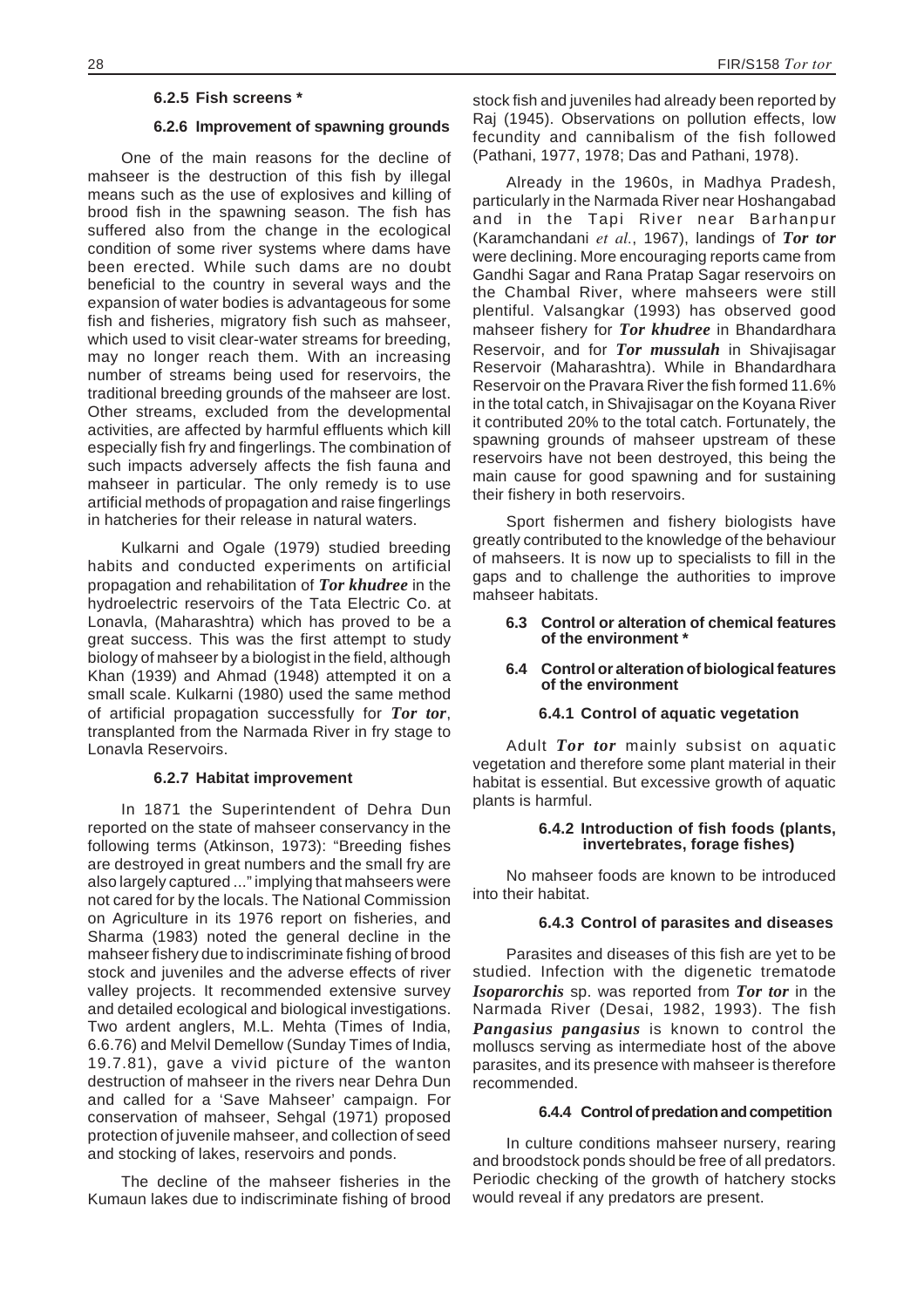#### 6.2.5 Fish screens *

#### 6.2.6 Improvement of spawning grounds

One of the main reasons for the decline of mahseer is the destruction of this fish by illegal means such as the use of explosives and killing of brood fish in the spawning season. The fish has suffered also from the change in the ecological condition of some river systems where dams have been erected. While such dams are no doubt beneficial to the country in several ways and the expansion of water bodies is advantageous for some fish and fisheries, migratory fish such as mahseer, which used to visit clear-water streams for breeding, may no longer reach them. With an increasing number of streams being used for reservoirs, the traditional breeding grounds of the mahseer are lost. Other streams, excluded from the developmental activities, are affected by harmful effluents which kill especially fish fry and fingerlings. The combination of such impacts adversely affects the fish fauna and mahseer in particular. The only remedy is to use artificial methods of propagation and raise fingerlings in hatcheries for their release in natural waters.

Kulkarni and Ogale (1979) studied breeding habits and conducted experiments on artificial propagation and rehabilitation of ***Tor khudree*** in the hydroelectric reservoirs of the Tata Electric Co. at Lonavla, (Maharashtra) which has proved to be a great success. This was the first attempt to study biology of mahseer by a biologist in the field, although Khan (1939) and Ahmad (1948) attempted it on a small scale. Kulkarni (1980) used the same method of artificial propagation successfully for ***Tor tor***, transplanted from the Narmada River in fry stage to Lonavla Reservoirs.

#### 6.2.7 Habitat improvement

In 1871 the Superintendent of Dehra Dun reported on the state of mahseer conservancy in the following terms (Atkinson, 1973): "Breeding fishes are destroyed in great numbers and the small fry are also largely captured ..." implying that mahseers were not cared for by the locals. The National Commission on Agriculture in its 1976 report on fisheries, and Sharma (1983) noted the general decline in the mahseer fishery due to indiscriminate fishing of brood stock and juveniles and the adverse effects of river valley projects. It recommended extensive survey and detailed ecological and biological investigations. Two ardent anglers, M.L. Mehta (Times of India, 6.6.76) and Melvil Demellow (Sunday Times of India, 19.7.81), gave a vivid picture of the wanton destruction of mahseer in the rivers near Dehra Dun and called for a 'Save Mahseer' campaign. For conservation of mahseer, Sehgal (1971) proposed protection of juvenile mahseer, and collection of seed and stocking of lakes, reservoirs and ponds.

The decline of the mahseer fisheries in the Kumaun lakes due to indiscriminate fishing of brood stock fish and juveniles had already been reported by Raj (1945). Observations on pollution effects, low fecundity and cannibalism of the fish followed (Pathani, 1977, 1978; Das and Pathani, 1978).

Already in the 1960s, in Madhya Pradesh, particularly in the Narmada River near Hoshangabad and in the Tapi River near Barhanpur (Karamchandani *et al.*, 1967), landings of ***Tor tor*** were declining. More encouraging reports came from Gandhi Sagar and Rana Pratap Sagar reservoirs on the Chambal River, where mahseers were still plentiful. Valsangkar (1993) has observed good mahseer fishery for ***Tor khudree*** in Bhandardhara Reservoir, and for ***Tor mussulah*** in Shivajisagar Reservoir (Maharashtra). While in Bhandardhara Reservoir on the Pravara River the fish formed 11.6% in the total catch, in Shivajisagar on the Koyana River it contributed 20% to the total catch. Fortunately, the spawning grounds of mahseer upstream of these reservoirs have not been destroyed, this being the main cause for good spawning and for sustaining their fishery in both reservoirs.

Sport fishermen and fishery biologists have greatly contributed to the knowledge of the behaviour of mahseers. It is now up to specialists to fill in the gaps and to challenge the authorities to improve mahseer habitats.

### 6.3 Control or alteration of chemical features of the environment *

### 6.4 Control or alteration of biological features of the environment

#### 6.4.1 Control of aquatic vegetation

Adult ***Tor tor*** mainly subsist on aquatic vegetation and therefore some plant material in their habitat is essential. But excessive growth of aquatic plants is harmful.

#### 6.4.2 Introduction of fish foods (plants, invertebrates, forage fishes)

No mahseer foods are known to be introduced into their habitat.

#### 6.4.3 Control of parasites and diseases

Parasites and diseases of this fish are yet to be studied. Infection with the digenetic trematode ***Isoparorchis*** sp. was reported from ***Tor tor*** in the Narmada River (Desai, 1982, 1993). The fish ***Pangasius pangasius*** is known to control the molluscs serving as intermediate host of the above parasites, and its presence with mahseer is therefore recommended.

#### 6.4.4 Control of predation and competition

In culture conditions mahseer nursery, rearing and broodstock ponds should be free of all predators. Periodic checking of the growth of hatchery stocks would reveal if any predators are present.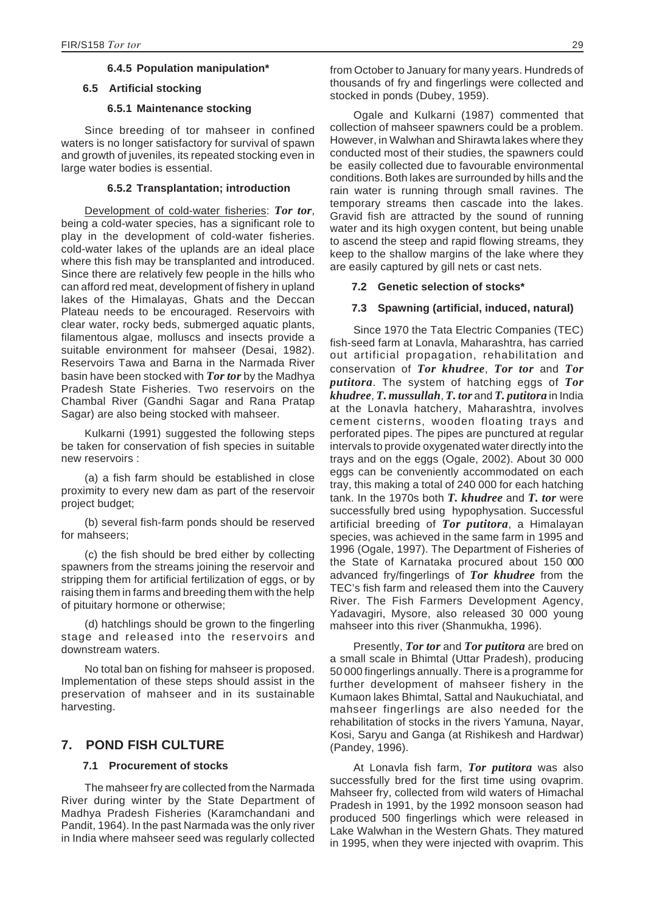#### 6.4.5 Population manipulation*

### 6.5 Artificial stocking

#### 6.5.1 Maintenance stocking

Since breeding of tor mahseer in confined waters is no longer satisfactory for survival of spawn and growth of juveniles, its repeated stocking even in large water bodies is essential.

#### 6.5.2 Transplantation; introduction

Development of cold-water fisheries: ***Tor tor***, being a cold-water species, has a significant role to play in the development of cold-water fisheries. cold-water lakes of the uplands are an ideal place where this fish may be transplanted and introduced. Since there are relatively few people in the hills who can afford red meat, development of fishery in upland lakes of the Himalayas, Ghats and the Deccan Plateau needs to be encouraged. Reservoirs with clear water, rocky beds, submerged aquatic plants, filamentous algae, molluscs and insects provide a suitable environment for mahseer (Desai, 1982). Reservoirs Tawa and Barna in the Narmada River basin have been stocked with ***Tor tor*** by the Madhya Pradesh State Fisheries. Two reservoirs on the Chambal River (Gandhi Sagar and Rana Pratap Sagar) are also being stocked with mahseer.

Kulkarni (1991) suggested the following steps be taken for conservation of fish species in suitable new reservoirs :

(a) a fish farm should be established in close proximity to every new dam as part of the reservoir project budget;

(b) several fish-farm ponds should be reserved for mahseers;

(c) the fish should be bred either by collecting spawners from the streams joining the reservoir and stripping them for artificial fertilization of eggs, or by raising them in farms and breeding them with the help of pituitary hormone or otherwise;

(d) hatchlings should be grown to the fingerling stage and released into the reservoirs and downstream waters.

No total ban on fishing for mahseer is proposed. Implementation of these steps should assist in the preservation of mahseer and in its sustainable harvesting.

## 7. POND FISH CULTURE

### 7.1 Procurement of stocks

The mahseer fry are collected from the Narmada River during winter by the State Department of Madhya Pradesh Fisheries (Karamchandani and Pandit, 1964). In the past Narmada was the only river in India where mahseer seed was regularly collected from October to January for many years. Hundreds of thousands of fry and fingerlings were collected and stocked in ponds (Dubey, 1959).

Ogale and Kulkarni (1987) commented that collection of mahseer spawners could be a problem. However, in Walwhan and Shirawta lakes where they conducted most of their studies, the spawners could be easily collected due to favourable environmental conditions. Both lakes are surrounded by hills and the rain water is running through small ravines. The temporary streams then cascade into the lakes. Gravid fish are attracted by the sound of running water and its high oxygen content, but being unable to ascend the steep and rapid flowing streams, they keep to the shallow margins of the lake where they are easily captured by gill nets or cast nets.

### 7.2 Genetic selection of stocks*

### 7.3 Spawning (artificial, induced, natural)

Since 1970 the Tata Electric Companies (TEC) fish-seed farm at Lonavla, Maharashtra, has carried out artificial propagation, rehabilitation and conservation of ***Tor khudree***, ***Tor tor*** and ***Tor putitora***. The system of hatching eggs of ***Tor khudree***, ***T. mussullah***, ***T. tor*** and ***T. putitora*** in India at the Lonavla hatchery, Maharashtra, involves cement cisterns, wooden floating trays and perforated pipes. The pipes are punctured at regular intervals to provide oxygenated water directly into the trays and on the eggs (Ogale, 2002). About 30 000 eggs can be conveniently accommodated on each tray, this making a total of 240 000 for each hatching tank. In the 1970s both ***T. khudree*** and ***T. tor*** were successfully bred using hypophysation. Successful artificial breeding of ***Tor putitora***, a Himalayan species, was achieved in the same farm in 1995 and 1996 (Ogale, 1997). The Department of Fisheries of the State of Karnataka procured about 150 000 advanced fry/fingerlings of ***Tor khudree*** from the TEC's fish farm and released them into the Cauvery River. The Fish Farmers Development Agency, Yadavagiri, Mysore, also released 30 000 young mahseer into this river (Shanmukha, 1996).

Presently, ***Tor tor*** and ***Tor putitora*** are bred on a small scale in Bhimtal (Uttar Pradesh), producing 50 000 fingerlings annually. There is a programme for further development of mahseer fishery in the Kumaon lakes Bhimtal, Sattal and Naukuchiatal, and mahseer fingerlings are also needed for the rehabilitation of stocks in the rivers Yamuna, Nayar, Kosi, Saryu and Ganga (at Rishikesh and Hardwar) (Pandey, 1996).

At Lonavla fish farm, ***Tor putitora*** was also successfully bred for the first time using ovaprim. Mahseer fry, collected from wild waters of Himachal Pradesh in 1991, by the 1992 monsoon season had produced 500 fingerlings which were released in Lake Walwhan in the Western Ghats. They matured in 1995, when they were injected with ovaprim. This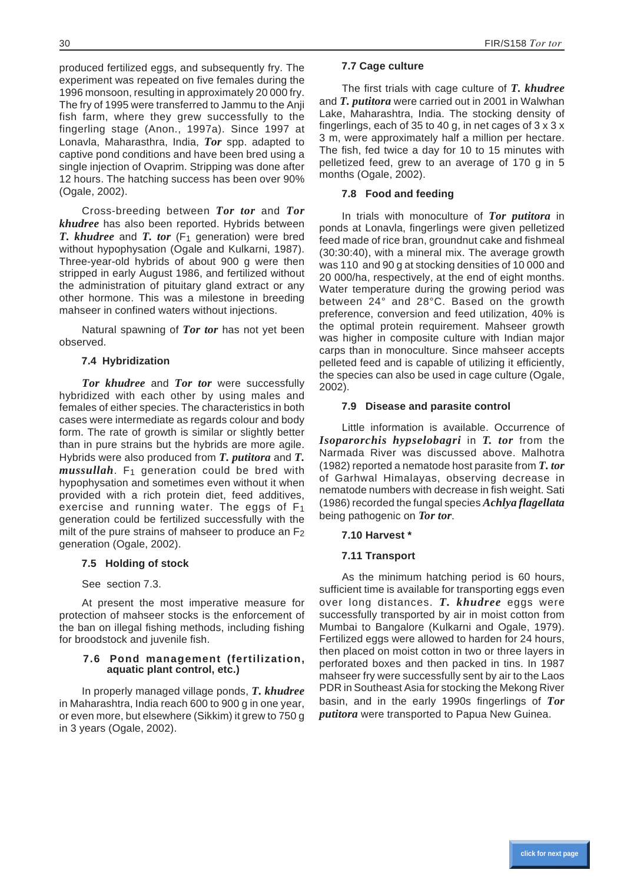produced fertilized eggs, and subsequently fry. The experiment was repeated on five females during the 1996 monsoon, resulting in approximately 20 000 fry. The fry of 1995 were transferred to Jammu to the Anji fish farm, where they grew successfully to the fingerling stage (Anon., 1997a). Since 1997 at Lonavla, Maharasthra, India, ***Tor*** spp. adapted to captive pond conditions and have been bred using a single injection of Ovaprim. Stripping was done after 12 hours. The hatching success has been over 90% (Ogale, 2002).

Cross-breeding between ***Tor tor*** and ***Tor khudree*** has also been reported. Hybrids between ***T. khudree*** and ***T. tor*** ($F_1$ generation) were bred without hypophysation (Ogale and Kulkarni, 1987). Three-year-old hybrids of about 900 g were then stripped in early August 1986, and fertilized without the administration of pituitary gland extract or any other hormone. This was a milestone in breeding mahseer in confined waters without injections.

Natural spawning of ***Tor tor*** has not yet been observed.

### 7.4 Hybridization

***Tor khudree*** and ***Tor tor*** were successfully hybridized with each other by using males and females of either species. The characteristics in both cases were intermediate as regards colour and body form. The rate of growth is similar or slightly better than in pure strains but the hybrids are more agile. Hybrids were also produced from ***T. putitora*** and ***T. mussullah***. $F_1$ generation could be bred with hypophysation and sometimes even without it when provided with a rich protein diet, feed additives, exercise and running water. The eggs of $F_1$ generation could be fertilized successfully with the milt of the pure strains of mahseer to produce an $F_2$ generation (Ogale, 2002).

### 7.5 Holding of stock

See section 7.3.

At present the most imperative measure for protection of mahseer stocks is the enforcement of the ban on illegal fishing methods, including fishing for broodstock and juvenile fish.

### 7.6 Pond management (fertilization, aquatic plant control, etc.)

In properly managed village ponds, ***T. khudree*** in Maharashtra, India reach 600 to 900 g in one year, or even more, but elsewhere (Sikkim) it grew to 750 g in 3 years (Ogale, 2002).

### 7.7 Cage culture

The first trials with cage culture of ***T. khudree*** and ***T. putitora*** were carried out in 2001 in Walwhan Lake, Maharashtra, India. The stocking density of fingerlings, each of 35 to 40 g, in net cages of 3 x 3 x 3 m, were approximately half a million per hectare. The fish, fed twice a day for 10 to 15 minutes with pelletized feed, grew to an average of 170 g in 5 months (Ogale, 2002).

### 7.8 Food and feeding

In trials with monoculture of ***Tor putitora*** in ponds at Lonavla, fingerlings were given pelletized feed made of rice bran, groundnut cake and fishmeal (30:30:40), with a mineral mix. The average growth was 110 and 90 g at stocking densities of 10 000 and 20 000/ha, respectively, at the end of eight months. Water temperature during the growing period was between 24° and 28°C. Based on the growth preference, conversion and feed utilization, 40% is the optimal protein requirement. Mahseer growth was higher in composite culture with Indian major carps than in monoculture. Since mahseer accepts pelleted feed and is capable of utilizing it efficiently, the species can also be used in cage culture (Ogale, 2002).

### 7.9 Disease and parasite control

Little information is available. Occurrence of ***Isoparorchis hypselobagri*** in ***T. tor*** from the Narmada River was discussed above. Malhotra (1982) reported a nematode host parasite from ***T. tor*** of Garhwal Himalayas, observing decrease in nematode numbers with decrease in fish weight. Sati (1986) recorded the fungal species ***Achlya flagellata*** being pathogenic on ***Tor tor***.

### 7.10 Harvest *

### 7.11 Transport

As the minimum hatching period is 60 hours, sufficient time is available for transporting eggs even over long distances. ***T. khudree*** eggs were successfully transported by air in moist cotton from Mumbai to Bangalore (Kulkarni and Ogale, 1979). Fertilized eggs were allowed to harden for 24 hours, then placed on moist cotton in two or three layers in perforated boxes and then packed in tins. In 1987 mahseer fry were successfully sent by air to the Laos PDR in Southeast Asia for stocking the Mekong River basin, and in the early 1990s fingerlings of ***Tor putitora*** were transported to Papua New Guinea.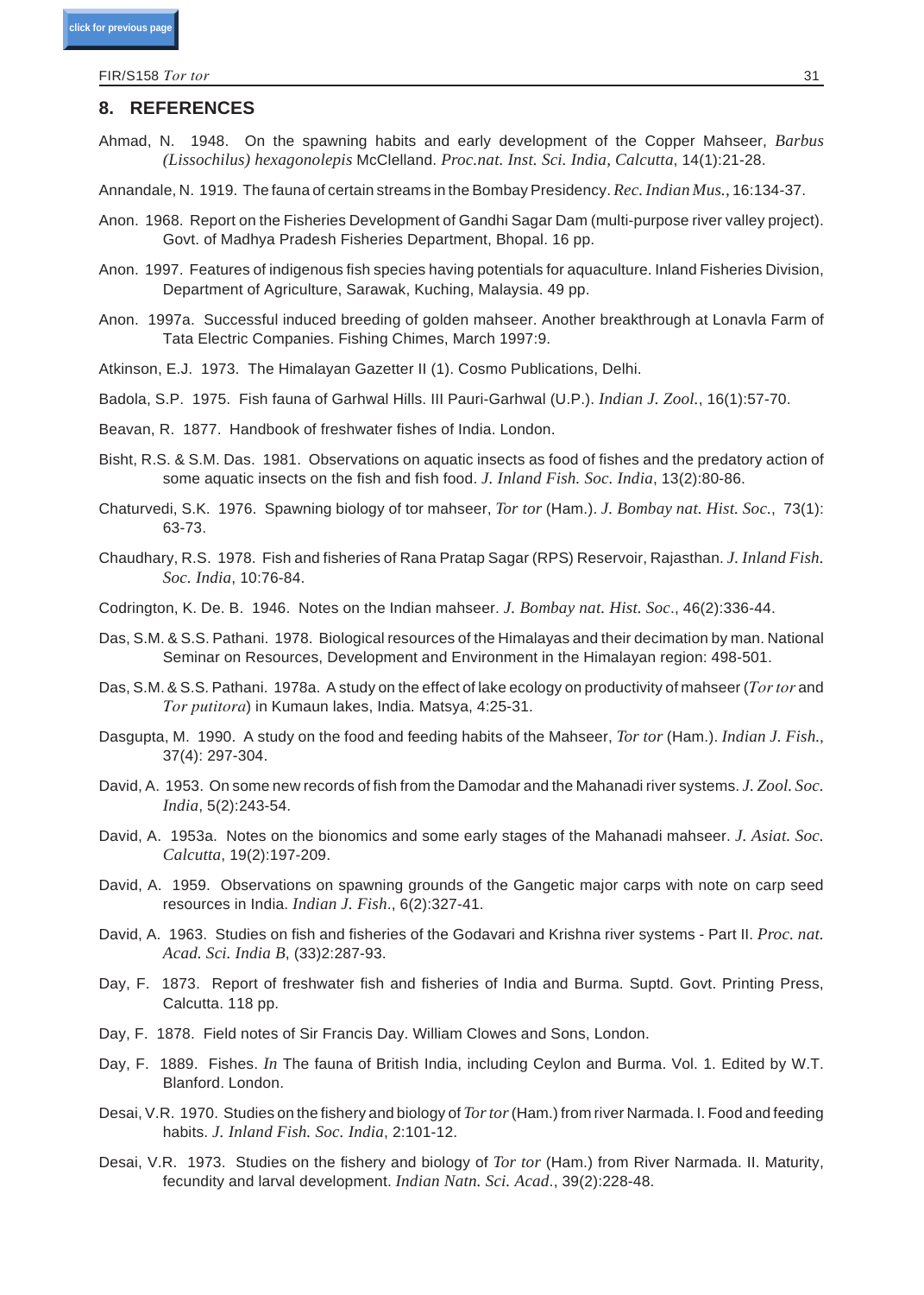## 8. REFERENCES

Ahmad, N. 1948. On the spawning habits and early development of the Copper Mahseer, *Barbus (Lissochilus) hexagonolepis* McClelland. *Proc.nat. Inst. Sci. India, Calcutta*, 14(1):21-28.

Annandale, N. 1919. The fauna of certain streams in the Bombay Presidency. *Rec. Indian Mus.,* 16:134-37.

Anon. 1968. Report on the Fisheries Development of Gandhi Sagar Dam (multi-purpose river valley project). Govt. of Madhya Pradesh Fisheries Department, Bhopal. 16 pp.

Anon. 1997. Features of indigenous fish species having potentials for aquaculture. Inland Fisheries Division, Department of Agriculture, Sarawak, Kuching, Malaysia. 49 pp.

Anon. 1997a. Successful induced breeding of golden mahseer. Another breakthrough at Lonavla Farm of Tata Electric Companies. Fishing Chimes, March 1997:9.

Atkinson, E.J. 1973. The Himalayan Gazetter II (1). Cosmo Publications, Delhi.

Badola, S.P. 1975. Fish fauna of Garhwal Hills. III Pauri-Garhwal (U.P.). *Indian J. Zool.*, 16(1):57-70.

Beavan, R. 1877. Handbook of freshwater fishes of India. London.

Bisht, R.S. & S.M. Das. 1981. Observations on aquatic insects as food of fishes and the predatory action of some aquatic insects on the fish and fish food. *J. Inland Fish. Soc. India*, 13(2):80-86.

Chaturvedi, S.K. 1976. Spawning biology of tor mahseer, *Tor tor* (Ham.). *J. Bombay nat. Hist. Soc.*, 73(1): 63-73.

Chaudhary, R.S. 1978. Fish and fisheries of Rana Pratap Sagar (RPS) Reservoir, Rajasthan. *J. Inland Fish. Soc. India*, 10:76-84.

Codrington, K. De. B. 1946. Notes on the Indian mahseer. *J. Bombay nat. Hist. Soc*., 46(2):336-44.

Das, S.M. & S.S. Pathani. 1978. Biological resources of the Himalayas and their decimation by man. National Seminar on Resources, Development and Environment in the Himalayan region: 498-501.

Das, S.M. & S.S. Pathani. 1978a. A study on the effect of lake ecology on productivity of mahseer (*Tor tor* and *Tor putitora*) in Kumaun lakes, India. Matsya, 4:25-31.

Dasgupta, M. 1990. A study on the food and feeding habits of the Mahseer, *Tor tor* (Ham.). *Indian J. Fish.*, 37(4): 297-304.

David, A. 1953. On some new records of fish from the Damodar and the Mahanadi river systems. *J. Zool. Soc. India*, 5(2):243-54.

David, A. 1953a. Notes on the bionomics and some early stages of the Mahanadi mahseer. *J. Asiat. Soc. Calcutta*, 19(2):197-209.

David, A. 1959. Observations on spawning grounds of the Gangetic major carps with note on carp seed resources in India. *Indian J. Fish*., 6(2):327-41.

David, A. 1963. Studies on fish and fisheries of the Godavari and Krishna river systems - Part II. *Proc. nat. Acad. Sci. India B*, (33)2:287-93.

Day, F. 1873. Report of freshwater fish and fisheries of India and Burma. Suptd. Govt. Printing Press, Calcutta. 118 pp.

Day, F. 1878. Field notes of Sir Francis Day. William Clowes and Sons, London.

Day, F. 1889. Fishes. *In* The fauna of British India, including Ceylon and Burma. Vol. 1. Edited by W.T. Blanford. London.

Desai, V.R. 1970. Studies on the fishery and biology of *Tor tor* (Ham.) from river Narmada. I. Food and feeding habits. *J. Inland Fish. Soc. India*, 2:101-12.

Desai, V.R. 1973. Studies on the fishery and biology of *Tor tor* (Ham.) from River Narmada. II. Maturity, fecundity and larval development. *Indian Natn. Sci. Acad*., 39(2):228-48.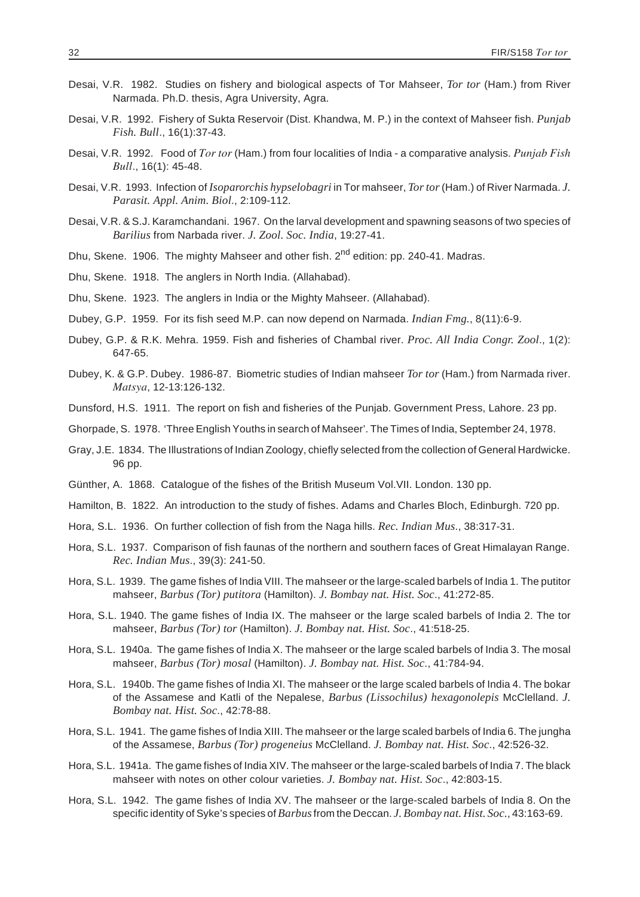Desai, V.R. 1982. Studies on fishery and biological aspects of Tor Mahseer, *Tor tor* (Ham.) from River Narmada. Ph.D. thesis, Agra University, Agra.

Desai, V.R. 1992. Fishery of Sukta Reservoir (Dist. Khandwa, M. P.) in the context of Mahseer fish. *Punjab Fish. Bull*., 16(1):37-43.

Desai, V.R. 1992. Food of *Tor tor* (Ham.) from four localities of India - a comparative analysis. *Punjab Fish Bull*., 16(1): 45-48.

Desai, V.R. 1993. Infection of *Isoparorchis hypselobagri* in Tor mahseer, *Tor tor* (Ham.) of River Narmada. *J. Parasit. Appl. Anim. Biol*., 2:109-112.

Desai, V.R. & S.J. Karamchandani. 1967. On the larval development and spawning seasons of two species of *Barilius* from Narbada river. *J. Zool. Soc. India*, 19:27-41.

Dhu, Skene. 1906. The mighty Mahseer and other fish. 2nd edition: pp. 240-41. Madras.

Dhu, Skene. 1918. The anglers in North India. (Allahabad).

Dhu, Skene. 1923. The anglers in India or the Mighty Mahseer. (Allahabad).

Dubey, G.P. 1959. For its fish seed M.P. can now depend on Narmada. *Indian Fmg.*, 8(11):6-9.

Dubey, G.P. & R.K. Mehra. 1959. Fish and fisheries of Chambal river. *Proc. All India Congr. Zool*., 1(2): 647-65.

Dubey, K. & G.P. Dubey. 1986-87. Biometric studies of Indian mahseer *Tor tor* (Ham.) from Narmada river. *Matsya*, 12-13:126-132.

Dunsford, H.S. 1911. The report on fish and fisheries of the Punjab. Government Press, Lahore. 23 pp.

Ghorpade, S. 1978. 'Three English Youths in search of Mahseer'. The Times of India, September 24, 1978.

Gray, J.E. 1834. The Illustrations of Indian Zoology, chiefly selected from the collection of General Hardwicke. 96 pp.

Günther, A. 1868. Catalogue of the fishes of the British Museum Vol.VII. London. 130 pp.

Hamilton, B. 1822. An introduction to the study of fishes. Adams and Charles Bloch, Edinburgh. 720 pp.

Hora, S.L. 1936. On further collection of fish from the Naga hills. *Rec. Indian Mus*., 38:317-31.

Hora, S.L. 1937. Comparison of fish faunas of the northern and southern faces of Great Himalayan Range. *Rec. Indian Mus*., 39(3): 241-50.

Hora, S.L. 1939. The game fishes of India VIII. The mahseer or the large-scaled barbels of India 1. The putitor mahseer, *Barbus (Tor) putitora* (Hamilton). *J. Bombay nat. Hist. Soc*., 41:272-85.

Hora, S.L. 1940. The game fishes of India IX. The mahseer or the large scaled barbels of India 2. The tor mahseer, *Barbus (Tor) tor* (Hamilton). *J. Bombay nat. Hist. Soc*., 41:518-25.

Hora, S.L. 1940a. The game fishes of India X. The mahseer or the large scaled barbels of India 3. The mosal mahseer, *Barbus (Tor) mosal* (Hamilton). *J. Bombay nat. Hist. Soc*., 41:784-94.

Hora, S.L. 1940b. The game fishes of India XI. The mahseer or the large scaled barbels of India 4. The bokar of the Assamese and Katli of the Nepalese, *Barbus (Lissochilus) hexagonolepis* McClelland. *J. Bombay nat. Hist. Soc*., 42:78-88.

Hora, S.L. 1941. The game fishes of India XIII. The mahseer or the large scaled barbels of India 6. The jungha of the Assamese, *Barbus (Tor) progeneius* McClelland. *J. Bombay nat. Hist. Soc*., 42:526-32.

Hora, S.L. 1941a. The game fishes of India XIV. The mahseer or the large-scaled barbels of India 7. The black mahseer with notes on other colour varieties. *J. Bombay nat. Hist. Soc*., 42:803-15.

Hora, S.L. 1942. The game fishes of India XV. The mahseer or the large-scaled barbels of India 8. On the specific identity of Syke's species of *Barbus* from the Deccan. *J. Bombay nat. Hist. Soc.*, 43:163-69.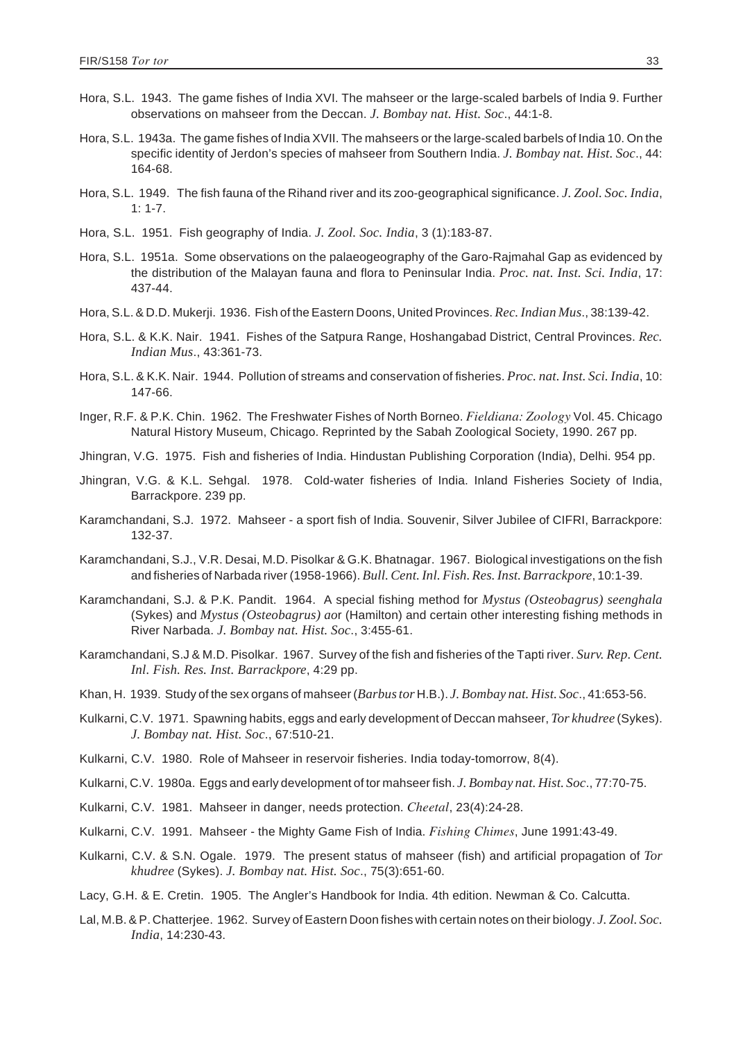Hora, S.L. 1943. The game fishes of India XVI. The mahseer or the large-scaled barbels of India 9. Further observations on mahseer from the Deccan. *J. Bombay nat. Hist. Soc*., 44:1-8.

Hora, S.L. 1943a. The game fishes of India XVII. The mahseers or the large-scaled barbels of India 10. On the specific identity of Jerdon's species of mahseer from Southern India. *J. Bombay nat. Hist. Soc*., 44: 164-68.

Hora, S.L. 1949. The fish fauna of the Rihand river and its zoo-geographical significance. *J. Zool. Soc. India*, 1: 1-7.

Hora, S.L. 1951. Fish geography of India. *J. Zool. Soc. India*, 3 (1):183-87.

Hora, S.L. 1951a. Some observations on the palaeogeography of the Garo-Rajmahal Gap as evidenced by the distribution of the Malayan fauna and flora to Peninsular India. *Proc. nat. Inst. Sci. India*, 17: 437-44.

Hora, S.L. & D.D. Mukerji. 1936. Fish of the Eastern Doons, United Provinces. *Rec. Indian Mus*., 38:139-42.

Hora, S.L. & K.K. Nair. 1941. Fishes of the Satpura Range, Hoshangabad District, Central Provinces. *Rec. Indian Mus*., 43:361-73.

Hora, S.L. & K.K. Nair. 1944. Pollution of streams and conservation of fisheries. *Proc. nat. Inst. Sci. India*, 10: 147-66.

Inger, R.F. & P.K. Chin. 1962. The Freshwater Fishes of North Borneo. *Fieldiana: Zoology* Vol. 45. Chicago Natural History Museum, Chicago. Reprinted by the Sabah Zoological Society, 1990. 267 pp.

Jhingran, V.G. 1975. Fish and fisheries of India. Hindustan Publishing Corporation (India), Delhi. 954 pp.

Jhingran, V.G. & K.L. Sehgal. 1978. Cold-water fisheries of India. Inland Fisheries Society of India, Barrackpore. 239 pp.

Karamchandani, S.J. 1972. Mahseer - a sport fish of India. Souvenir, Silver Jubilee of CIFRI, Barrackpore: 132-37.

Karamchandani, S.J., V.R. Desai, M.D. Pisolkar & G.K. Bhatnagar. 1967. Biological investigations on the fish and fisheries of Narbada river (1958-1966). *Bull. Cent. Inl. Fish. Res. Inst. Barrackpore*, 10:1-39.

Karamchandani, S.J. & P.K. Pandit. 1964. A special fishing method for *Mystus (Osteobagrus) seenghala* (Sykes) and *Mystus (Osteobagrus) aor* (Hamilton) and certain other interesting fishing methods in River Narbada. *J. Bombay nat. Hist. Soc*., 3:455-61.

Karamchandani, S.J & M.D. Pisolkar. 1967. Survey of the fish and fisheries of the Tapti river. *Surv. Rep. Cent. Inl. Fish. Res. Inst. Barrackpore*, 4:29 pp.

Khan, H. 1939. Study of the sex organs of mahseer (*Barbus tor* H.B.). *J. Bombay nat. Hist. Soc*., 41:653-56.

Kulkarni, C.V. 1971. Spawning habits, eggs and early development of Deccan mahseer, *Tor khudree* (Sykes). *J. Bombay nat. Hist. Soc*., 67:510-21.

Kulkarni, C.V. 1980. Role of Mahseer in reservoir fisheries. India today-tomorrow, 8(4).

Kulkarni, C.V. 1980a. Eggs and early development of tor mahseer fish. *J. Bombay nat. Hist. Soc*., 77:70-75.

Kulkarni, C.V. 1981. Mahseer in danger, needs protection. *Cheetal*, 23(4):24-28.

Kulkarni, C.V. 1991. Mahseer - the Mighty Game Fish of India. *Fishing Chimes*, June 1991:43-49.

Kulkarni, C.V. & S.N. Ogale. 1979. The present status of mahseer (fish) and artificial propagation of *Tor khudree* (Sykes). *J. Bombay nat. Hist. Soc*., 75(3):651-60.

Lacy, G.H. & E. Cretin. 1905. The Angler's Handbook for India. 4th edition. Newman & Co. Calcutta.

Lal, M.B. & P. Chatterjee. 1962. Survey of Eastern Doon fishes with certain notes on their biology. *J. Zool. Soc. India*, 14:230-43.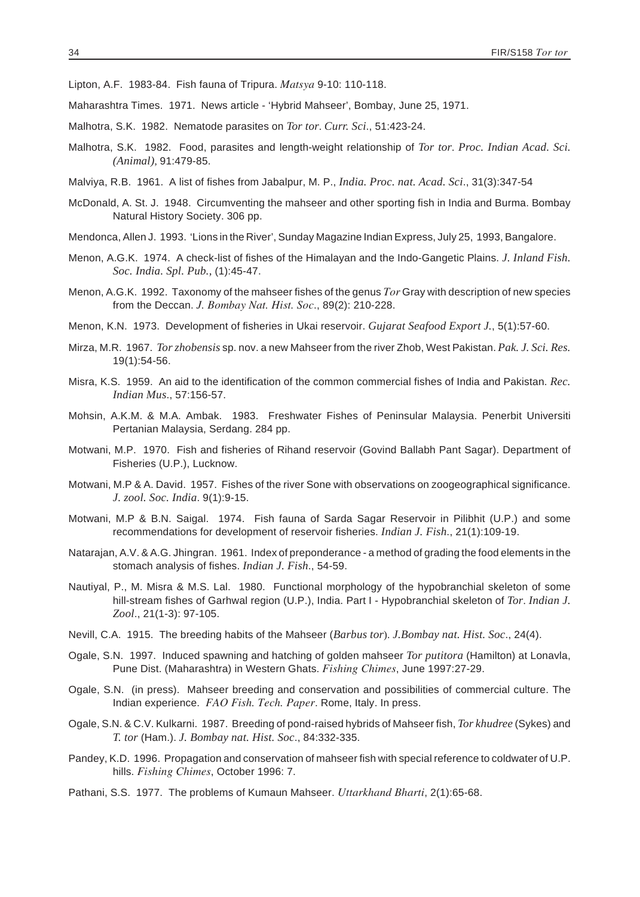Lipton, A.F. 1983-84. Fish fauna of Tripura. *Matsya* 9-10: 110-118.

Maharashtra Times. 1971. News article - 'Hybrid Mahseer', Bombay, June 25, 1971.

Malhotra, S.K. 1982. Nematode parasites on *Tor tor*. *Curr. Sci*., 51:423-24.

Malhotra, S.K. 1982. Food, parasites and length-weight relationship of *Tor tor*. *Proc. Indian Acad. Sci. (Animal)*, 91:479-85.

Malviya, R.B. 1961. A list of fishes from Jabalpur, M. P., *India. Proc. nat. Acad. Sci*., 31(3):347-54

McDonald, A. St. J. 1948. Circumventing the mahseer and other sporting fish in India and Burma. Bombay Natural History Society. 306 pp.

Mendonca, Allen J. 1993. 'Lions in the River', Sunday Magazine Indian Express, July 25, 1993, Bangalore.

Menon, A.G.K. 1974. A check-list of fishes of the Himalayan and the Indo-Gangetic Plains. *J. Inland Fish. Soc. India. Spl. Pub*., (1):45-47.

Menon, A.G.K. 1992. Taxonomy of the mahseer fishes of the genus *Tor* Gray with description of new species from the Deccan. *J. Bombay Nat. Hist. Soc*., 89(2): 210-228.

Menon, K.N. 1973. Development of fisheries in Ukai reservoir. *Gujarat Seafood Export J*., 5(1):57-60.

Mirza, M.R. 1967. *Tor zhobensis* sp. nov. a new Mahseer from the river Zhob, West Pakistan. *Pak. J. Sci. Res.* 19(1):54-56.

Misra, K.S. 1959. An aid to the identification of the common commercial fishes of India and Pakistan. *Rec. Indian Mus*., 57:156-57.

Mohsin, A.K.M. & M.A. Ambak. 1983. Freshwater Fishes of Peninsular Malaysia. Penerbit Universiti Pertanian Malaysia, Serdang. 284 pp.

Motwani, M.P. 1970. Fish and fisheries of Rihand reservoir (Govind Ballabh Pant Sagar). Department of Fisheries (U.P.), Lucknow.

Motwani, M.P & A. David. 1957. Fishes of the river Sone with observations on zoogeographical significance. *J. zool. Soc. India*. 9(1):9-15.

Motwani, M.P & B.N. Saigal. 1974. Fish fauna of Sarda Sagar Reservoir in Pilibhit (U.P.) and some recommendations for development of reservoir fisheries. *Indian J. Fish*., 21(1):109-19.

Natarajan, A.V. & A.G. Jhingran. 1961. Index of preponderance - a method of grading the food elements in the stomach analysis of fishes. *Indian J. Fish*., 54-59.

Nautiyal, P., M. Misra & M.S. Lal. 1980. Functional morphology of the hypobranchial skeleton of some hill-stream fishes of Garhwal region (U.P.), India. Part I - Hypobranchial skeleton of *Tor*. *Indian J. Zool*., 21(1-3): 97-105.

Nevill, C.A. 1915. The breeding habits of the Mahseer (*Barbus tor*). *J.Bombay nat. Hist. Soc*., 24(4).

Ogale, S.N. 1997. Induced spawning and hatching of golden mahseer *Tor putitora* (Hamilton) at Lonavla, Pune Dist. (Maharashtra) in Western Ghats. *Fishing Chimes*, June 1997:27-29.

Ogale, S.N. (in press). Mahseer breeding and conservation and possibilities of commercial culture. The Indian experience. *FAO Fish. Tech. Paper*. Rome, Italy. In press.

Ogale, S.N. & C.V. Kulkarni. 1987. Breeding of pond-raised hybrids of Mahseer fish, *Tor khudree* (Sykes) and *T. tor* (Ham.). *J. Bombay nat. Hist. Soc*., 84:332-335.

Pandey, K.D. 1996. Propagation and conservation of mahseer fish with special reference to coldwater of U.P. hills. *Fishing Chimes*, October 1996: 7.

Pathani, S.S. 1977. The problems of Kumaun Mahseer. *Uttarkhand Bharti*, 2(1):65-68.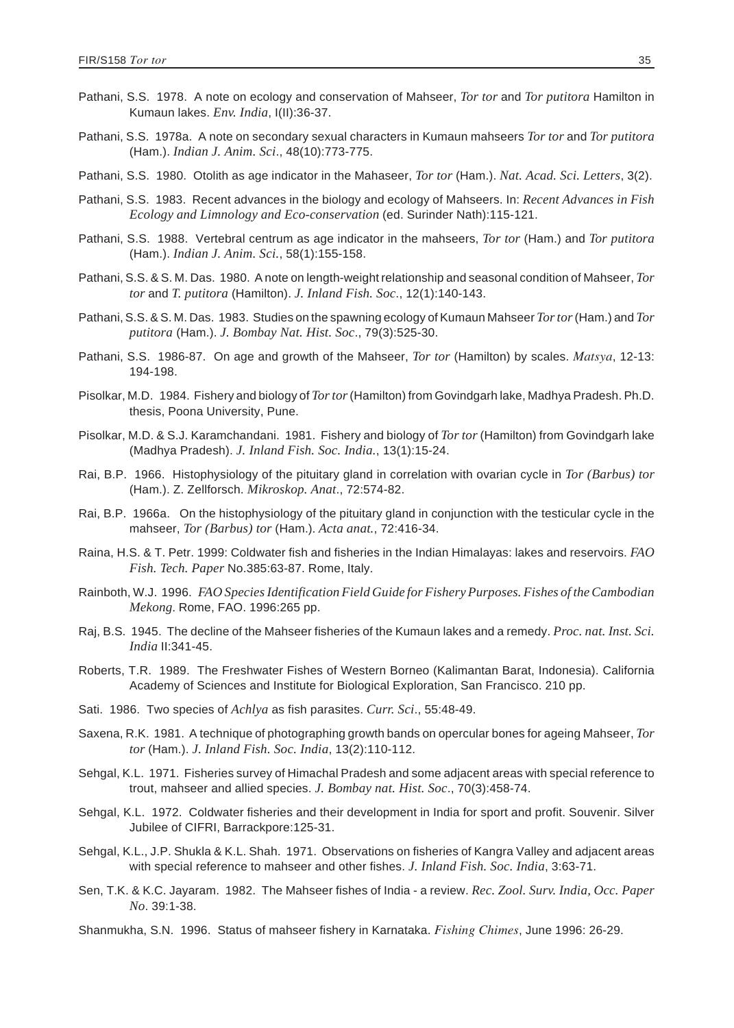Pathani, S.S. 1978. A note on ecology and conservation of Mahseer, *Tor tor* and *Tor putitora* Hamilton in Kumaun lakes. *Env. India*, I(II):36-37.

Pathani, S.S. 1978a. A note on secondary sexual characters in Kumaun mahseers *Tor tor* and *Tor putitora* (Ham.). *Indian J. Anim. Sci*., 48(10):773-775.

Pathani, S.S. 1980. Otolith as age indicator in the Mahaseer, *Tor tor* (Ham.). *Nat. Acad. Sci. Letters*, 3(2).

Pathani, S.S. 1983. Recent advances in the biology and ecology of Mahseers. In: *Recent Advances in Fish Ecology and Limnology and Eco-conservation* (ed. Surinder Nath):115-121.

Pathani, S.S. 1988. Vertebral centrum as age indicator in the mahseers, *Tor tor* (Ham.) and *Tor putitora* (Ham.). *Indian J. Anim. Sci.*, 58(1):155-158.

Pathani, S.S. & S. M. Das. 1980. A note on length-weight relationship and seasonal condition of Mahseer, *Tor tor* and *T. putitora* (Hamilton). *J. Inland Fish. Soc*., 12(1):140-143.

Pathani, S.S. & S. M. Das. 1983. Studies on the spawning ecology of Kumaun Mahseer *Tor tor* (Ham.) and *Tor putitora* (Ham.). *J. Bombay Nat. Hist. Soc*., 79(3):525-30.

Pathani, S.S. 1986-87. On age and growth of the Mahseer, *Tor tor* (Hamilton) by scales. *Matsya*, 12-13: 194-198.

Pisolkar, M.D. 1984. Fishery and biology of *Tor tor* (Hamilton) from Govindgarh lake, Madhya Pradesh. Ph.D. thesis, Poona University, Pune.

Pisolkar, M.D. & S.J. Karamchandani. 1981. Fishery and biology of *Tor tor* (Hamilton) from Govindgarh lake (Madhya Pradesh). *J. Inland Fish. Soc. India.*, 13(1):15-24.

Rai, B.P. 1966. Histophysiology of the pituitary gland in correlation with ovarian cycle in *Tor (Barbus) tor* (Ham.). Z. Zellforsch. *Mikroskop. Anat*., 72:574-82.

Rai, B.P. 1966a. On the histophysiology of the pituitary gland in conjunction with the testicular cycle in the mahseer, *Tor (Barbus) tor* (Ham.). *Acta anat.*, 72:416-34.

Raina, H.S. & T. Petr. 1999: Coldwater fish and fisheries in the Indian Himalayas: lakes and reservoirs. *FAO Fish. Tech. Paper* No.385:63-87. Rome, Italy.

Rainboth, W.J. 1996. *FAO Species Identification Field Guide for Fishery Purposes. Fishes of the Cambodian Mekong*. Rome, FAO. 1996:265 pp.

Raj, B.S. 1945. The decline of the Mahseer fisheries of the Kumaun lakes and a remedy. *Proc. nat. Inst. Sci. India* II:341-45.

Roberts, T.R. 1989. The Freshwater Fishes of Western Borneo (Kalimantan Barat, Indonesia). California Academy of Sciences and Institute for Biological Exploration, San Francisco. 210 pp.

Sati. 1986. Two species of *Achlya* as fish parasites. *Curr. Sci*., 55:48-49.

Saxena, R.K. 1981. A technique of photographing growth bands on opercular bones for ageing Mahseer, *Tor tor* (Ham.). *J. Inland Fish. Soc. India*, 13(2):110-112.

Sehgal, K.L. 1971. Fisheries survey of Himachal Pradesh and some adjacent areas with special reference to trout, mahseer and allied species. *J. Bombay nat. Hist. Soc*., 70(3):458-74.

Sehgal, K.L. 1972. Coldwater fisheries and their development in India for sport and profit. Souvenir. Silver Jubilee of CIFRI, Barrackpore:125-31.

Sehgal, K.L., J.P. Shukla & K.L. Shah. 1971. Observations on fisheries of Kangra Valley and adjacent areas with special reference to mahseer and other fishes. *J. Inland Fish. Soc. India*, 3:63-71.

Sen, T.K. & K.C. Jayaram. 1982. The Mahseer fishes of India - a review. *Rec. Zool. Surv. India, Occ. Paper No*. 39:1-38.

Shanmukha, S.N. 1996. Status of mahseer fishery in Karnataka. *Fishing Chimes*, June 1996: 26-29.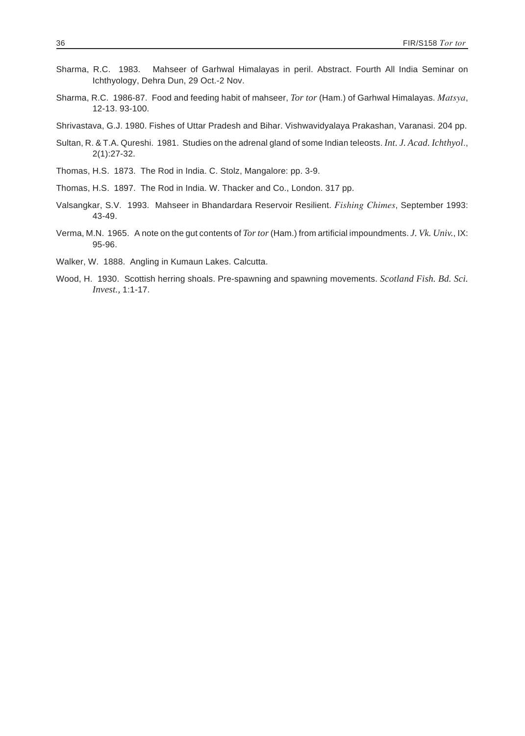Sharma, R.C. 1983. Mahseer of Garhwal Himalayas in peril. Abstract. Fourth All India Seminar on Ichthyology, Dehra Dun, 29 Oct.-2 Nov.

Sharma, R.C. 1986-87. Food and feeding habit of mahseer, *Tor tor* (Ham.) of Garhwal Himalayas. *Matsya*, 12-13. 93-100.

Shrivastava, G.J. 1980. Fishes of Uttar Pradesh and Bihar. Vishwavidyalaya Prakashan, Varanasi. 204 pp.

Sultan, R. & T.A. Qureshi. 1981. Studies on the adrenal gland of some Indian teleosts. *Int. J. Acad. Ichthyol*., 2(1):27-32.

Thomas, H.S. 1873. The Rod in India. C. Stolz, Mangalore: pp. 3-9.

Thomas, H.S. 1897. The Rod in India. W. Thacker and Co., London. 317 pp.

Valsangkar, S.V. 1993. Mahseer in Bhandardara Reservoir Resilient. *Fishing Chimes*, September 1993: 43-49.

Verma, M.N. 1965. A note on the gut contents of *Tor tor* (Ham.) from artificial impoundments. *J. Vk. Univ.*, IX: 95-96.

Walker, W. 1888. Angling in Kumaun Lakes. Calcutta.

Wood, H. 1930. Scottish herring shoals. Pre-spawning and spawning movements. *Scotland Fish. Bd. Sci. Invest.,* 1:1-17.